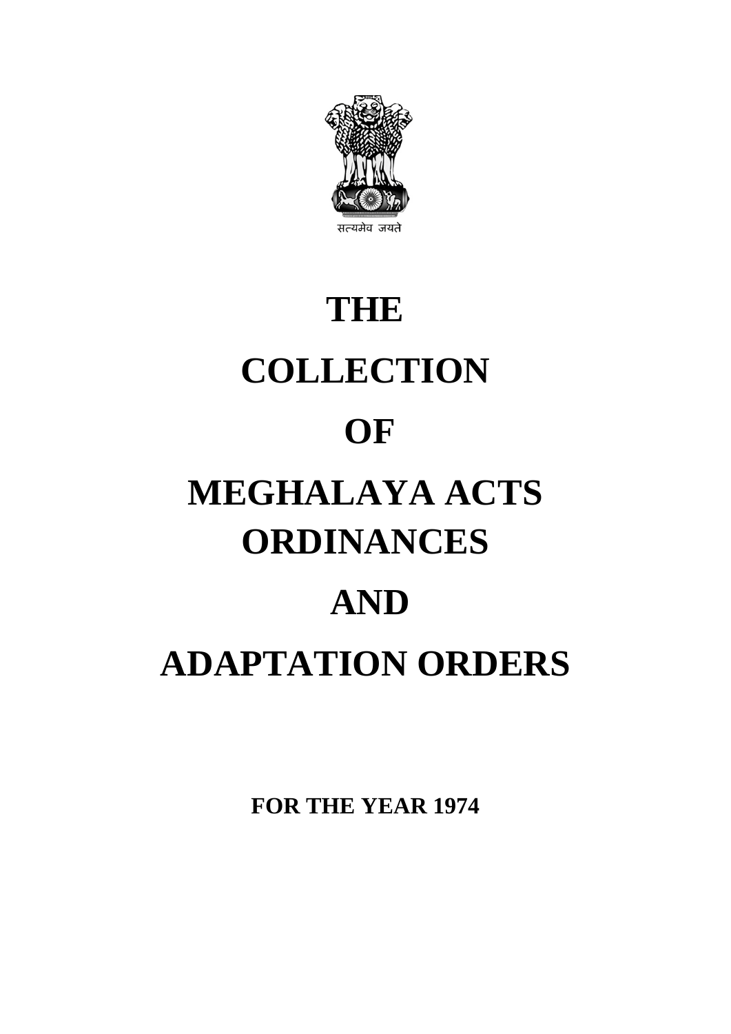सत्यमेव जयते

# THE

# COLLECTION

# OF

# MEGHALAYA ACTS ORDINANCES

# AND

# ADAPTATION ORDERS

**FOR THE YEAR 1974**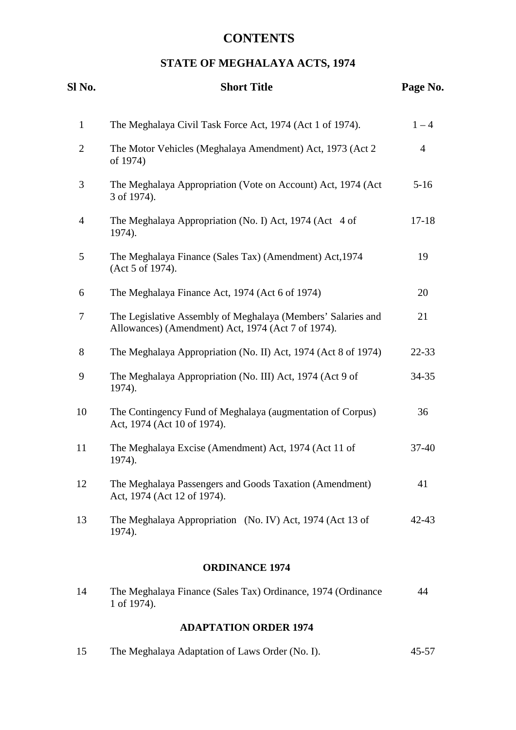# CONTENTS

## STATE OF MEGHALAYA ACTS, 1974

| Sl No. | Short Title | Page No. |
|---|---|---|
| 1 | The Meghalaya Civil Task Force Act, 1974 (Act 1 of 1974). | 1 – 4 |
| 2 | The Motor Vehicles (Meghalaya Amendment) Act, 1973 (Act 2 of 1974) | 4 |
| 3 | The Meghalaya Appropriation (Vote on Account) Act, 1974 (Act 3 of 1974). | 5-16 |
| 4 | The Meghalaya Appropriation (No. I) Act, 1974 (Act 4 of 1974). | 17-18 |
| 5 | The Meghalaya Finance (Sales Tax) (Amendment) Act,1974 (Act 5 of 1974). | 19 |
| 6 | The Meghalaya Finance Act, 1974 (Act 6 of 1974) | 20 |
| 7 | The Legislative Assembly of Meghalaya (Members' Salaries and Allowances) (Amendment) Act, 1974 (Act 7 of 1974). | 21 |
| 8 | The Meghalaya Appropriation (No. II) Act, 1974 (Act 8 of 1974) | 22-33 |
| 9 | The Meghalaya Appropriation (No. III) Act, 1974 (Act 9 of 1974). | 34-35 |
| 10 | The Contingency Fund of Meghalaya (augmentation of Corpus) Act, 1974 (Act 10 of 1974). | 36 |
| 11 | The Meghalaya Excise (Amendment) Act, 1974 (Act 11 of 1974). | 37-40 |
| 12 | The Meghalaya Passengers and Goods Taxation (Amendment) Act, 1974 (Act 12 of 1974). | 41 |
| 13 | The Meghalaya Appropriation (No. IV) Act, 1974 (Act 13 of 1974). | 42-43 |

### ORDINANCE 1974

| Sl No. | Short Title | Page No. |
|---|---|---|
| 14 | The Meghalaya Finance (Sales Tax) Ordinance, 1974 (Ordinance 1 of 1974). | 44 |

### ADAPTATION ORDER 1974

| Sl No. | Short Title | Page No. |
|---|---|---|
| 15 | The Meghalaya Adaptation of Laws Order (No. I). | 45-57 |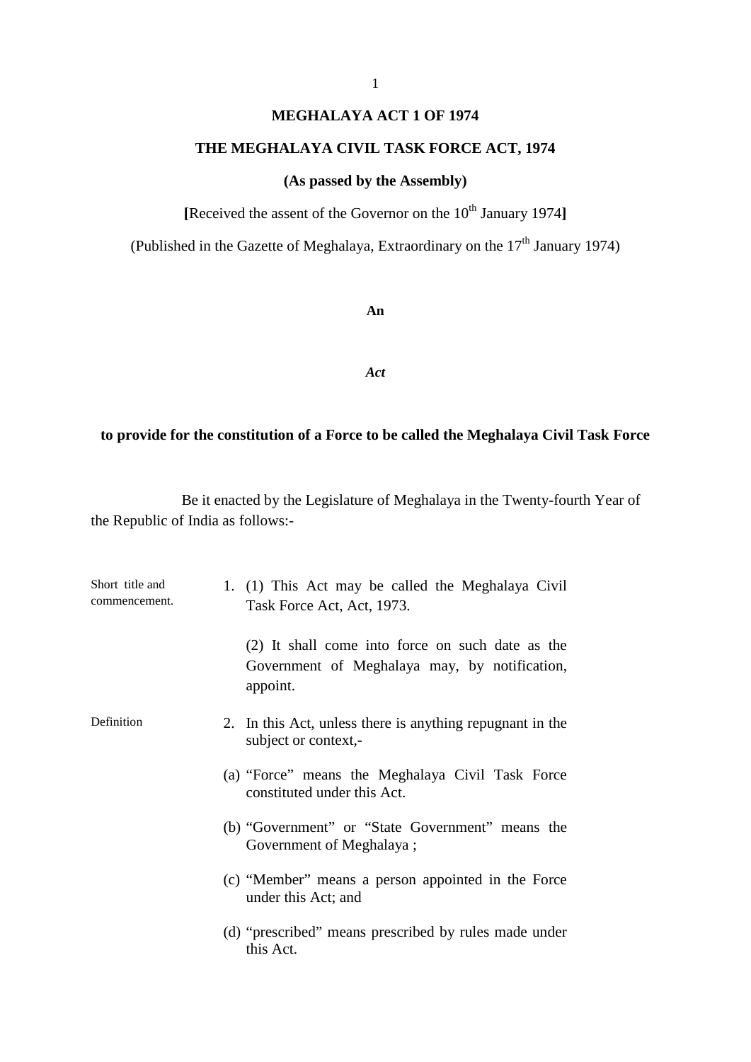# MEGHALAYA ACT 1 OF 1974

## THE MEGHALAYA CIVIL TASK FORCE ACT, 1974

**(As passed by the Assembly)**

**[**Received the assent of the Governor on the 10th January 1974**]**

(Published in the Gazette of Meghalaya, Extraordinary on the 17th January 1974)

**An**

***Act***

**to provide for the constitution of a Force to be called the Meghalaya Civil Task Force**

Be it enacted by the Legislature of Meghalaya in the Twenty-fourth Year of the Republic of India as follows:-

Short title and commencement.

1. (1) This Act may be called the Meghalaya Civil Task Force Act, Act, 1973.

   (2) It shall come into force on such date as the Government of Meghalaya may, by notification, appoint.

Definition

2. In this Act, unless there is anything repugnant in the subject or context,-

(a) "Force" means the Meghalaya Civil Task Force constituted under this Act.

(b) "Government" or "State Government" means the Government of Meghalaya ;

(c) "Member" means a person appointed in the Force under this Act; and

(d) "prescribed" means prescribed by rules made under this Act.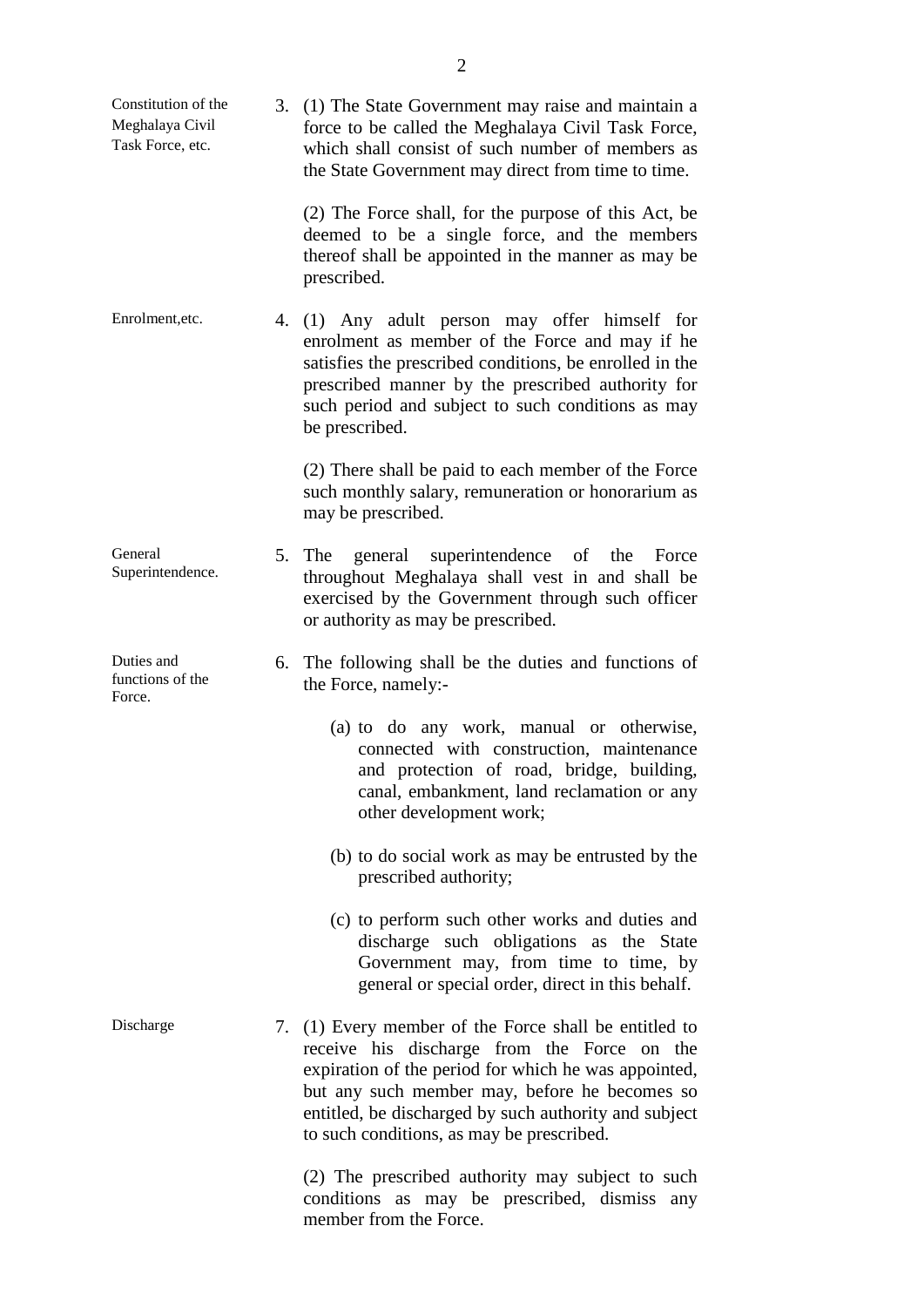**Constitution of the Meghalaya Civil Task Force, etc.**

3. (1) The State Government may raise and maintain a force to be called the Meghalaya Civil Task Force, which shall consist of such number of members as the State Government may direct from time to time.

(2) The Force shall, for the purpose of this Act, be deemed to be a single force, and the members thereof shall be appointed in the manner as may be prescribed.

**Enrolment,etc.**

4. (1) Any adult person may offer himself for enrolment as member of the Force and may if he satisfies the prescribed conditions, be enrolled in the prescribed manner by the prescribed authority for such period and subject to such conditions as may be prescribed.

(2) There shall be paid to each member of the Force such monthly salary, remuneration or honorarium as may be prescribed.

**General Superintendence.**

5. The general superintendence of the Force throughout Meghalaya shall vest in and shall be exercised by the Government through such officer or authority as may be prescribed.

**Duties and functions of the Force.**

6. The following shall be the duties and functions of the Force, namely:-

   (a) to do any work, manual or otherwise, connected with construction, maintenance and protection of road, bridge, building, canal, embankment, land reclamation or any other development work;

   (b) to do social work as may be entrusted by the prescribed authority;

   (c) to perform such other works and duties and discharge such obligations as the State Government may, from time to time, by general or special order, direct in this behalf.

**Discharge**

7. (1) Every member of the Force shall be entitled to receive his discharge from the Force on the expiration of the period for which he was appointed, but any such member may, before he becomes so entitled, be discharged by such authority and subject to such conditions, as may be prescribed.

(2) The prescribed authority may subject to such conditions as may be prescribed, dismiss any member from the Force.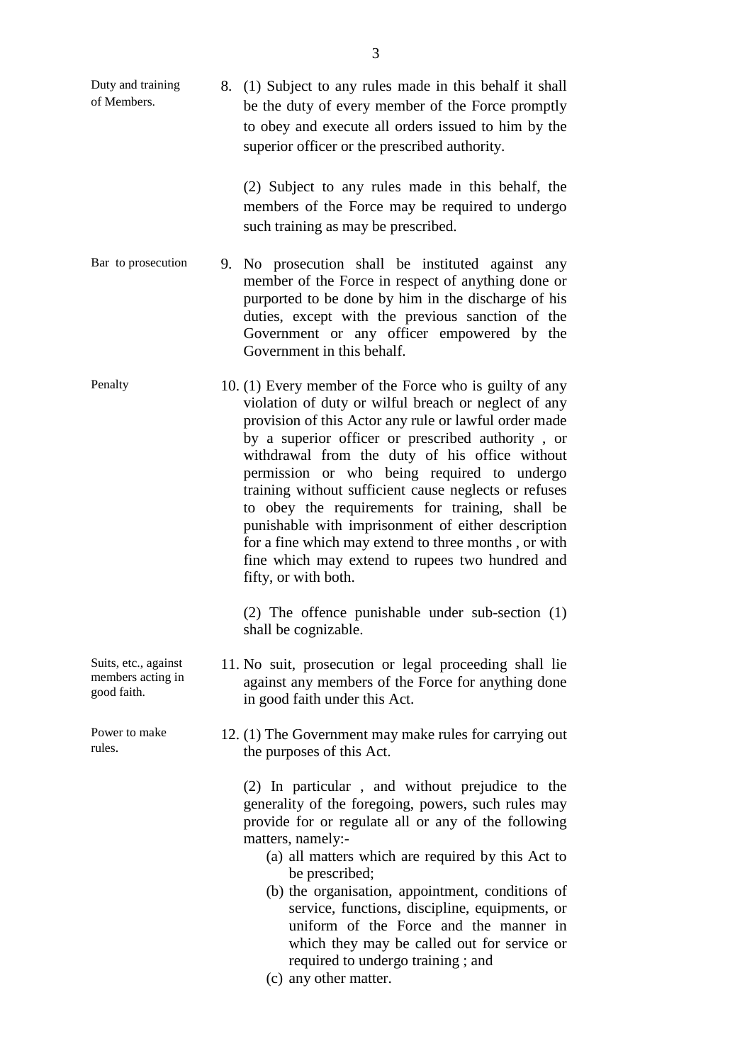**Duty and training of Members.**

8. (1) Subject to any rules made in this behalf it shall be the duty of every member of the Force promptly to obey and execute all orders issued to him by the superior officer or the prescribed authority.

(2) Subject to any rules made in this behalf, the members of the Force may be required to undergo such training as may be prescribed.

**Bar to prosecution**

9. No prosecution shall be instituted against any member of the Force in respect of anything done or purported to be done by him in the discharge of his duties, except with the previous sanction of the Government or any officer empowered by the Government in this behalf.

**Penalty**

10. (1) Every member of the Force who is guilty of any violation of duty or wilful breach or neglect of any provision of this Actor any rule or lawful order made by a superior officer or prescribed authority , or withdrawal from the duty of his office without permission or who being required to undergo training without sufficient cause neglects or refuses to obey the requirements for training, shall be punishable with imprisonment of either description for a fine which may extend to three months , or with fine which may extend to rupees two hundred and fifty, or with both.

(2) The offence punishable under sub-section (1) shall be cognizable.

**Suits, etc., against members acting in good faith.**

11. No suit, prosecution or legal proceeding shall lie against any members of the Force for anything done in good faith under this Act.

**Power to make rules.**

12. (1) The Government may make rules for carrying out the purposes of this Act.

(2) In particular , and without prejudice to the generality of the foregoing, powers, such rules may provide for or regulate all or any of the following matters, namely:-

(a) all matters which are required by this Act to be prescribed;

(b) the organisation, appointment, conditions of service, functions, discipline, equipments, or uniform of the Force and the manner in which they may be called out for service or required to undergo training ; and

(c) any other matter.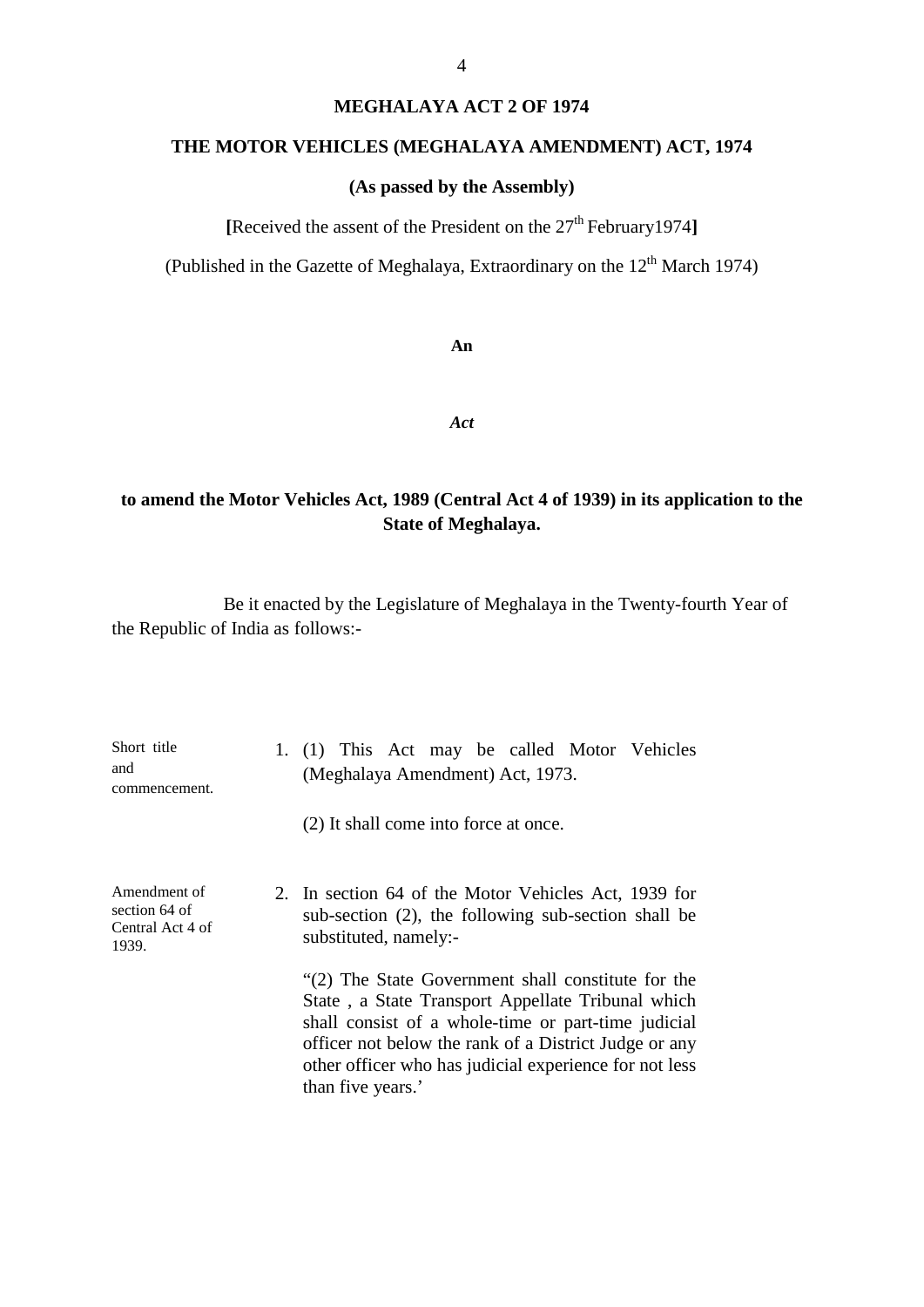# MEGHALAYA ACT 2 OF 1974

## THE MOTOR VEHICLES (MEGHALAYA AMENDMENT) ACT, 1974

**(As passed by the Assembly)**

**[**Received the assent of the President on the 27th February1974**]**

(Published in the Gazette of Meghalaya, Extraordinary on the 12th March 1974)

**An**

***Act***

**to amend the Motor Vehicles Act, 1989 (Central Act 4 of 1939) in its application to the State of Meghalaya.**

Be it enacted by the Legislature of Meghalaya in the Twenty-fourth Year of the Republic of India as follows:-

Short title and commencement.

1. (1) This Act may be called Motor Vehicles (Meghalaya Amendment) Act, 1973.

   (2) It shall come into force at once.

Amendment of section 64 of Central Act 4 of 1939.

2. In section 64 of the Motor Vehicles Act, 1939 for sub-section (2), the following sub-section shall be substituted, namely:-

   "(2) The State Government shall constitute for the State , a State Transport Appellate Tribunal which shall consist of a whole-time or part-time judicial officer not below the rank of a District Judge or any other officer who has judicial experience for not less than five years.'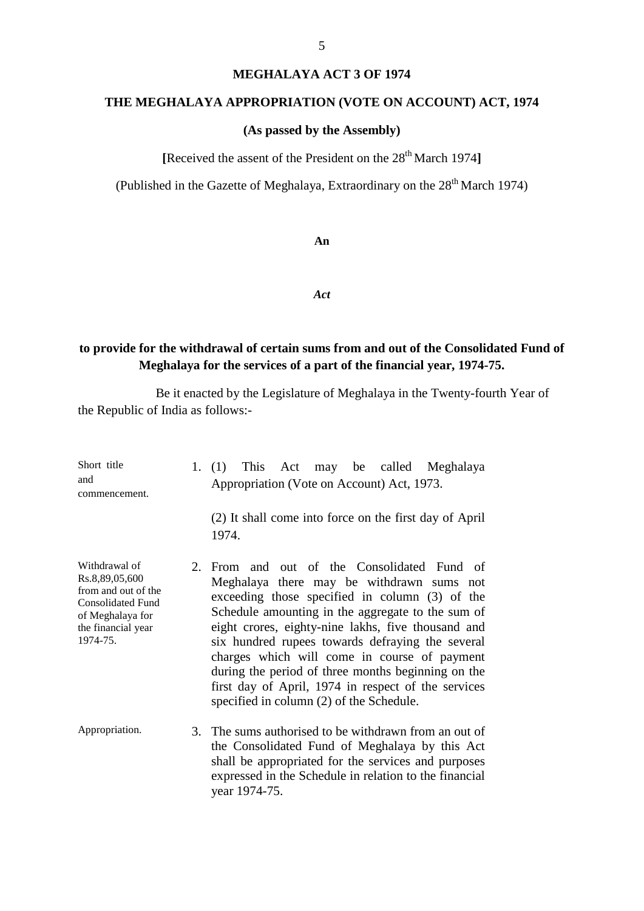# MEGHALAYA ACT 3 OF 1974

## THE MEGHALAYA APPROPRIATION (VOTE ON ACCOUNT) ACT, 1974

**(As passed by the Assembly)**

**[**Received the assent of the President on the 28th March 1974**]**

(Published in the Gazette of Meghalaya, Extraordinary on the 28th March 1974)

**An**

***Act***

**to provide for the withdrawal of certain sums from and out of the Consolidated Fund of Meghalaya for the services of a part of the financial year, 1974-75.**

Be it enacted by the Legislature of Meghalaya in the Twenty-fourth Year of the Republic of India as follows:-

*Short title and commencement.*

1. (1) This Act may be called Meghalaya Appropriation (Vote on Account) Act, 1973.

   (2) It shall come into force on the first day of April 1974.

*Withdrawal of Rs.8,89,05,600 from and out of the Consolidated Fund of Meghalaya for the financial year 1974-75.*

2. From and out of the Consolidated Fund of Meghalaya there may be withdrawn sums not exceeding those specified in column (3) of the Schedule amounting in the aggregate to the sum of eight crores, eighty-nine lakhs, five thousand and six hundred rupees towards defraying the several charges which will come in course of payment during the period of three months beginning on the first day of April, 1974 in respect of the services specified in column (2) of the Schedule.

*Appropriation.*

3. The sums authorised to be withdrawn from an out of the Consolidated Fund of Meghalaya by this Act shall be appropriated for the services and purposes expressed in the Schedule in relation to the financial year 1974-75.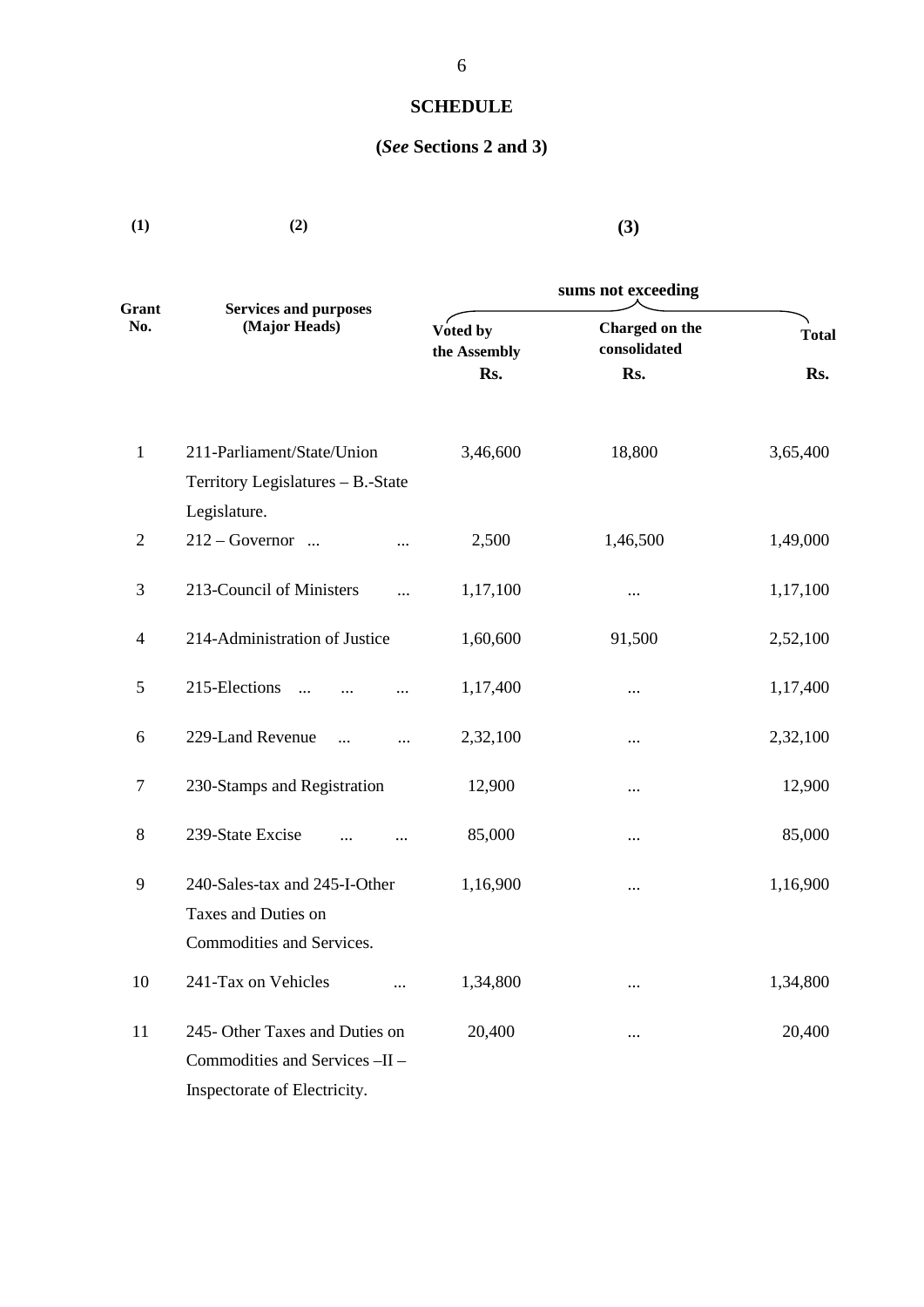## SCHEDULE

**(*See* Sections 2 and 3)**

| (1) | (2) | (3) | | |
|---|---|---|---|---|
| | | sums not exceeding | | |
| Grant No. | Services and purposes (Major Heads) | Voted by the Assembly | Charged on the consolidated | Total |
| | | Rs. | Rs. | Rs. |
| 1 | 211-Parliament/State/Union Territory Legislatures – B.-State Legislature. | 3,46,600 | 18,800 | 3,65,400 |
| 2 | 212 – Governor ... ... | 2,500 | 1,46,500 | 1,49,000 |
| 3 | 213-Council of Ministers ... | 1,17,100 | ... | 1,17,100 |
| 4 | 214-Administration of Justice | 1,60,600 | 91,500 | 2,52,100 |
| 5 | 215-Elections ... ... ... | 1,17,400 | ... | 1,17,400 |
| 6 | 229-Land Revenue ... ... | 2,32,100 | ... | 2,32,100 |
| 7 | 230-Stamps and Registration | 12,900 | ... | 12,900 |
| 8 | 239-State Excise ... ... | 85,000 | ... | 85,000 |
| 9 | 240-Sales-tax and 245-I-Other Taxes and Duties on Commodities and Services. | 1,16,900 | ... | 1,16,900 |
| 10 | 241-Tax on Vehicles ... | 1,34,800 | ... | 1,34,800 |
| 11 | 245- Other Taxes and Duties on Commodities and Services –II – Inspectorate of Electricity. | 20,400 | ... | 20,400 |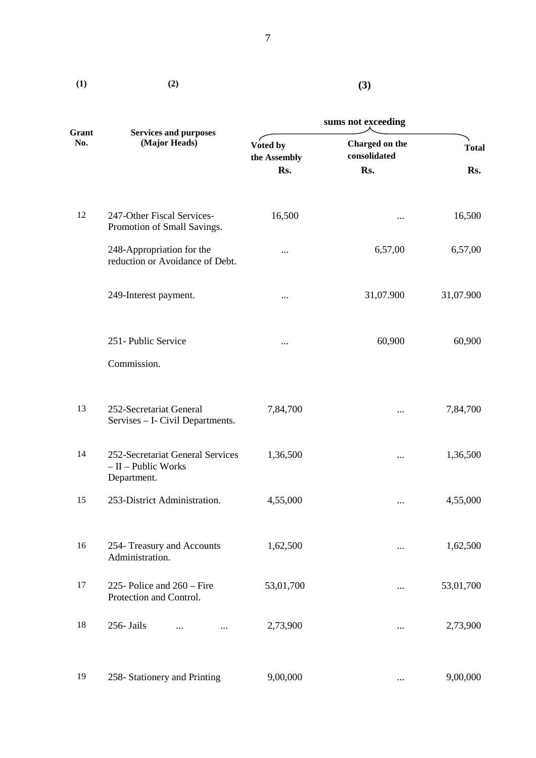| (1) | (2) | (3) | | |
|---|---|---|---|---|
| | | sums not exceeding | | |
| Grant No. | Services and purposes (Major Heads) | Voted by the Assembly | Charged on the consolidated | Total |
| | | Rs. | Rs. | Rs. |
| 12 | 247-Other Fiscal Services- Promotion of Small Savings. | 16,500 | ... | 16,500 |
| | 248-Appropriation for the reduction or Avoidance of Debt. | ... | 6,57,00 | 6,57,00 |
| | 249-Interest payment. | ... | 31,07.900 | 31,07.900 |
| | 251- Public Service Commission. | ... | 60,900 | 60,900 |
| 13 | 252-Secretariat General Servises – I- Civil Departments. | 7,84,700 | ... | 7,84,700 |
| 14 | 252-Secretariat General Services – II – Public Works Department. | 1,36,500 | ... | 1,36,500 |
| 15 | 253-District Administration. | 4,55,000 | ... | 4,55,000 |
| 16 | 254- Treasury and Accounts Administration. | 1,62,500 | ... | 1,62,500 |
| 17 | 225- Police and 260 – Fire Protection and Control. | 53,01,700 | ... | 53,01,700 |
| 18 | 256- Jails ... ... | 2,73,900 | ... | 2,73,900 |
| 19 | 258- Stationery and Printing | 9,00,000 | ... | 9,00,000 |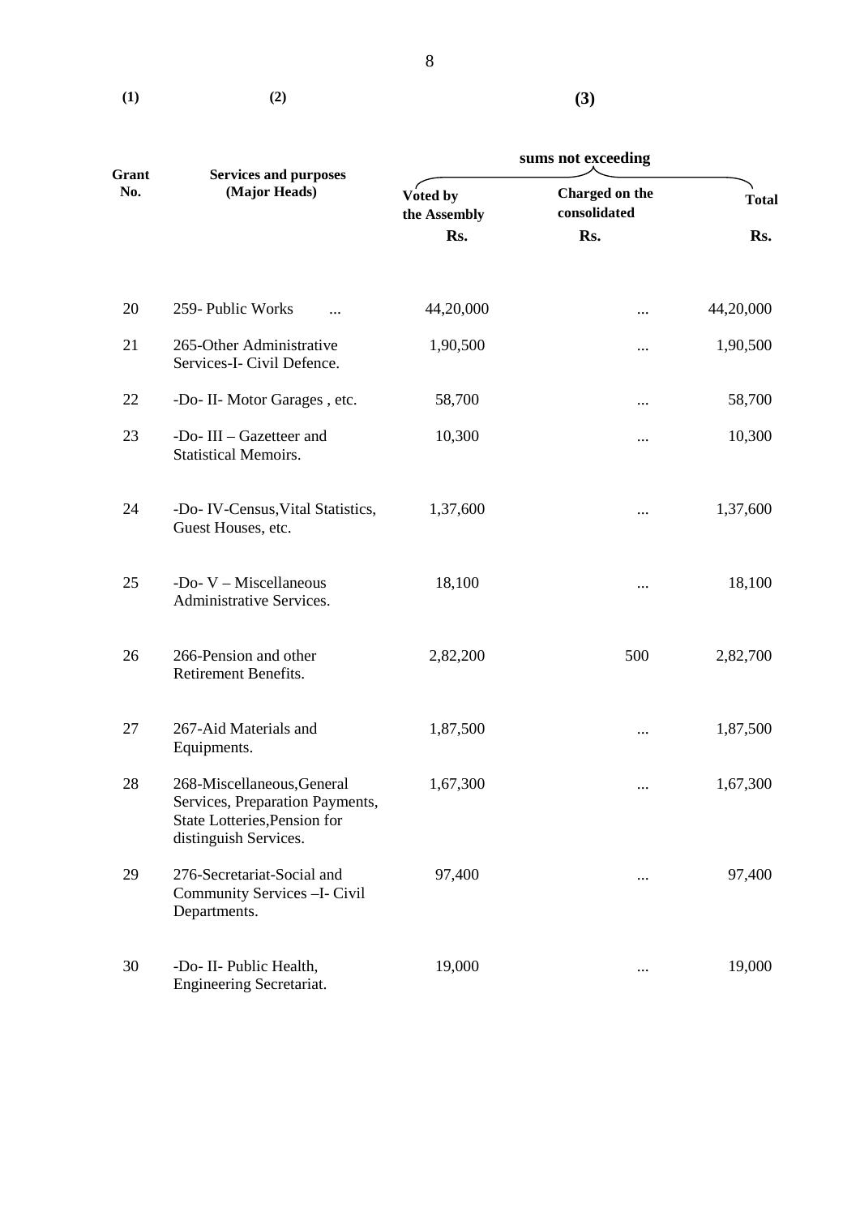| (1) | (2) | (3) | | |
|---|---|---|---|---|
| | | sums not exceeding | | |
| Grant No. | Services and purposes (Major Heads) | Voted by the Assembly | Charged on the consolidated | Total |
| | | Rs. | Rs. | Rs. |
| 20 | 259- Public Works ... | 44,20,000 | ... | 44,20,000 |
| 21 | 265-Other Administrative Services-I- Civil Defence. | 1,90,500 | ... | 1,90,500 |
| 22 | -Do- II- Motor Garages , etc. | 58,700 | ... | 58,700 |
| 23 | -Do- III – Gazetteer and Statistical Memoirs. | 10,300 | ... | 10,300 |
| 24 | -Do- IV-Census,Vital Statistics, Guest Houses, etc. | 1,37,600 | ... | 1,37,600 |
| 25 | -Do- V – Miscellaneous Administrative Services. | 18,100 | ... | 18,100 |
| 26 | 266-Pension and other Retirement Benefits. | 2,82,200 | 500 | 2,82,700 |
| 27 | 267-Aid Materials and Equipments. | 1,87,500 | ... | 1,87,500 |
| 28 | 268-Miscellaneous,General Services, Preparation Payments, State Lotteries,Pension for distinguish Services. | 1,67,300 | ... | 1,67,300 |
| 29 | 276-Secretariat-Social and Community Services –I- Civil Departments. | 97,400 | ... | 97,400 |
| 30 | -Do- II- Public Health, Engineering Secretariat. | 19,000 | ... | 19,000 |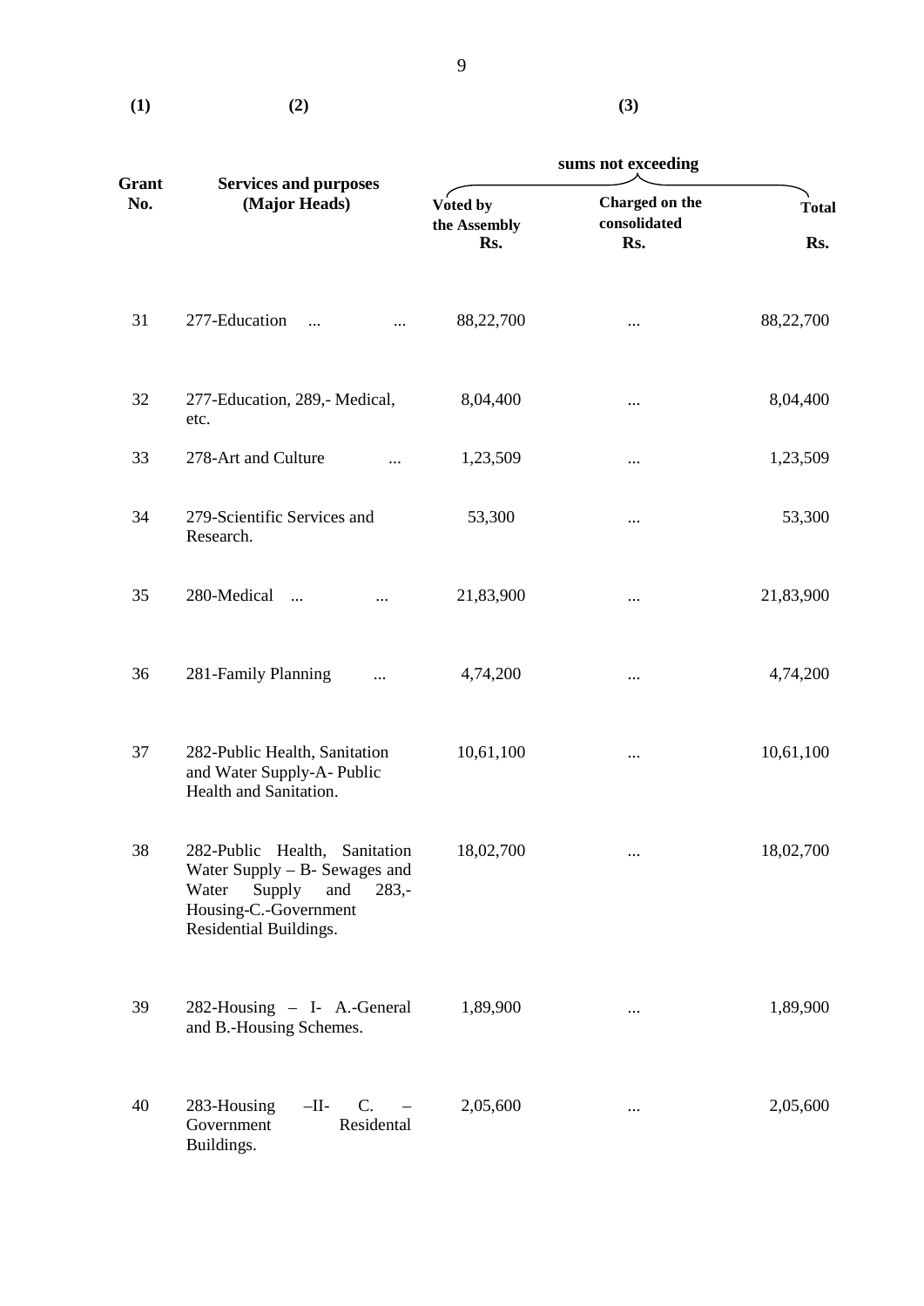| (1) | (2) | (3) | | |
|---|---|---|---|---|
| | | sums not exceeding | | |
| Grant No. | Services and purposes (Major Heads) | Voted by the Assembly Rs. | Charged on the consolidated Rs. | Total Rs. |
| 31 | 277-Education ... ... | 88,22,700 | ... | 88,22,700 |
| 32 | 277-Education, 289,- Medical, etc. | 8,04,400 | ... | 8,04,400 |
| 33 | 278-Art and Culture ... | 1,23,509 | ... | 1,23,509 |
| 34 | 279-Scientific Services and Research. | 53,300 | ... | 53,300 |
| 35 | 280-Medical ... ... | 21,83,900 | ... | 21,83,900 |
| 36 | 281-Family Planning ... | 4,74,200 | ... | 4,74,200 |
| 37 | 282-Public Health, Sanitation and Water Supply-A- Public Health and Sanitation. | 10,61,100 | ... | 10,61,100 |
| 38 | 282-Public Health, Sanitation Water Supply – B- Sewages and Water Supply and 283,- Housing-C.-Government Residential Buildings. | 18,02,700 | ... | 18,02,700 |
| 39 | 282-Housing – I- A.-General and B.-Housing Schemes. | 1,89,900 | ... | 1,89,900 |
| 40 | 283-Housing –II- C. – Government Residental Buildings. | 2,05,600 | ... | 2,05,600 |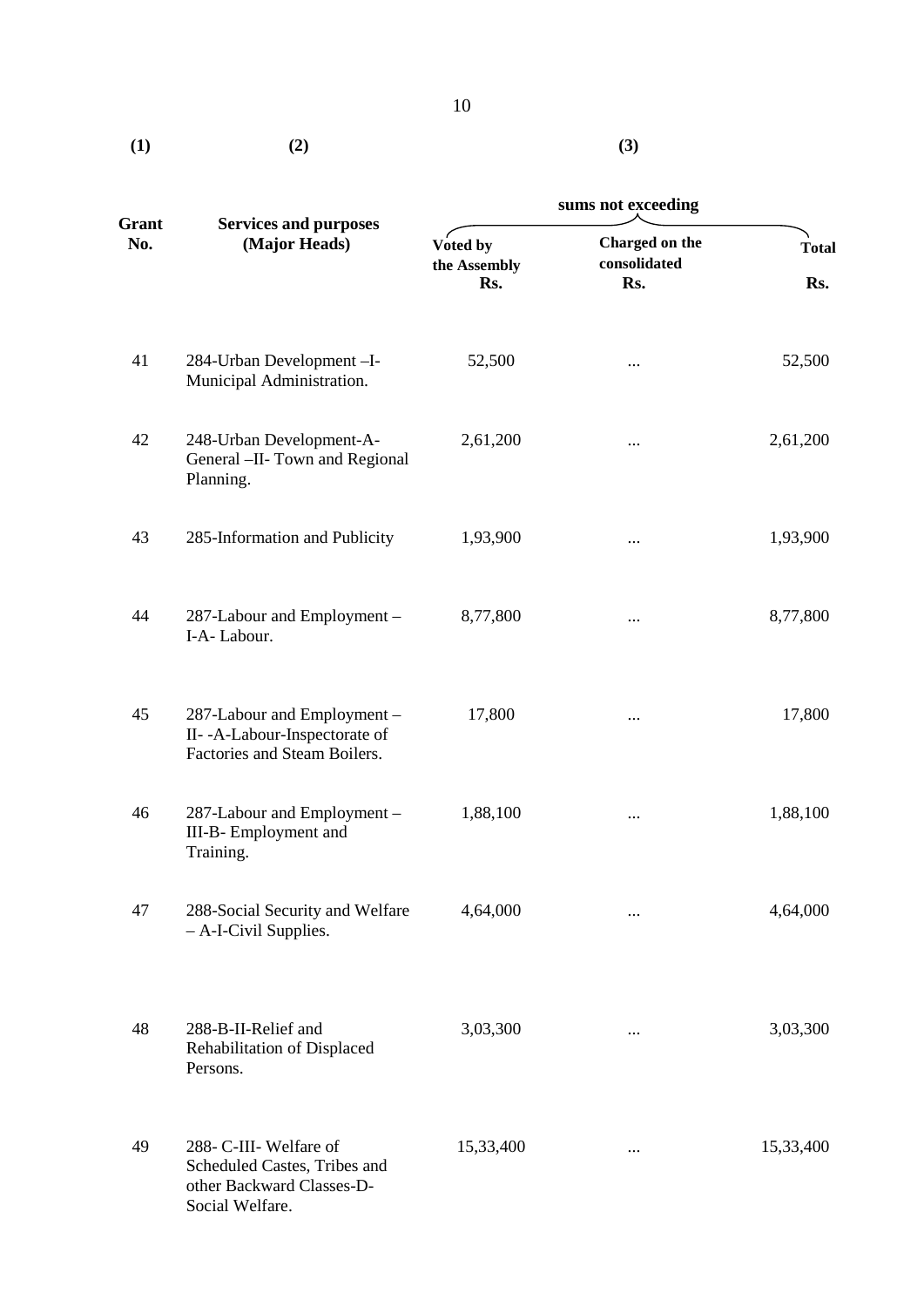| (1) | (2) | (3) | | |
|---|---|---|---|---|
| | | sums not exceeding | | |
| Grant No. | Services and purposes (Major Heads) | Voted by the Assembly Rs. | Charged on the consolidated Rs. | Total Rs. |
| 41 | 284-Urban Development –I- Municipal Administration. | 52,500 | ... | 52,500 |
| 42 | 248-Urban Development-A- General –II- Town and Regional Planning. | 2,61,200 | ... | 2,61,200 |
| 43 | 285-Information and Publicity | 1,93,900 | ... | 1,93,900 |
| 44 | 287-Labour and Employment – I-A- Labour. | 8,77,800 | ... | 8,77,800 |
| 45 | 287-Labour and Employment – II- -A-Labour-Inspectorate of Factories and Steam Boilers. | 17,800 | ... | 17,800 |
| 46 | 287-Labour and Employment – III-B- Employment and Training. | 1,88,100 | ... | 1,88,100 |
| 47 | 288-Social Security and Welfare – A-I-Civil Supplies. | 4,64,000 | ... | 4,64,000 |
| 48 | 288-B-II-Relief and Rehabilitation of Displaced Persons. | 3,03,300 | ... | 3,03,300 |
| 49 | 288- C-III- Welfare of Scheduled Castes, Tribes and other Backward Classes-D- Social Welfare. | 15,33,400 | ... | 15,33,400 |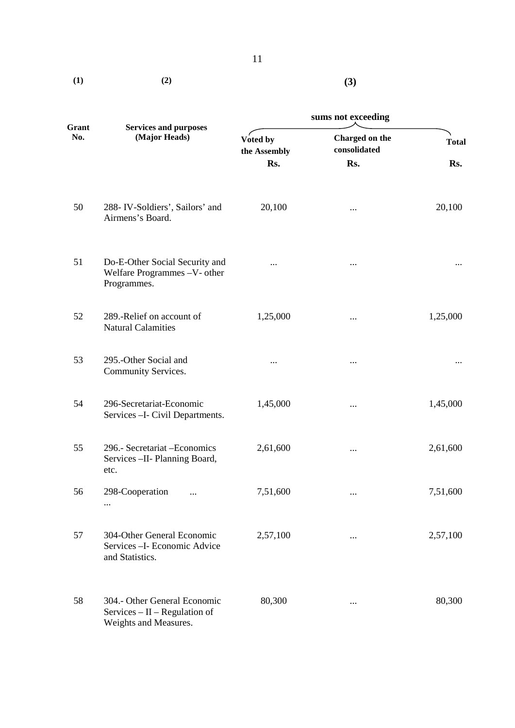| (1) | (2) | (3) | | |
|---|---|---|---|---|
| | | sums not exceeding | | |
| Grant No. | Services and purposes (Major Heads) | Voted by the Assembly | Charged on the consolidated | Total |
| | | Rs. | Rs. | Rs. |
| 50 | 288- IV-Soldiers', Sailors' and Airmens's Board. | 20,100 | ... | 20,100 |
| 51 | Do-E-Other Social Security and Welfare Programmes –V- other Programmes. | ... | ... | ... |
| 52 | 289.-Relief on account of Natural Calamities | 1,25,000 | ... | 1,25,000 |
| 53 | 295.-Other Social and Community Services. | ... | ... | ... |
| 54 | 296-Secretariat-Economic Services –I- Civil Departments. | 1,45,000 | ... | 1,45,000 |
| 55 | 296.- Secretariat –Economics Services –II- Planning Board, etc. | 2,61,600 | ... | 2,61,600 |
| 56 | 298-Cooperation ... ... | 7,51,600 | ... | 7,51,600 |
| 57 | 304-Other General Economic Services –I- Economic Advice and Statistics. | 2,57,100 | ... | 2,57,100 |
| 58 | 304.- Other General Economic Services – II – Regulation of Weights and Measures. | 80,300 | ... | 80,300 |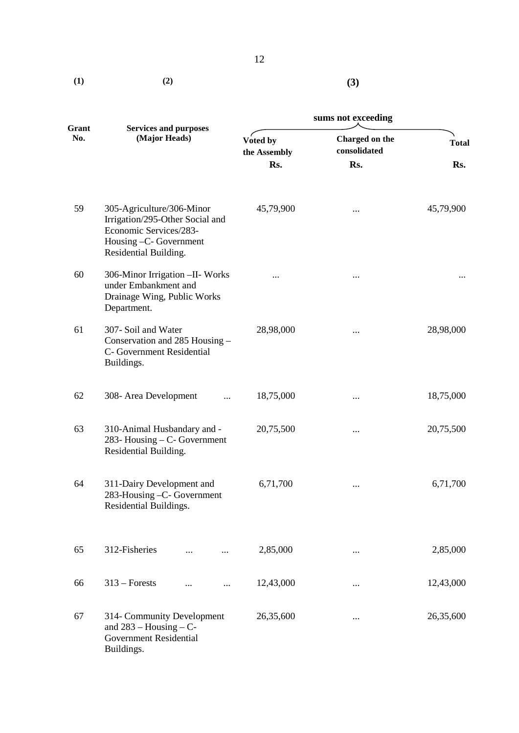| (1) | (2) | (3) | | |
|---|---|---|---|---|
| | | sums not exceeding | | |
| Grant No. | Services and purposes (Major Heads) | Voted by the Assembly | Charged on the consolidated | Total |
| | | Rs. | Rs. | Rs. |
| 59 | 305-Agriculture/306-Minor Irrigation/295-Other Social and Economic Services/283-Housing –C- Government Residential Building. | 45,79,900 | ... | 45,79,900 |
| 60 | 306-Minor Irrigation –II- Works under Embankment and Drainage Wing, Public Works Department. | ... | ... | ... |
| 61 | 307- Soil and Water Conservation and 285 Housing – C- Government Residential Buildings. | 28,98,000 | ... | 28,98,000 |
| 62 | 308- Area Development ... | 18,75,000 | ... | 18,75,000 |
| 63 | 310-Animal Husbandary and -283- Housing – C- Government Residential Building. | 20,75,500 | ... | 20,75,500 |
| 64 | 311-Dairy Development and 283-Housing –C- Government Residential Buildings. | 6,71,700 | ... | 6,71,700 |
| 65 | 312-Fisheries ... ... | 2,85,000 | ... | 2,85,000 |
| 66 | 313 – Forests ... ... | 12,43,000 | ... | 12,43,000 |
| 67 | 314- Community Development and 283 – Housing – C- Government Residential Buildings. | 26,35,600 | ... | 26,35,600 |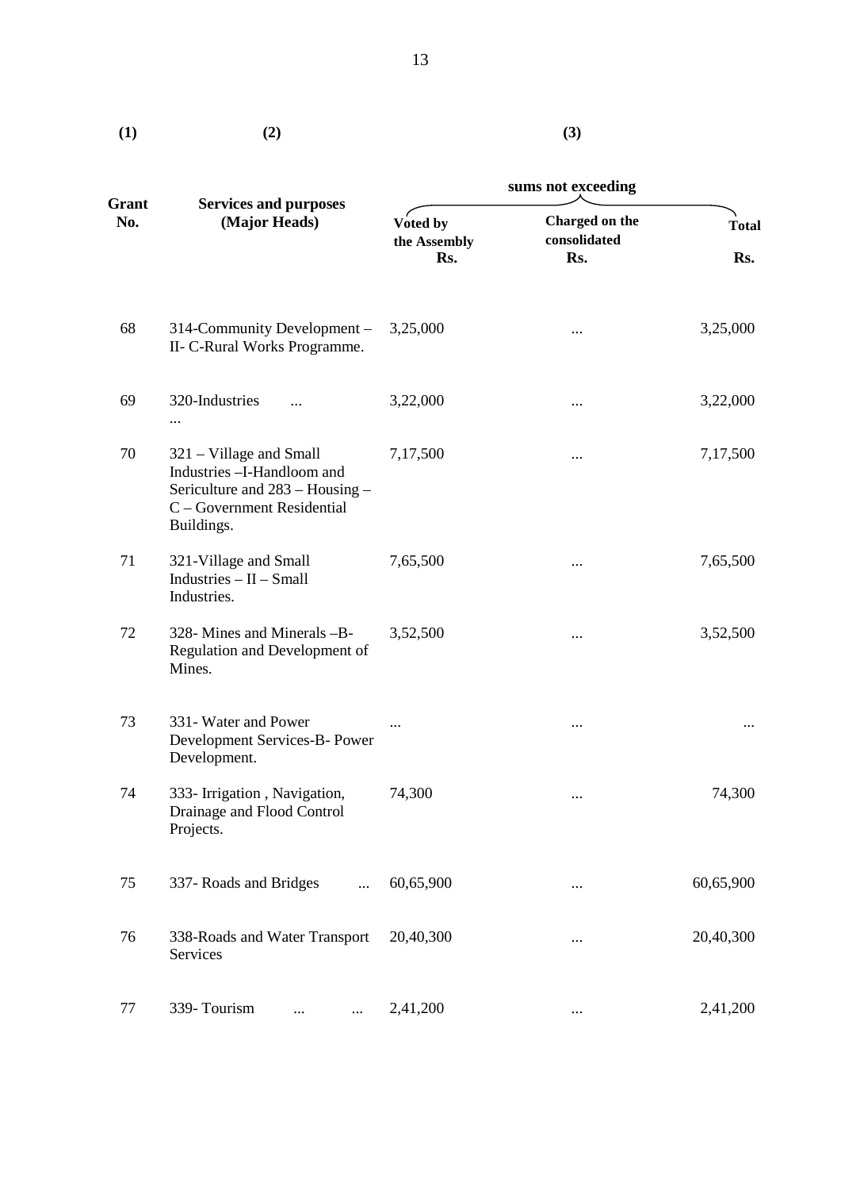| (1) | (2) | (3) | | |
|---|---|---|---|---|
| | | sums not exceeding | | |
| Grant No. | Services and purposes (Major Heads) | Voted by the Assembly Rs. | Charged on the consolidated Rs. | Total Rs. |
| 68 | 314-Community Development – II- C-Rural Works Programme. | 3,25,000 | ... | 3,25,000 |
| 69 | 320-Industries ... ... | 3,22,000 | ... | 3,22,000 |
| 70 | 321 – Village and Small Industries –I-Handloom and Sericulture and 283 – Housing – C – Government Residential Buildings. | 7,17,500 | ... | 7,17,500 |
| 71 | 321-Village and Small Industries – II – Small Industries. | 7,65,500 | ... | 7,65,500 |
| 72 | 328- Mines and Minerals –B- Regulation and Development of Mines. | 3,52,500 | ... | 3,52,500 |
| 73 | 331- Water and Power Development Services-B- Power Development. | ... | ... | ... |
| 74 | 333- Irrigation , Navigation, Drainage and Flood Control Projects. | 74,300 | ... | 74,300 |
| 75 | 337- Roads and Bridges ... | 60,65,900 | ... | 60,65,900 |
| 76 | 338-Roads and Water Transport Services | 20,40,300 | ... | 20,40,300 |
| 77 | 339- Tourism ... ... | 2,41,200 | ... | 2,41,200 |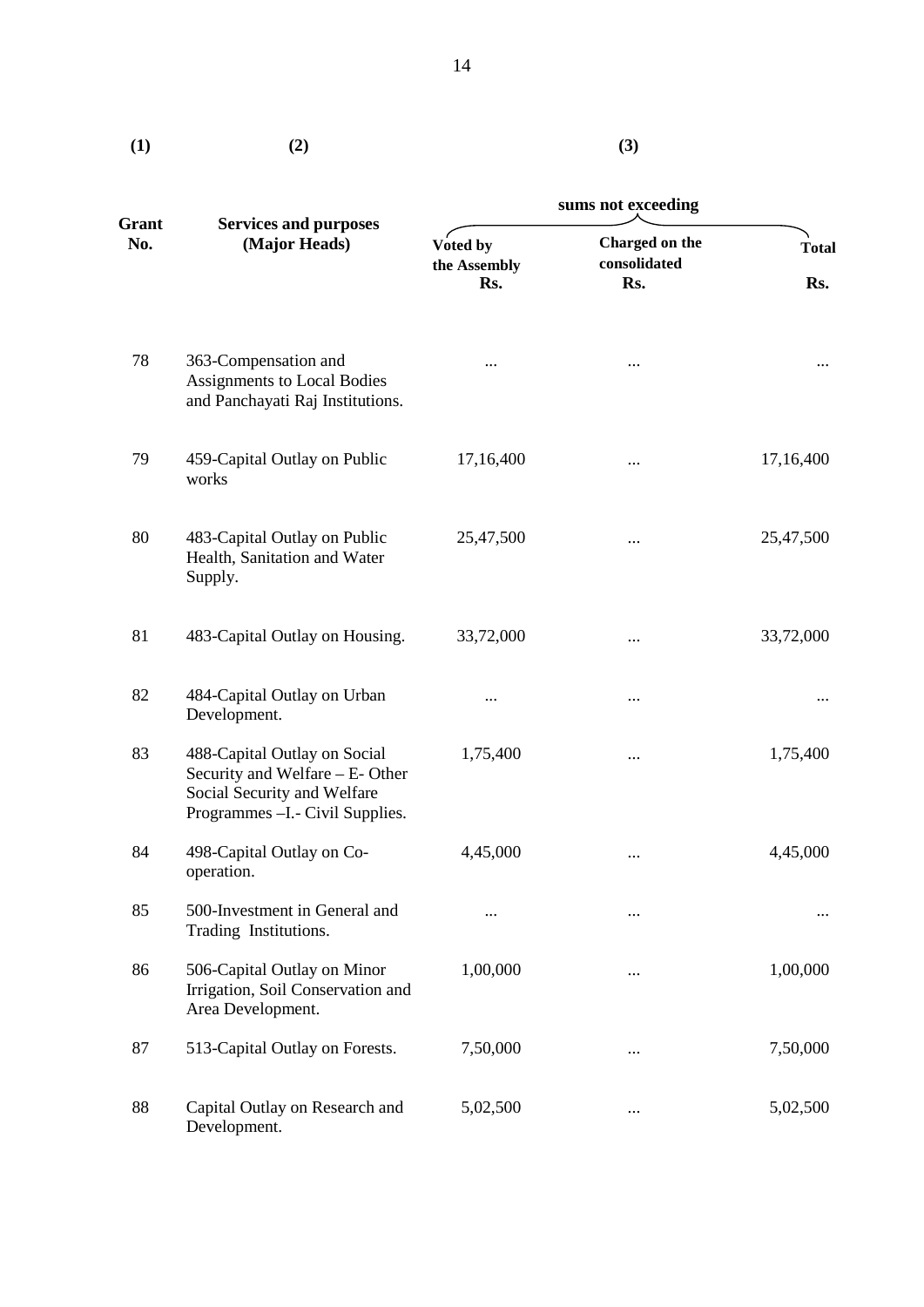| (1) | (2) | (3) | | |
|---|---|---|---|---|
| | | sums not exceeding | | |
| Grant No. | Services and purposes (Major Heads) | Voted by the Assembly Rs. | Charged on the consolidated Rs. | Total Rs. |
| 78 | 363-Compensation and Assignments to Local Bodies and Panchayati Raj Institutions. | ... | ... | ... |
| 79 | 459-Capital Outlay on Public works | 17,16,400 | ... | 17,16,400 |
| 80 | 483-Capital Outlay on Public Health, Sanitation and Water Supply. | 25,47,500 | ... | 25,47,500 |
| 81 | 483-Capital Outlay on Housing. | 33,72,000 | ... | 33,72,000 |
| 82 | 484-Capital Outlay on Urban Development. | ... | ... | ... |
| 83 | 488-Capital Outlay on Social Security and Welfare – E- Other Social Security and Welfare Programmes –I.- Civil Supplies. | 1,75,400 | ... | 1,75,400 |
| 84 | 498-Capital Outlay on Co-operation. | 4,45,000 | ... | 4,45,000 |
| 85 | 500-Investment in General and Trading Institutions. | ... | ... | ... |
| 86 | 506-Capital Outlay on Minor Irrigation, Soil Conservation and Area Development. | 1,00,000 | ... | 1,00,000 |
| 87 | 513-Capital Outlay on Forests. | 7,50,000 | ... | 7,50,000 |
| 88 | Capital Outlay on Research and Development. | 5,02,500 | ... | 5,02,500 |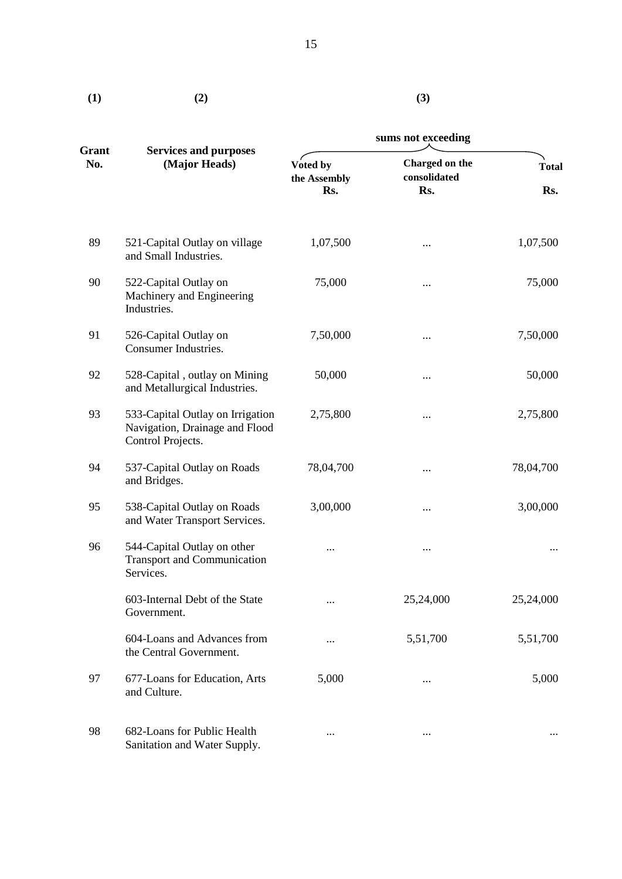| (1) | (2) | (3) | | |
|---|---|---|---|---|
| | | sums not exceeding | | |
| Grant No. | Services and purposes (Major Heads) | Voted by the Assembly Rs. | Charged on the consolidated Rs. | Total Rs. |
| 89 | 521-Capital Outlay on village and Small Industries. | 1,07,500 | ... | 1,07,500 |
| 90 | 522-Capital Outlay on Machinery and Engineering Industries. | 75,000 | ... | 75,000 |
| 91 | 526-Capital Outlay on Consumer Industries. | 7,50,000 | ... | 7,50,000 |
| 92 | 528-Capital , outlay on Mining and Metallurgical Industries. | 50,000 | ... | 50,000 |
| 93 | 533-Capital Outlay on Irrigation Navigation, Drainage and Flood Control Projects. | 2,75,800 | ... | 2,75,800 |
| 94 | 537-Capital Outlay on Roads and Bridges. | 78,04,700 | ... | 78,04,700 |
| 95 | 538-Capital Outlay on Roads and Water Transport Services. | 3,00,000 | ... | 3,00,000 |
| 96 | 544-Capital Outlay on other Transport and Communication Services. | ... | ... | ... |
| | 603-Internal Debt of the State Government. | ... | 25,24,000 | 25,24,000 |
| | 604-Loans and Advances from the Central Government. | ... | 5,51,700 | 5,51,700 |
| 97 | 677-Loans for Education, Arts and Culture. | 5,000 | ... | 5,000 |
| 98 | 682-Loans for Public Health Sanitation and Water Supply. | ... | ... | ... |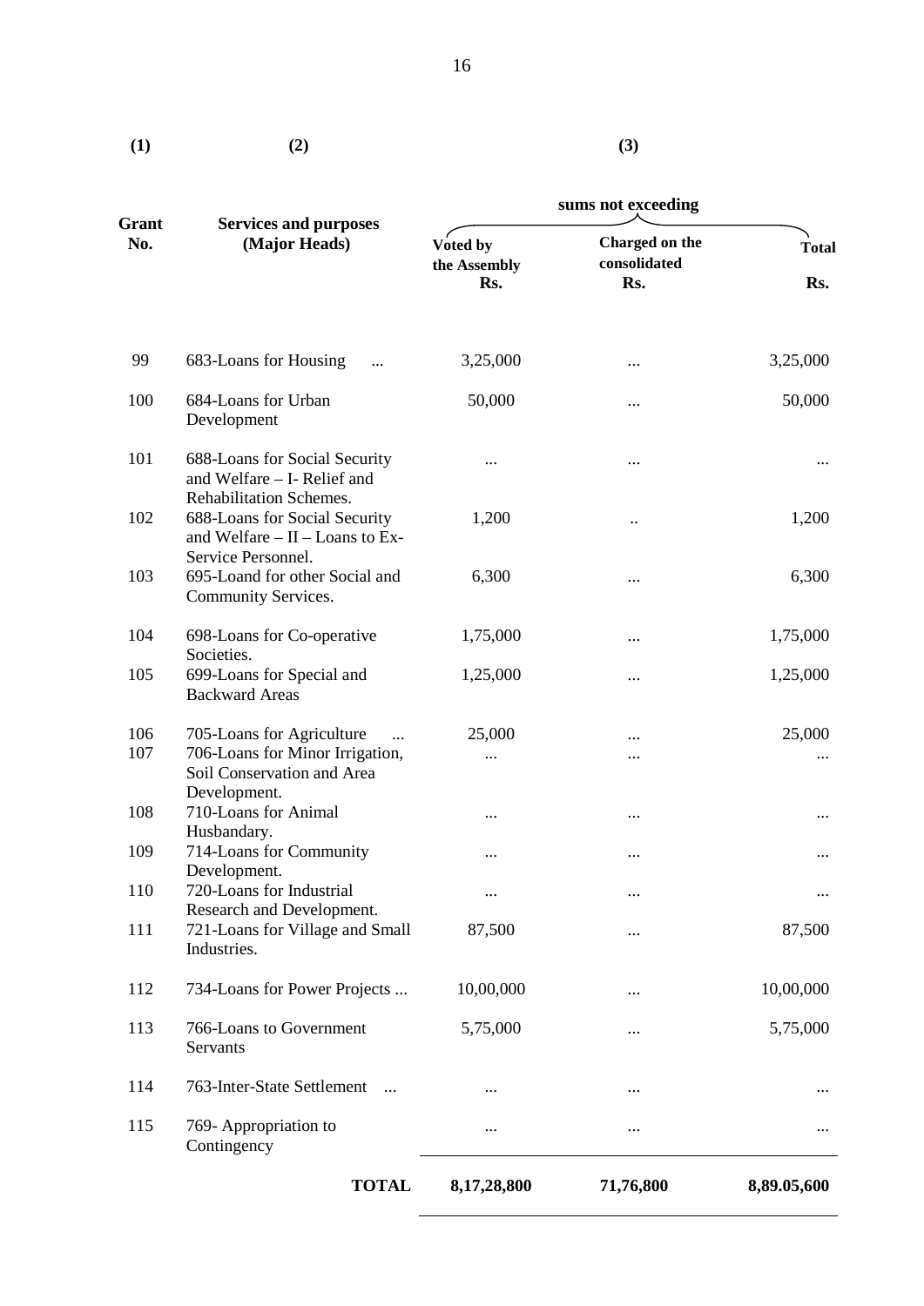| (1) | (2) | (3) | | |
|---|---|---|---|---|
| | | sums not exceeding | | |
| Grant No. | Services and purposes (Major Heads) | Voted by the Assembly Rs. | Charged on the consolidated Rs. | Total Rs. |
| 99 | 683-Loans for Housing ... | 3,25,000 | ... | 3,25,000 |
| 100 | 684-Loans for Urban Development | 50,000 | ... | 50,000 |
| 101 | 688-Loans for Social Security and Welfare – I- Relief and Rehabilitation Schemes. | ... | ... | ... |
| 102 | 688-Loans for Social Security and Welfare – II – Loans to Ex-Service Personnel. | 1,200 | .. | 1,200 |
| 103 | 695-Loand for other Social and Community Services. | 6,300 | ... | 6,300 |
| 104 | 698-Loans for Co-operative Societies. | 1,75,000 | ... | 1,75,000 |
| 105 | 699-Loans for Special and Backward Areas | 1,25,000 | ... | 1,25,000 |
| 106 | 705-Loans for Agriculture ... | 25,000 | ... | 25,000 |
| 107 | 706-Loans for Minor Irrigation, Soil Conservation and Area Development. | ... | ... | ... |
| 108 | 710-Loans for Animal Husbandary. | ... | ... | ... |
| 109 | 714-Loans for Community Development. | ... | ... | ... |
| 110 | 720-Loans for Industrial Research and Development. | ... | ... | ... |
| 111 | 721-Loans for Village and Small Industries. | 87,500 | ... | 87,500 |
| 112 | 734-Loans for Power Projects ... | 10,00,000 | ... | 10,00,000 |
| 113 | 766-Loans to Government Servants | 5,75,000 | ... | 5,75,000 |
| 114 | 763-Inter-State Settlement ... | ... | ... | ... |
| 115 | 769- Appropriation to Contingency | ... | ... | ... |
| | **TOTAL** | **8,17,28,800** | **71,76,800** | **8,89,05,600** |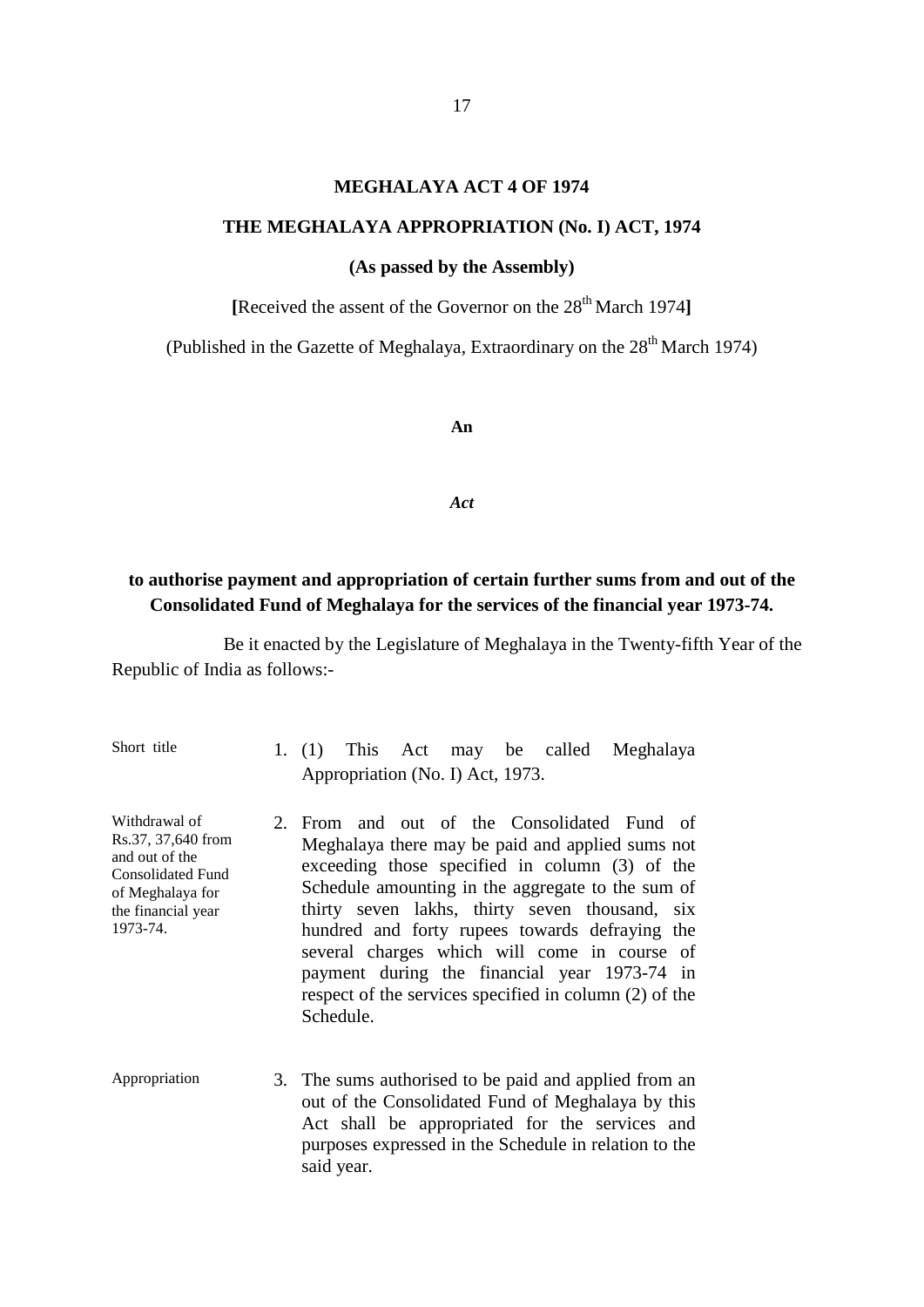# MEGHALAYA ACT 4 OF 1974

## THE MEGHALAYA APPROPRIATION (No. I) ACT, 1974

**(As passed by the Assembly)**

**[**Received the assent of the Governor on the 28th March 1974**]**

(Published in the Gazette of Meghalaya, Extraordinary on the 28th March 1974)

**An**

***Act***

**to authorise payment and appropriation of certain further sums from and out of the Consolidated Fund of Meghalaya for the services of the financial year 1973-74.**

Be it enacted by the Legislature of Meghalaya in the Twenty-fifth Year of the Republic of India as follows:-

Short title

1. (1) This Act may be called Meghalaya Appropriation (No. I) Act, 1973.

Withdrawal of Rs.37, 37,640 from and out of the Consolidated Fund of Meghalaya for the financial year 1973-74.

2. From and out of the Consolidated Fund of Meghalaya there may be paid and applied sums not exceeding those specified in column (3) of the Schedule amounting in the aggregate to the sum of thirty seven lakhs, thirty seven thousand, six hundred and forty rupees towards defraying the several charges which will come in course of payment during the financial year 1973-74 in respect of the services specified in column (2) of the Schedule.

Appropriation

3. The sums authorised to be paid and applied from an out of the Consolidated Fund of Meghalaya by this Act shall be appropriated for the services and purposes expressed in the Schedule in relation to the said year.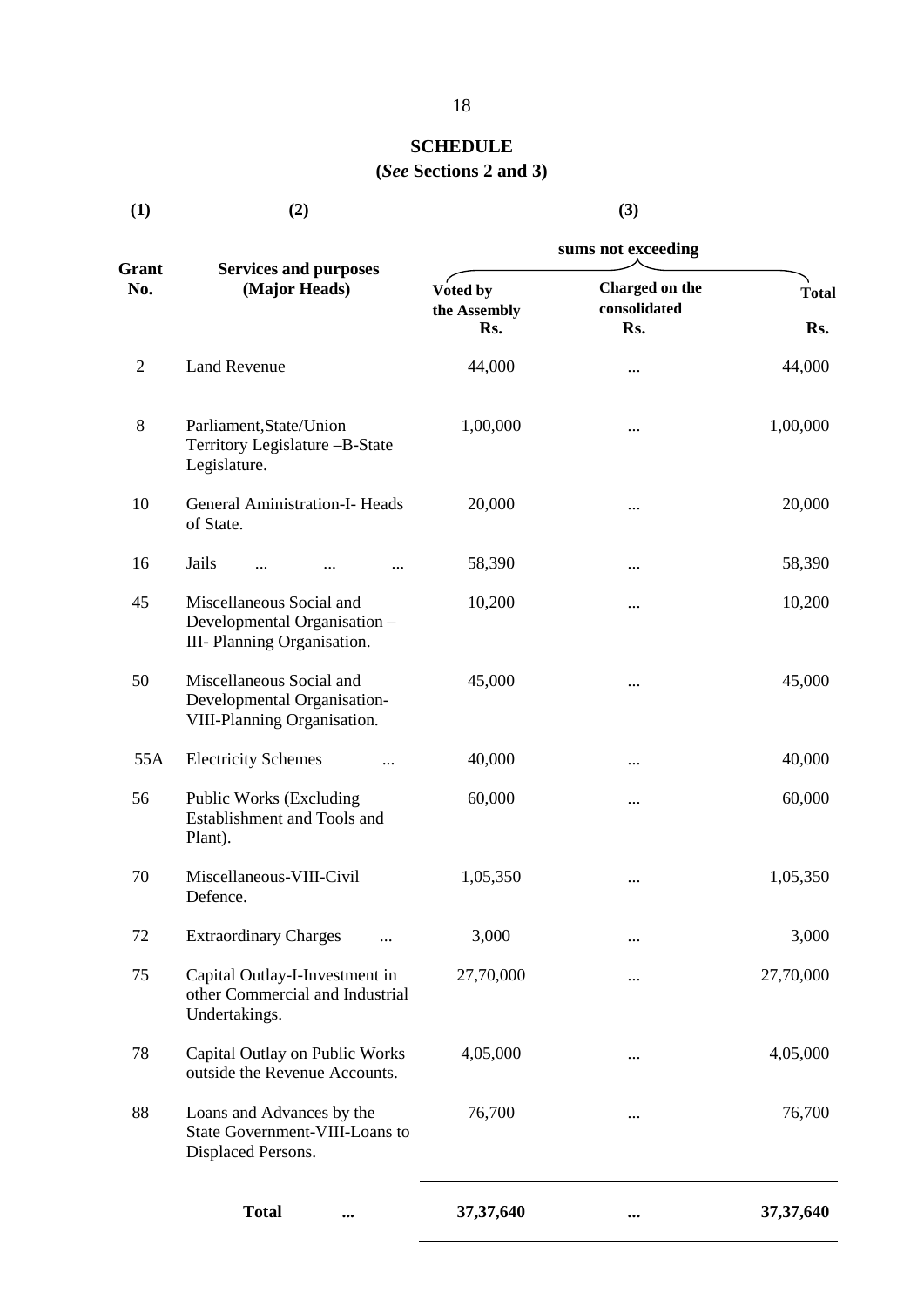## SCHEDULE

**(*See* Sections 2 and 3)**

| (1) | (2) | (3) | | |
|---|---|---|---|---|
| | | sums not exceeding | | |
| **Grant No.** | **Services and purposes (Major Heads)** | **Voted by the Assembly Rs.** | **Charged on the consolidated Rs.** | **Total Rs.** |
| 2 | Land Revenue | 44,000 | ... | 44,000 |
| 8 | Parliament,State/Union Territory Legislature –B-State Legislature. | 1,00,000 | ... | 1,00,000 |
| 10 | General Aministration-I- Heads of State. | 20,000 | ... | 20,000 |
| 16 | Jails ... ... ... | 58,390 | ... | 58,390 |
| 45 | Miscellaneous Social and Developmental Organisation – III- Planning Organisation. | 10,200 | ... | 10,200 |
| 50 | Miscellaneous Social and Developmental Organisation-VIII-Planning Organisation. | 45,000 | ... | 45,000 |
| 55A | Electricity Schemes ... | 40,000 | ... | 40,000 |
| 56 | Public Works (Excluding Establishment and Tools and Plant). | 60,000 | ... | 60,000 |
| 70 | Miscellaneous-VIII-Civil Defence. | 1,05,350 | ... | 1,05,350 |
| 72 | Extraordinary Charges ... | 3,000 | ... | 3,000 |
| 75 | Capital Outlay-I-Investment in other Commercial and Industrial Undertakings. | 27,70,000 | ... | 27,70,000 |
| 78 | Capital Outlay on Public Works outside the Revenue Accounts. | 4,05,000 | ... | 4,05,000 |
| 88 | Loans and Advances by the State Government-VIII-Loans to Displaced Persons. | 76,700 | ... | 76,700 |
| | **Total ...** | **37,37,640** | **...** | **37,37,640** |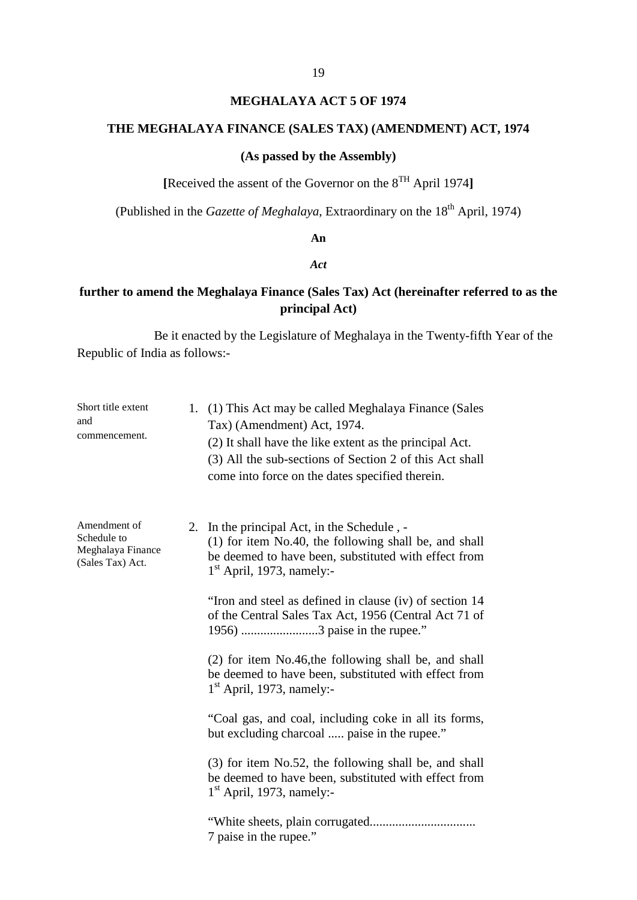# MEGHALAYA ACT 5 OF 1974

## THE MEGHALAYA FINANCE (SALES TAX) (AMENDMENT) ACT, 1974

**(As passed by the Assembly)**

**[**Received the assent of the Governor on the 8TH April 1974**]**

(Published in the *Gazette of Meghalaya*, Extraordinary on the 18th April, 1974)

**An**

***Act***

**further to amend the Meghalaya Finance (Sales Tax) Act (hereinafter referred to as the principal Act)**

Be it enacted by the Legislature of Meghalaya in the Twenty-fifth Year of the Republic of India as follows:-

Short title extent and commencement.

1. (1) This Act may be called Meghalaya Finance (Sales Tax) (Amendment) Act, 1974.
   (2) It shall have the like extent as the principal Act.
   (3) All the sub-sections of Section 2 of this Act shall come into force on the dates specified therein.

Amendment of Schedule to Meghalaya Finance (Sales Tax) Act.

2. In the principal Act, in the Schedule , -
   (1) for item No.40, the following shall be, and shall be deemed to have been, substituted with effect from 1st April, 1973, namely:-

   "Iron and steel as defined in clause (iv) of section 14 of the Central Sales Tax Act, 1956 (Central Act 71 of 1956) ........................3 paise in the rupee."

   (2) for item No.46,the following shall be, and shall be deemed to have been, substituted with effect from 1st April, 1973, namely:-

   "Coal gas, and coal, including coke in all its forms, but excluding charcoal ..... paise in the rupee."

   (3) for item No.52, the following shall be, and shall be deemed to have been, substituted with effect from 1st April, 1973, namely:-

   "White sheets, plain corrugated................................ 7 paise in the rupee."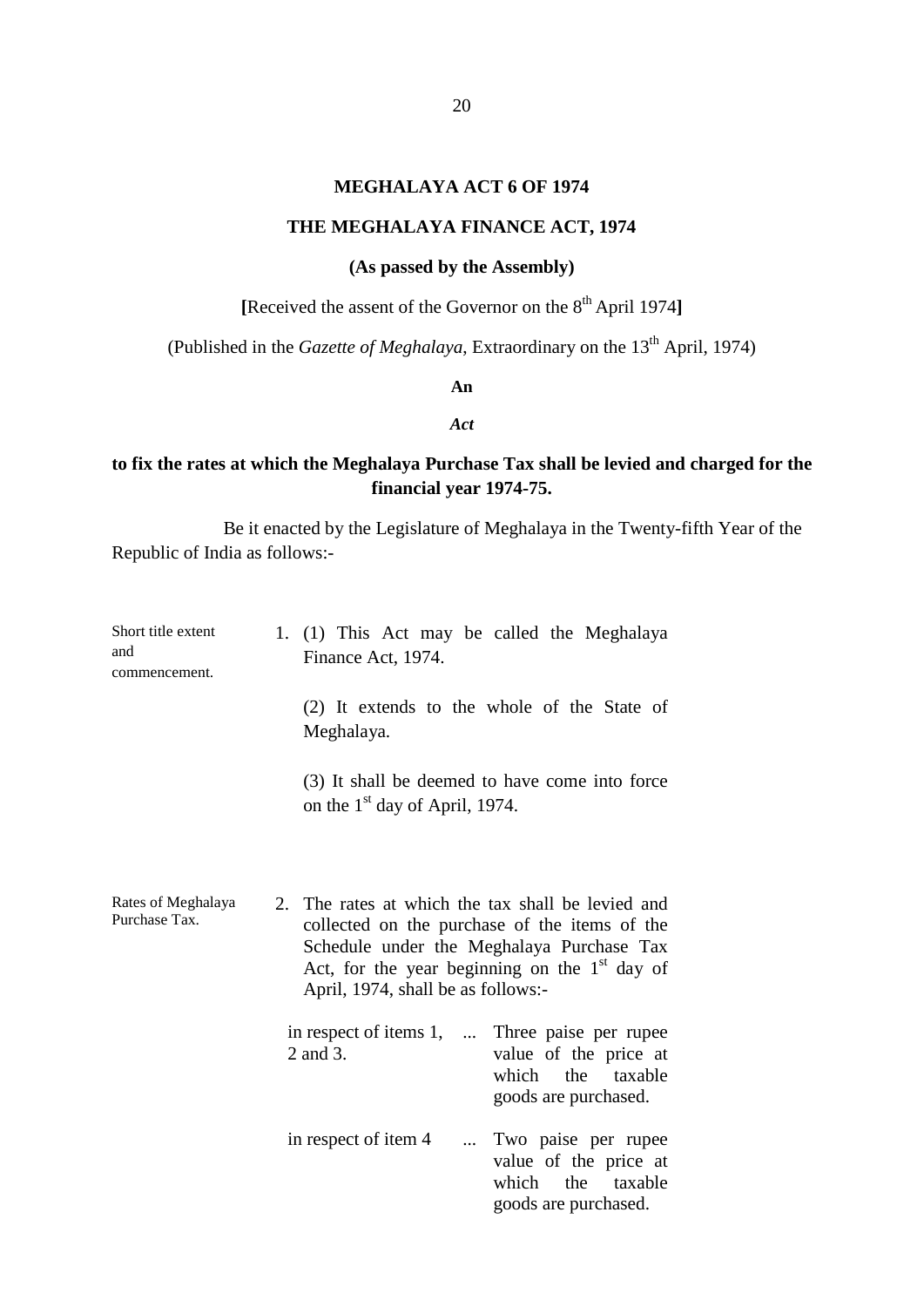# MEGHALAYA ACT 6 OF 1974

## THE MEGHALAYA FINANCE ACT, 1974

**(As passed by the Assembly)**

**[**Received the assent of the Governor on the 8th April 1974**]**

(Published in the *Gazette of Meghalaya*, Extraordinary on the 13th April, 1974)

**An**

***Act***

**to fix the rates at which the Meghalaya Purchase Tax shall be levied and charged for the financial year 1974-75.**

Be it enacted by the Legislature of Meghalaya in the Twenty-fifth Year of the Republic of India as follows:-

*Short title extent and commencement.*

1. (1) This Act may be called the Meghalaya Finance Act, 1974.

   (2) It extends to the whole of the State of Meghalaya.

   (3) It shall be deemed to have come into force on the 1st day of April, 1974.

*Rates of Meghalaya Purchase Tax.*

2. The rates at which the tax shall be levied and collected on the purchase of the items of the Schedule under the Meghalaya Purchase Tax Act, for the year beginning on the 1st day of April, 1974, shall be as follows:-

   in respect of items 1, 2 and 3. ... Three paise per rupee value of the price at which the taxable goods are purchased.

   in respect of item 4 ... Two paise per rupee value of the price at which the taxable goods are purchased.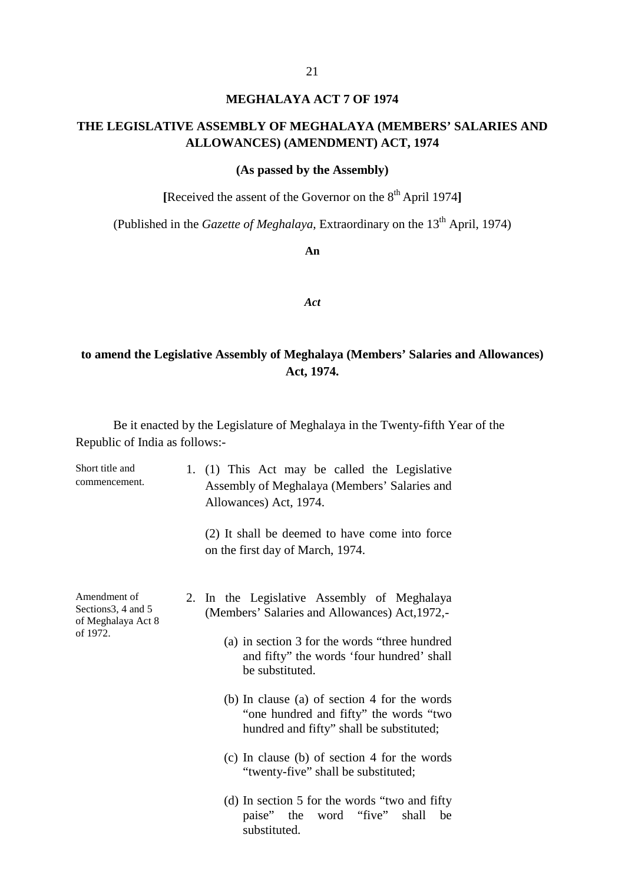# MEGHALAYA ACT 7 OF 1974

## THE LEGISLATIVE ASSEMBLY OF MEGHALAYA (MEMBERS' SALARIES AND ALLOWANCES) (AMENDMENT) ACT, 1974

**(As passed by the Assembly)**

**[**Received the assent of the Governor on the 8th April 1974**]**

(Published in the *Gazette of Meghalaya*, Extraordinary on the 13th April, 1974)

**An**

***Act***

**to amend the Legislative Assembly of Meghalaya (Members' Salaries and Allowances) Act, 1974.**

Be it enacted by the Legislature of Meghalaya in the Twenty-fifth Year of the Republic of India as follows:-

Short title and commencement.

1. (1) This Act may be called the Legislative Assembly of Meghalaya (Members' Salaries and Allowances) Act, 1974.

   (2) It shall be deemed to have come into force on the first day of March, 1974.

Amendment of Sections3, 4 and 5 of Meghalaya Act 8 of 1972.

2. In the Legislative Assembly of Meghalaya (Members' Salaries and Allowances) Act,1972,-

   (a) in section 3 for the words "three hundred and fifty" the words 'four hundred' shall be substituted.

   (b) In clause (a) of section 4 for the words "one hundred and fifty" the words "two hundred and fifty" shall be substituted;

   (c) In clause (b) of section 4 for the words "twenty-five" shall be substituted;

   (d) In section 5 for the words "two and fifty paise" the word "five" shall be substituted.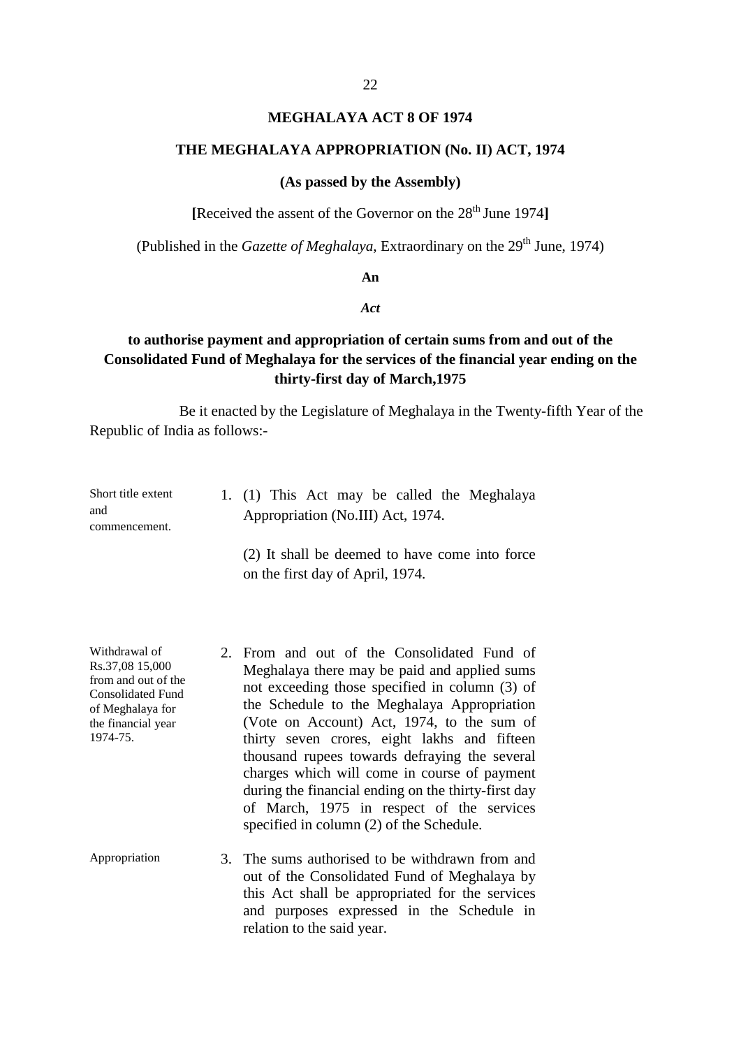# MEGHALAYA ACT 8 OF 1974

## THE MEGHALAYA APPROPRIATION (No. II) ACT, 1974

**(As passed by the Assembly)**

**[**Received the assent of the Governor on the 28th June 1974**]**

(Published in the *Gazette of Meghalaya*, Extraordinary on the 29th June, 1974)

**An**

***Act***

**to authorise payment and appropriation of certain sums from and out of the Consolidated Fund of Meghalaya for the services of the financial year ending on the thirty-first day of March,1975**

Be it enacted by the Legislature of Meghalaya in the Twenty-fifth Year of the Republic of India as follows:-

Short title extent and commencement.

1. (1) This Act may be called the Meghalaya Appropriation (No.III) Act, 1974.

   (2) It shall be deemed to have come into force on the first day of April, 1974.

Withdrawal of Rs.37,08 15,000 from and out of the Consolidated Fund of Meghalaya for the financial year 1974-75.

2. From and out of the Consolidated Fund of Meghalaya there may be paid and applied sums not exceeding those specified in column (3) of the Schedule to the Meghalaya Appropriation (Vote on Account) Act, 1974, to the sum of thirty seven crores, eight lakhs and fifteen thousand rupees towards defraying the several charges which will come in course of payment during the financial ending on the thirty-first day of March, 1975 in respect of the services specified in column (2) of the Schedule.

Appropriation

3. The sums authorised to be withdrawn from and out of the Consolidated Fund of Meghalaya by this Act shall be appropriated for the services and purposes expressed in the Schedule in relation to the said year.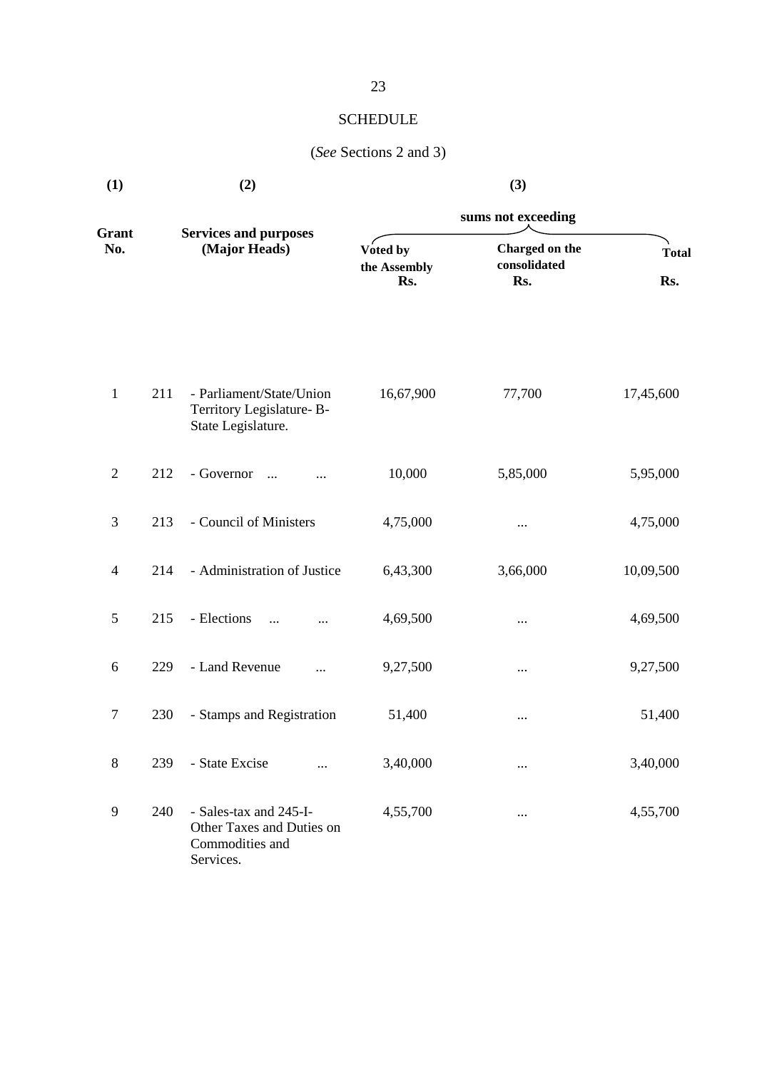## SCHEDULE

(*See* Sections 2 and 3)

| (1) | | (2) | (3) | | |
|---|---|---|---|---|---|
| | | | sums not exceeding | | |
| **Grant No.** | | **Services and purposes (Major Heads)** | **Voted by the Assembly Rs.** | **Charged on the consolidated Rs.** | **Total Rs.** |
| 1 | 211 | - Parliament/State/Union Territory Legislature- B- State Legislature. | 16,67,900 | 77,700 | 17,45,600 |
| 2 | 212 | - Governor ... ... | 10,000 | 5,85,000 | 5,95,000 |
| 3 | 213 | - Council of Ministers | 4,75,000 | ... | 4,75,000 |
| 4 | 214 | - Administration of Justice | 6,43,300 | 3,66,000 | 10,09,500 |
| 5 | 215 | - Elections ... ... | 4,69,500 | ... | 4,69,500 |
| 6 | 229 | - Land Revenue ... | 9,27,500 | ... | 9,27,500 |
| 7 | 230 | - Stamps and Registration | 51,400 | ... | 51,400 |
| 8 | 239 | - State Excise ... | 3,40,000 | ... | 3,40,000 |
| 9 | 240 | - Sales-tax and 245-I- Other Taxes and Duties on Commodities and Services. | 4,55,700 | ... | 4,55,700 |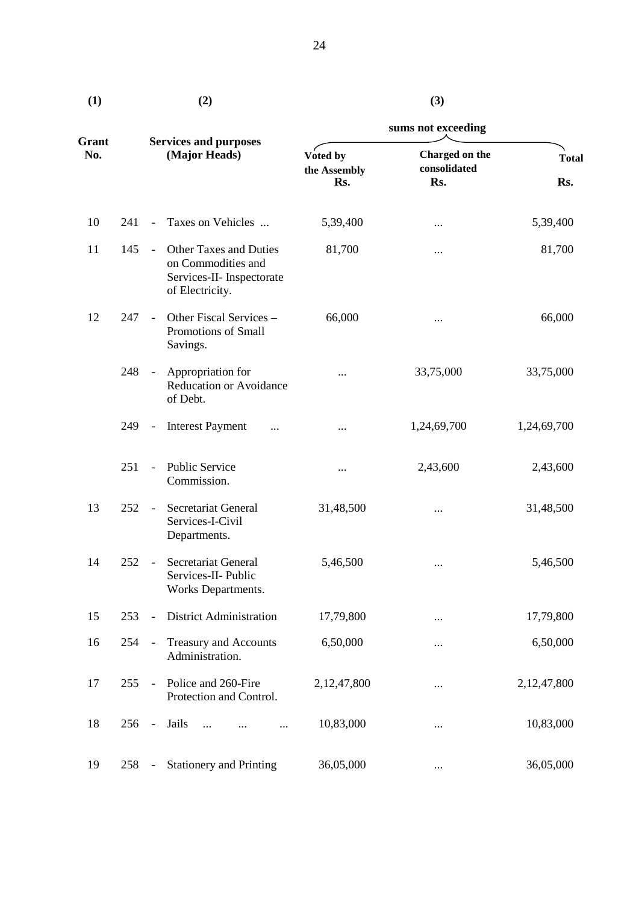| (1) | (2) | | (3) | | |
|---|---|---|---|---|---|
| | | | sums not exceeding | | |
| Grant No. | Services and purposes (Major Heads) | | Voted by the Assembly Rs. | Charged on the consolidated Rs. | Total Rs. |
| 10 | 241 | - Taxes on Vehicles ... | 5,39,400 | ... | 5,39,400 |
| 11 | 145 | - Other Taxes and Duties on Commodities and Services-II- Inspectorate of Electricity. | 81,700 | ... | 81,700 |
| 12 | 247 | - Other Fiscal Services – Promotions of Small Savings. | 66,000 | ... | 66,000 |
| | 248 | - Appropriation for Reducation or Avoidance of Debt. | ... | 33,75,000 | 33,75,000 |
| | 249 | - Interest Payment ... | ... | 1,24,69,700 | 1,24,69,700 |
| | 251 | - Public Service Commission. | ... | 2,43,600 | 2,43,600 |
| 13 | 252 | - Secretariat General Services-I-Civil Departments. | 31,48,500 | ... | 31,48,500 |
| 14 | 252 | - Secretariat General Services-II- Public Works Departments. | 5,46,500 | ... | 5,46,500 |
| 15 | 253 | - District Administration | 17,79,800 | ... | 17,79,800 |
| 16 | 254 | - Treasury and Accounts Administration. | 6,50,000 | ... | 6,50,000 |
| 17 | 255 | - Police and 260-Fire Protection and Control. | 2,12,47,800 | ... | 2,12,47,800 |
| 18 | 256 | - Jails ... ... ... | 10,83,000 | ... | 10,83,000 |
| 19 | 258 | - Stationery and Printing | 36,05,000 | ... | 36,05,000 |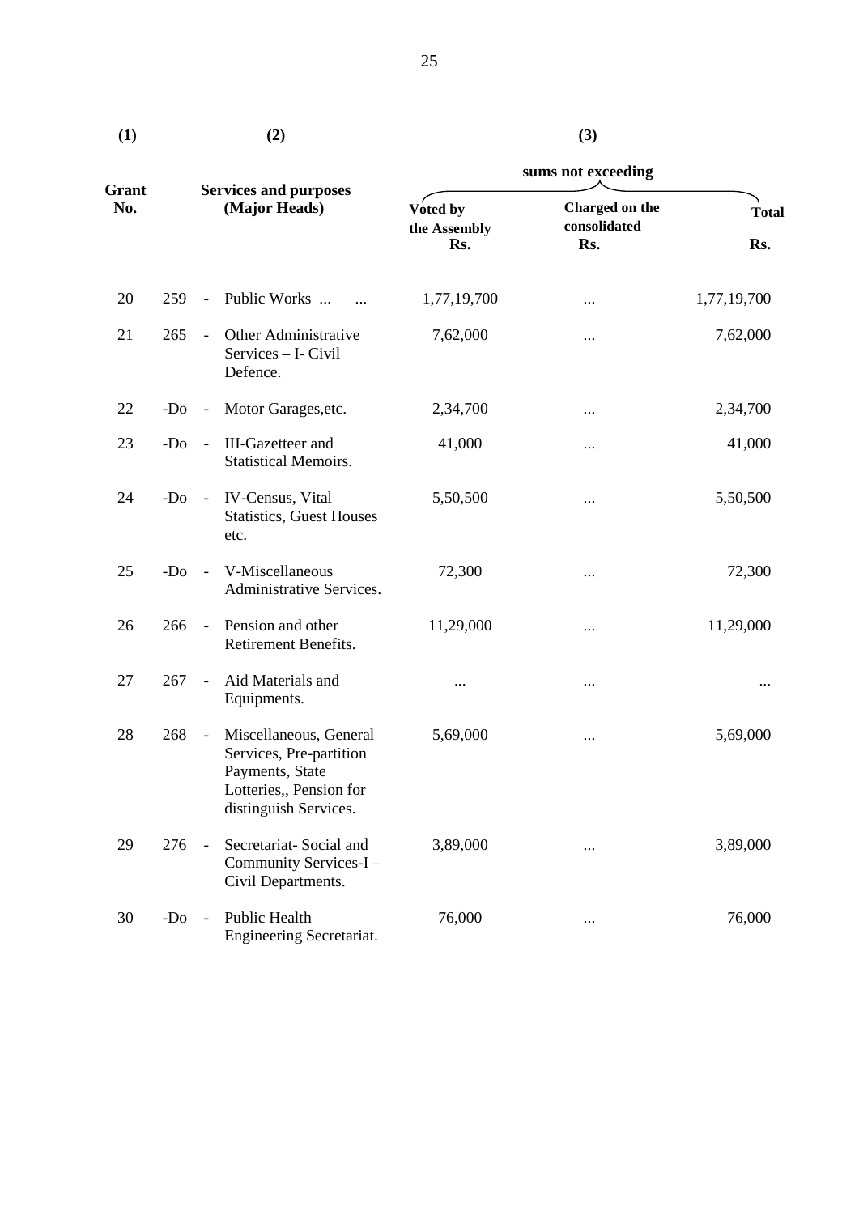| (1) | (2) | | (3) | | |
|---|---|---|---|---|---|
| | | | sums not exceeding | | |
| Grant No. | Services and purposes (Major Heads) | | Voted by the Assembly Rs. | Charged on the consolidated Rs. | Total Rs. |
| 20 | 259 | - Public Works ... ... | 1,77,19,700 | ... | 1,77,19,700 |
| 21 | 265 | - Other Administrative Services – I- Civil Defence. | 7,62,000 | ... | 7,62,000 |
| 22 | -Do | - Motor Garages,etc. | 2,34,700 | ... | 2,34,700 |
| 23 | -Do | - III-Gazetteer and Statistical Memoirs. | 41,000 | ... | 41,000 |
| 24 | -Do | - IV-Census, Vital Statistics, Guest Houses etc. | 5,50,500 | ... | 5,50,500 |
| 25 | -Do | - V-Miscellaneous Administrative Services. | 72,300 | ... | 72,300 |
| 26 | 266 | - Pension and other Retirement Benefits. | 11,29,000 | ... | 11,29,000 |
| 27 | 267 | - Aid Materials and Equipments. | ... | ... | ... |
| 28 | 268 | - Miscellaneous, General Services, Pre-partition Payments, State Lotteries,, Pension for distinguish Services. | 5,69,000 | ... | 5,69,000 |
| 29 | 276 | - Secretariat- Social and Community Services-I – Civil Departments. | 3,89,000 | ... | 3,89,000 |
| 30 | -Do | - Public Health Engineering Secretariat. | 76,000 | ... | 76,000 |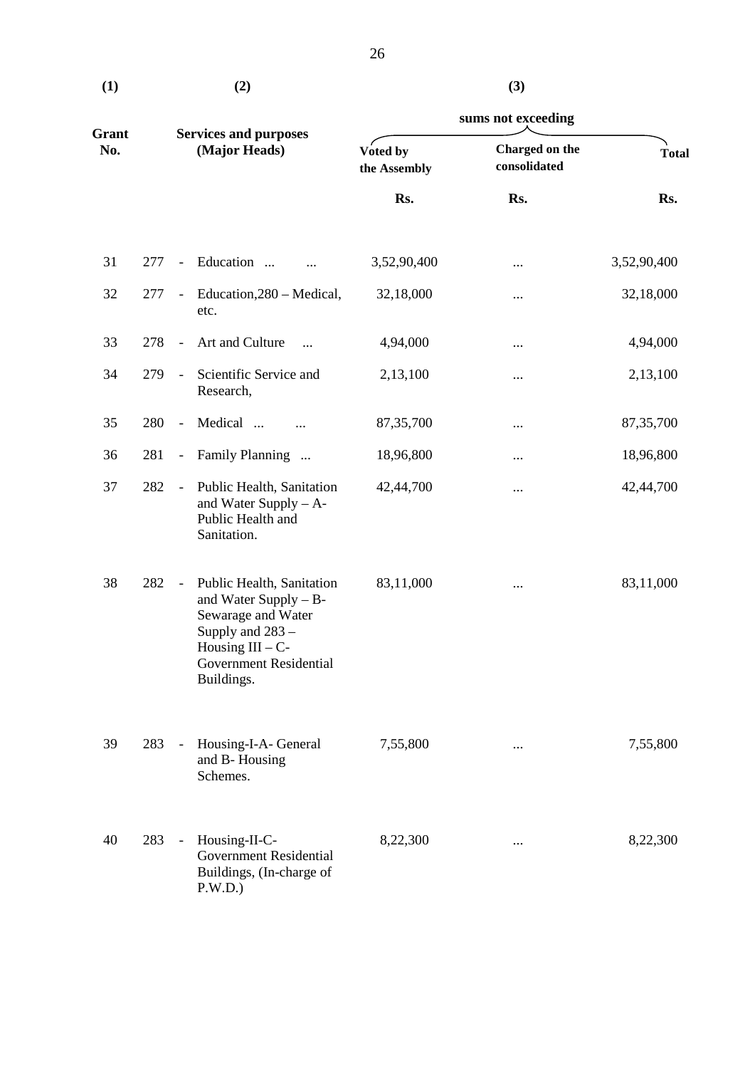| (1) | (2) | (3) | | |
|---|---|---|---|---|
| | | sums not exceeding | | |
| Grant No. | Services and purposes (Major Heads) | Voted by the Assembly | Charged on the consolidated | Total |
| | | Rs. | Rs. | Rs. |
| 31 | 277 - Education ... ... | 3,52,90,400 | ... | 3,52,90,400 |
| 32 | 277 - Education,280 – Medical, etc. | 32,18,000 | ... | 32,18,000 |
| 33 | 278 - Art and Culture ... | 4,94,000 | ... | 4,94,000 |
| 34 | 279 - Scientific Service and Research, | 2,13,100 | ... | 2,13,100 |
| 35 | 280 - Medical ... ... | 87,35,700 | ... | 87,35,700 |
| 36 | 281 - Family Planning ... | 18,96,800 | ... | 18,96,800 |
| 37 | 282 - Public Health, Sanitation and Water Supply – A- Public Health and Sanitation. | 42,44,700 | ... | 42,44,700 |
| 38 | 282 - Public Health, Sanitation and Water Supply – B- Sewarage and Water Supply and 283 – Housing III – C- Government Residential Buildings. | 83,11,000 | ... | 83,11,000 |
| 39 | 283 - Housing-I-A- General and B- Housing Schemes. | 7,55,800 | ... | 7,55,800 |
| 40 | 283 - Housing-II-C- Government Residential Buildings, (In-charge of P.W.D.) | 8,22,300 | ... | 8,22,300 |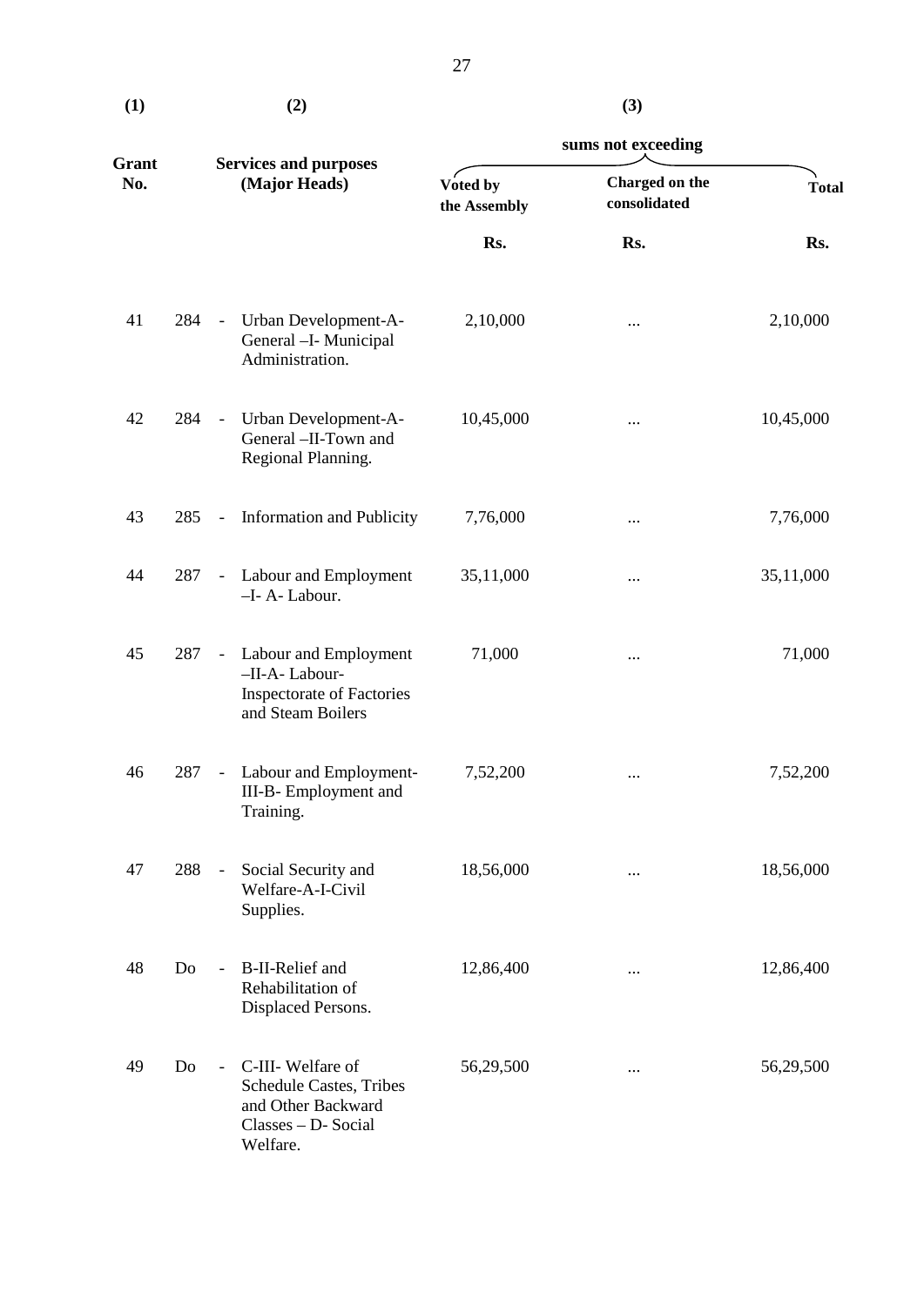| (1) | | (2) | (3) | | |
|---|---|---|---|---|---|
| | | | sums not exceeding | | |
| Grant No. | | Services and purposes (Major Heads) | Voted by the Assembly | Charged on the consolidated | Total |
| | | | Rs. | Rs. | Rs. |
| 41 | 284 | - Urban Development-A-General –I- Municipal Administration. | 2,10,000 | ... | 2,10,000 |
| 42 | 284 | - Urban Development-A-General –II-Town and Regional Planning. | 10,45,000 | ... | 10,45,000 |
| 43 | 285 | - Information and Publicity | 7,76,000 | ... | 7,76,000 |
| 44 | 287 | - Labour and Employment –I- A- Labour. | 35,11,000 | ... | 35,11,000 |
| 45 | 287 | - Labour and Employment –II-A- Labour-Inspectorate of Factories and Steam Boilers | 71,000 | ... | 71,000 |
| 46 | 287 | - Labour and Employment-III-B- Employment and Training. | 7,52,200 | ... | 7,52,200 |
| 47 | 288 | - Social Security and Welfare-A-I-Civil Supplies. | 18,56,000 | ... | 18,56,000 |
| 48 | Do | - B-II-Relief and Rehabilitation of Displaced Persons. | 12,86,400 | ... | 12,86,400 |
| 49 | Do | - C-III- Welfare of Schedule Castes, Tribes and Other Backward Classes – D- Social Welfare. | 56,29,500 | ... | 56,29,500 |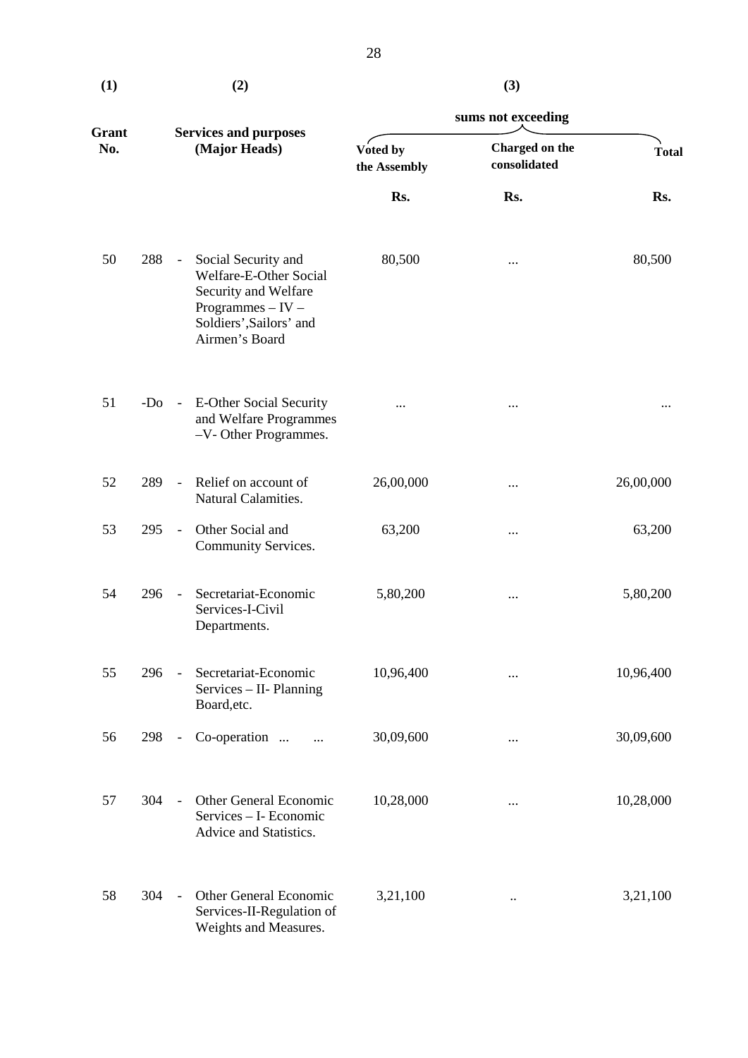| (1) | | (2) | (3) | | |
|---|---|---|---|---|---|
| | | | sums not exceeding | | |
| Grant No. | | Services and purposes (Major Heads) | Voted by the Assembly | Charged on the consolidated | Total |
| | | | Rs. | Rs. | Rs. |
| 50 | 288 | - Social Security and Welfare-E-Other Social Security and Welfare Programmes – IV – Soldiers',Sailors' and Airmen's Board | 80,500 | ... | 80,500 |
| 51 | -Do | - E-Other Social Security and Welfare Programmes –V- Other Programmes. | ... | ... | ... |
| 52 | 289 | - Relief on account of Natural Calamities. | 26,00,000 | ... | 26,00,000 |
| 53 | 295 | - Other Social and Community Services. | 63,200 | ... | 63,200 |
| 54 | 296 | - Secretariat-Economic Services-I-Civil Departments. | 5,80,200 | ... | 5,80,200 |
| 55 | 296 | - Secretariat-Economic Services – II- Planning Board,etc. | 10,96,400 | ... | 10,96,400 |
| 56 | 298 | - Co-operation ... ... | 30,09,600 | ... | 30,09,600 |
| 57 | 304 | - Other General Economic Services – I- Economic Advice and Statistics. | 10,28,000 | ... | 10,28,000 |
| 58 | 304 | - Other General Economic Services-II-Regulation of Weights and Measures. | 3,21,100 | .. | 3,21,100 |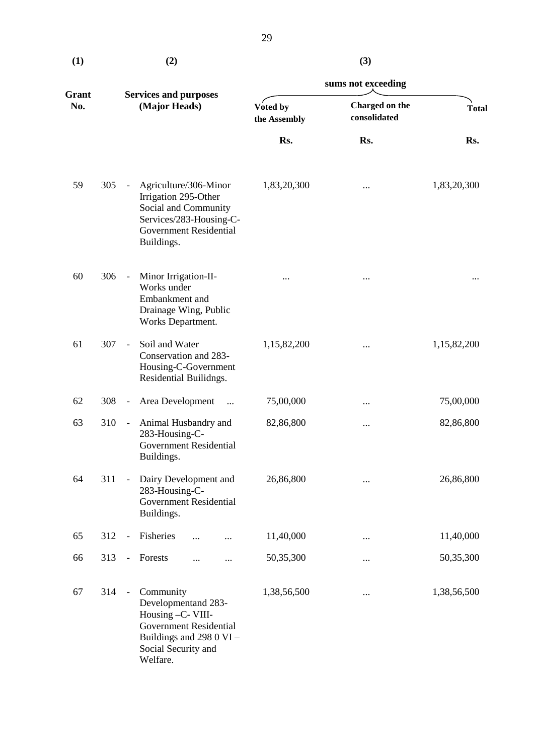| (1) | | (2) | (3) | | |
|---|---|---|---|---|---|
| | | | sums not exceeding | | |
| Grant No. | | Services and purposes (Major Heads) | Voted by the Assembly | Charged on the consolidated | Total |
| | | | Rs. | Rs. | Rs. |
| 59 | 305 | - Agriculture/306-Minor Irrigation 295-Other Social and Community Services/283-Housing-C-Government Residential Buildings. | 1,83,20,300 | ... | 1,83,20,300 |
| 60 | 306 | - Minor Irrigation-II-Works under Embankment and Drainage Wing, Public Works Department. | ... | ... | ... |
| 61 | 307 | - Soil and Water Conservation and 283-Housing-C-Government Residential Builidngs. | 1,15,82,200 | ... | 1,15,82,200 |
| 62 | 308 | - Area Development ... | 75,00,000 | ... | 75,00,000 |
| 63 | 310 | - Animal Husbandry and 283-Housing-C-Government Residential Buildings. | 82,86,800 | ... | 82,86,800 |
| 64 | 311 | - Dairy Development and 283-Housing-C-Government Residential Buildings. | 26,86,800 | ... | 26,86,800 |
| 65 | 312 | - Fisheries ... ... | 11,40,000 | ... | 11,40,000 |
| 66 | 313 | - Forests ... ... | 50,35,300 | ... | 50,35,300 |
| 67 | 314 | - Community Developmentand 283-Housing –C- VIII-Government Residential Buildings and 298 0 VI – Social Security and Welfare. | 1,38,56,500 | ... | 1,38,56,500 |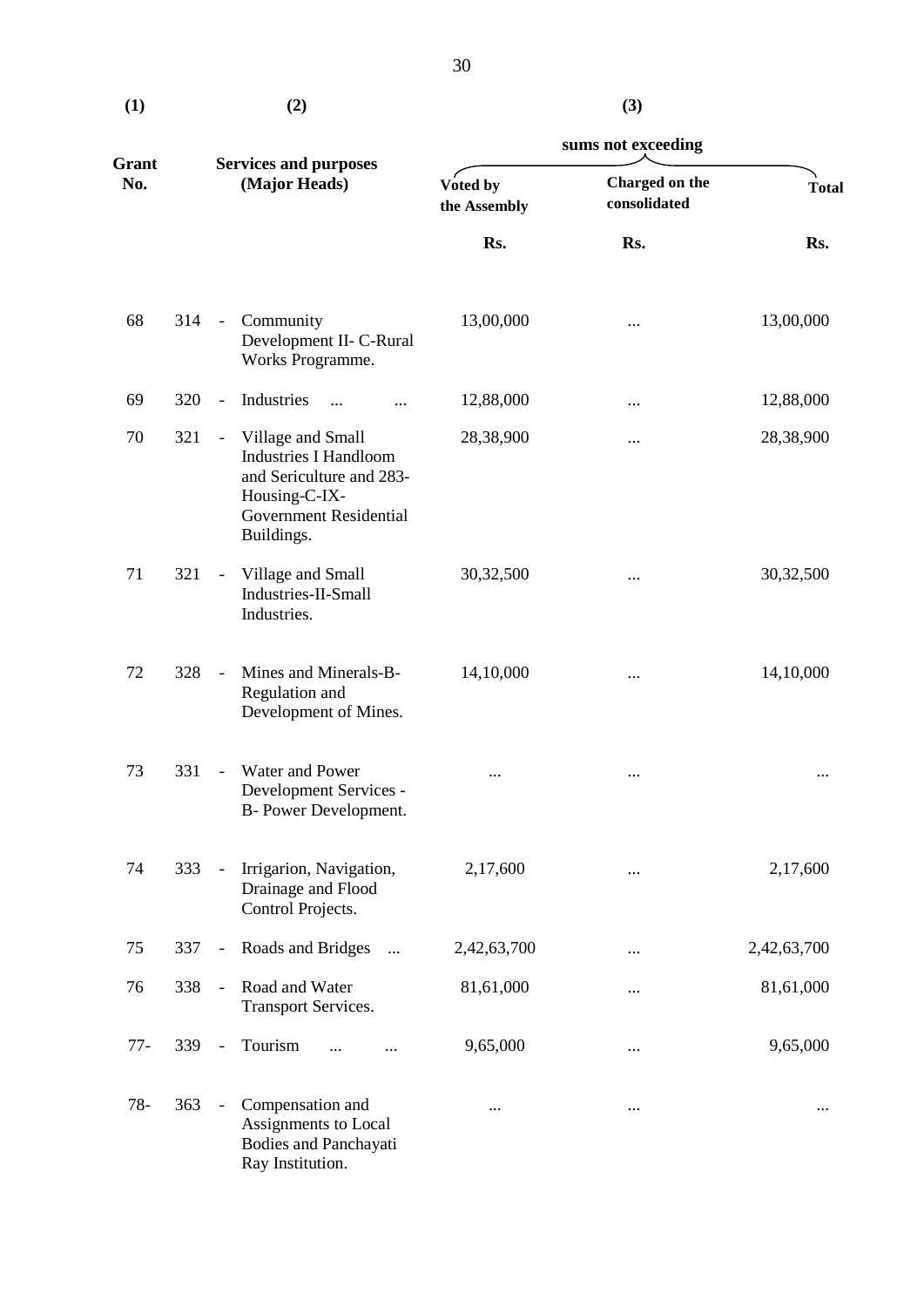| (1) | | (2) | (3) | | |
|---|---|---|---|---|---|
| | | | sums not exceeding | | |
| Grant No. | | Services and purposes (Major Heads) | Voted by the Assembly | Charged on the consolidated | Total |
| | | | Rs. | Rs. | Rs. |
| 68 | 314 | - Community Development II- C-Rural Works Programme. | 13,00,000 | ... | 13,00,000 |
| 69 | 320 | - Industries ... ... | 12,88,000 | ... | 12,88,000 |
| 70 | 321 | - Village and Small Industries I Handloom and Sericulture and 283-Housing-C-IX-Government Residential Buildings. | 28,38,900 | ... | 28,38,900 |
| 71 | 321 | - Village and Small Industries-II-Small Industries. | 30,32,500 | ... | 30,32,500 |
| 72 | 328 | - Mines and Minerals-B-Regulation and Development of Mines. | 14,10,000 | ... | 14,10,000 |
| 73 | 331 | - Water and Power Development Services - B- Power Development. | ... | ... | ... |
| 74 | 333 | - Irrigarion, Navigation, Drainage and Flood Control Projects. | 2,17,600 | ... | 2,17,600 |
| 75 | 337 | - Roads and Bridges ... | 2,42,63,700 | ... | 2,42,63,700 |
| 76 | 338 | - Road and Water Transport Services. | 81,61,000 | ... | 81,61,000 |
| 77- | 339 | - Tourism ... ... | 9,65,000 | ... | 9,65,000 |
| 78- | 363 | - Compensation and Assignments to Local Bodies and Panchayati Ray Institution. | ... | ... | ... |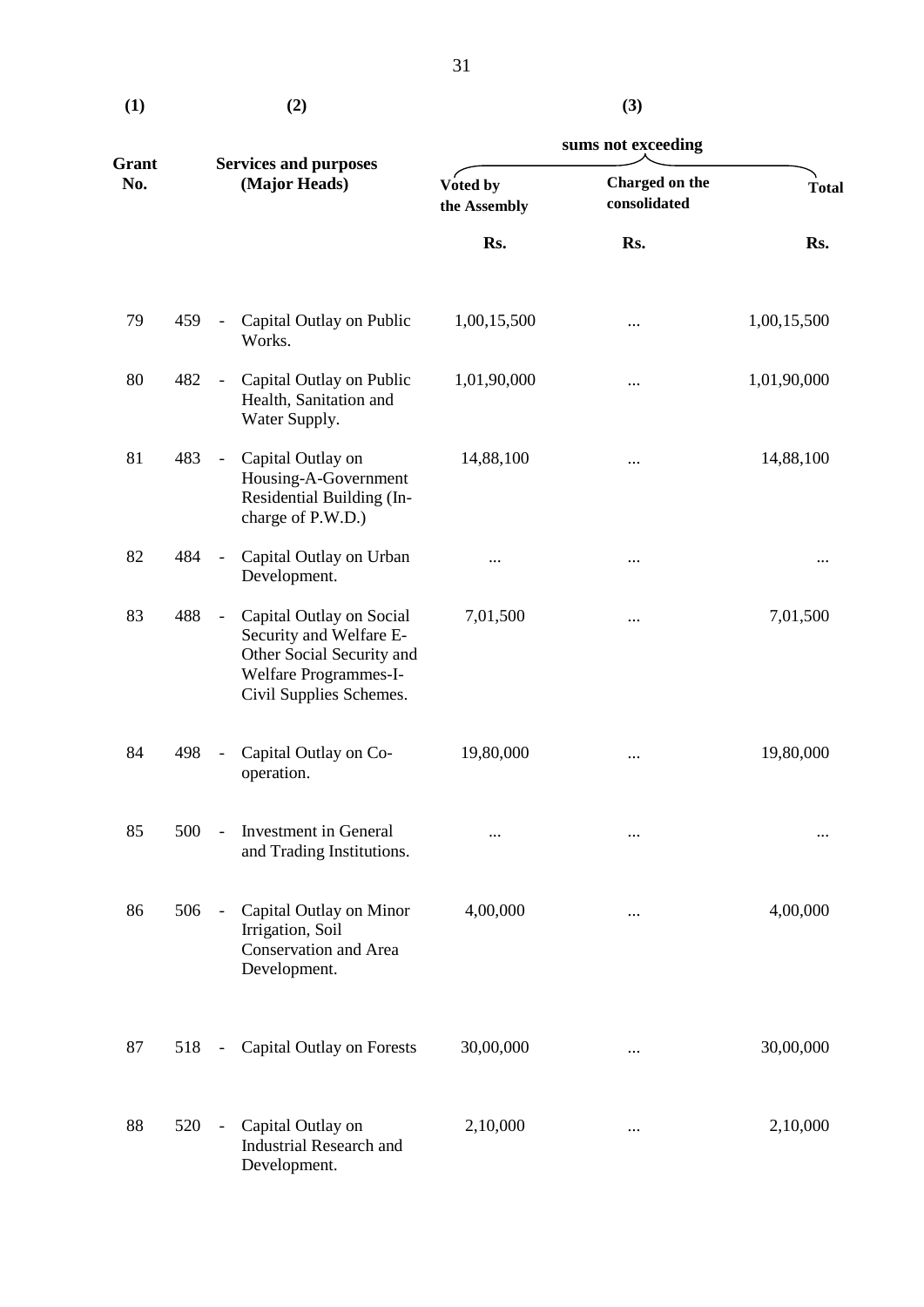| (1) | | (2) | (3) | | |
|---|---|---|---|---|---|
| | | | sums not exceeding | | |
| Grant No. | | Services and purposes (Major Heads) | Voted by the Assembly | Charged on the consolidated | Total |
| | | | Rs. | Rs. | Rs. |
| 79 | 459 | - Capital Outlay on Public Works. | 1,00,15,500 | ... | 1,00,15,500 |
| 80 | 482 | - Capital Outlay on Public Health, Sanitation and Water Supply. | 1,01,90,000 | ... | 1,01,90,000 |
| 81 | 483 | - Capital Outlay on Housing-A-Government Residential Building (In-charge of P.W.D.) | 14,88,100 | ... | 14,88,100 |
| 82 | 484 | - Capital Outlay on Urban Development. | ... | ... | ... |
| 83 | 488 | - Capital Outlay on Social Security and Welfare E-Other Social Security and Welfare Programmes-I-Civil Supplies Schemes. | 7,01,500 | ... | 7,01,500 |
| 84 | 498 | - Capital Outlay on Co-operation. | 19,80,000 | ... | 19,80,000 |
| 85 | 500 | - Investment in General and Trading Institutions. | ... | ... | ... |
| 86 | 506 | - Capital Outlay on Minor Irrigation, Soil Conservation and Area Development. | 4,00,000 | ... | 4,00,000 |
| 87 | 518 | - Capital Outlay on Forests | 30,00,000 | ... | 30,00,000 |
| 88 | 520 | - Capital Outlay on Industrial Research and Development. | 2,10,000 | ... | 2,10,000 |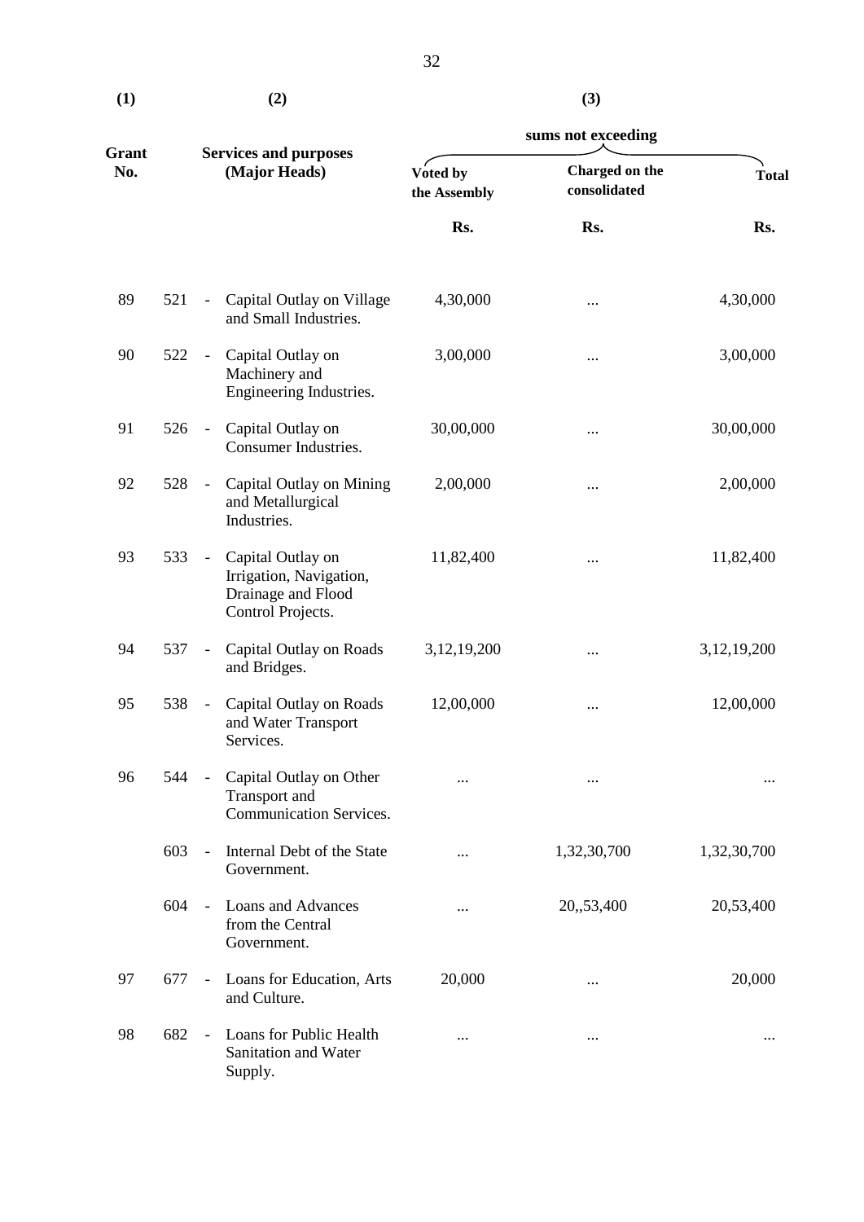| (1) | (2) | | (3) | |
|---|---|---|---|---|
| | | sums not exceeding | | |
| Grant No. | Services and purposes (Major Heads) | Voted by the Assembly | Charged on the consolidated | Total |
| | | Rs. | Rs. | Rs. |
| 89 | 521 - Capital Outlay on Village and Small Industries. | 4,30,000 | ... | 4,30,000 |
| 90 | 522 - Capital Outlay on Machinery and Engineering Industries. | 3,00,000 | ... | 3,00,000 |
| 91 | 526 - Capital Outlay on Consumer Industries. | 30,00,000 | ... | 30,00,000 |
| 92 | 528 - Capital Outlay on Mining and Metallurgical Industries. | 2,00,000 | ... | 2,00,000 |
| 93 | 533 - Capital Outlay on Irrigation, Navigation, Drainage and Flood Control Projects. | 11,82,400 | ... | 11,82,400 |
| 94 | 537 - Capital Outlay on Roads and Bridges. | 3,12,19,200 | ... | 3,12,19,200 |
| 95 | 538 - Capital Outlay on Roads and Water Transport Services. | 12,00,000 | ... | 12,00,000 |
| 96 | 544 - Capital Outlay on Other Transport and Communication Services. | ... | ... | ... |
| | 603 - Internal Debt of the State Government. | ... | 1,32,30,700 | 1,32,30,700 |
| | 604 - Loans and Advances from the Central Government. | ... | 20,,53,400 | 20,53,400 |
| 97 | 677 - Loans for Education, Arts and Culture. | 20,000 | ... | 20,000 |
| 98 | 682 - Loans for Public Health Sanitation and Water Supply. | ... | ... | ... |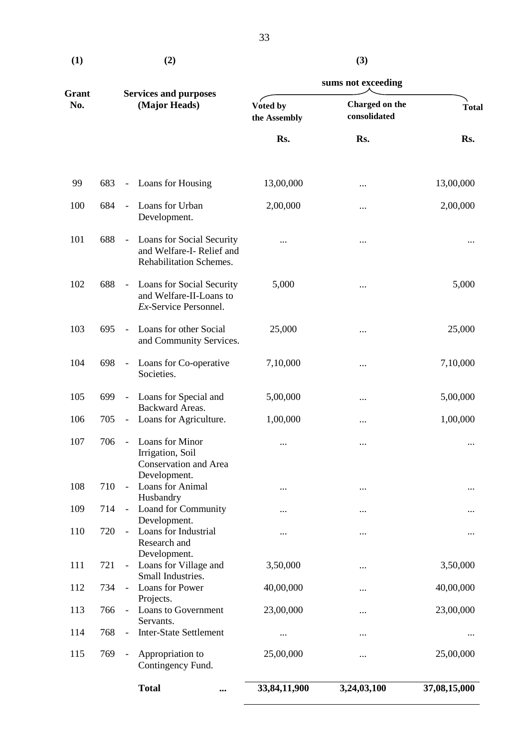| (1) | | | (2) | (3) | | |
|---|---|---|---|---|---|---|
| | | | | sums not exceeding | | |
| Grant No. | | | Services and purposes (Major Heads) | Voted by the Assembly | Charged on the consolidated | Total |
| | | | | Rs. | Rs. | Rs. |
| 99 | 683 | - | Loans for Housing | 13,00,000 | ... | 13,00,000 |
| 100 | 684 | - | Loans for Urban Development. | 2,00,000 | ... | 2,00,000 |
| 101 | 688 | - | Loans for Social Security and Welfare-I- Relief and Rehabilitation Schemes. | ... | ... | ... |
| 102 | 688 | - | Loans for Social Security and Welfare-II-Loans to *Ex*-Service Personnel. | 5,000 | ... | 5,000 |
| 103 | 695 | - | Loans for other Social and Community Services. | 25,000 | ... | 25,000 |
| 104 | 698 | - | Loans for Co-operative Societies. | 7,10,000 | ... | 7,10,000 |
| 105 | 699 | - | Loans for Special and Backward Areas. | 5,00,000 | ... | 5,00,000 |
| 106 | 705 | - | Loans for Agriculture. | 1,00,000 | ... | 1,00,000 |
| 107 | 706 | - | Loans for Minor Irrigation, Soil Conservation and Area Development. | ... | ... | ... |
| 108 | 710 | - | Loans for Animal Husbandry | ... | ... | ... |
| 109 | 714 | - | Loand for Community Development. | ... | ... | ... |
| 110 | 720 | - | Loans for Industrial Research and Development. | ... | ... | ... |
| 111 | 721 | - | Loans for Village and Small Industries. | 3,50,000 | ... | 3,50,000 |
| 112 | 734 | - | Loans for Power Projects. | 40,00,000 | ... | 40,00,000 |
| 113 | 766 | - | Loans to Government Servants. | 23,00,000 | ... | 23,00,000 |
| 114 | 768 | - | Inter-State Settlement | ... | ... | ... |
| 115 | 769 | - | Appropriation to Contingency Fund. | 25,00,000 | ... | 25,00,000 |
| | | | **Total** ... | **33,84,11,900** | **3,24,03,100** | **37,08,15,000** |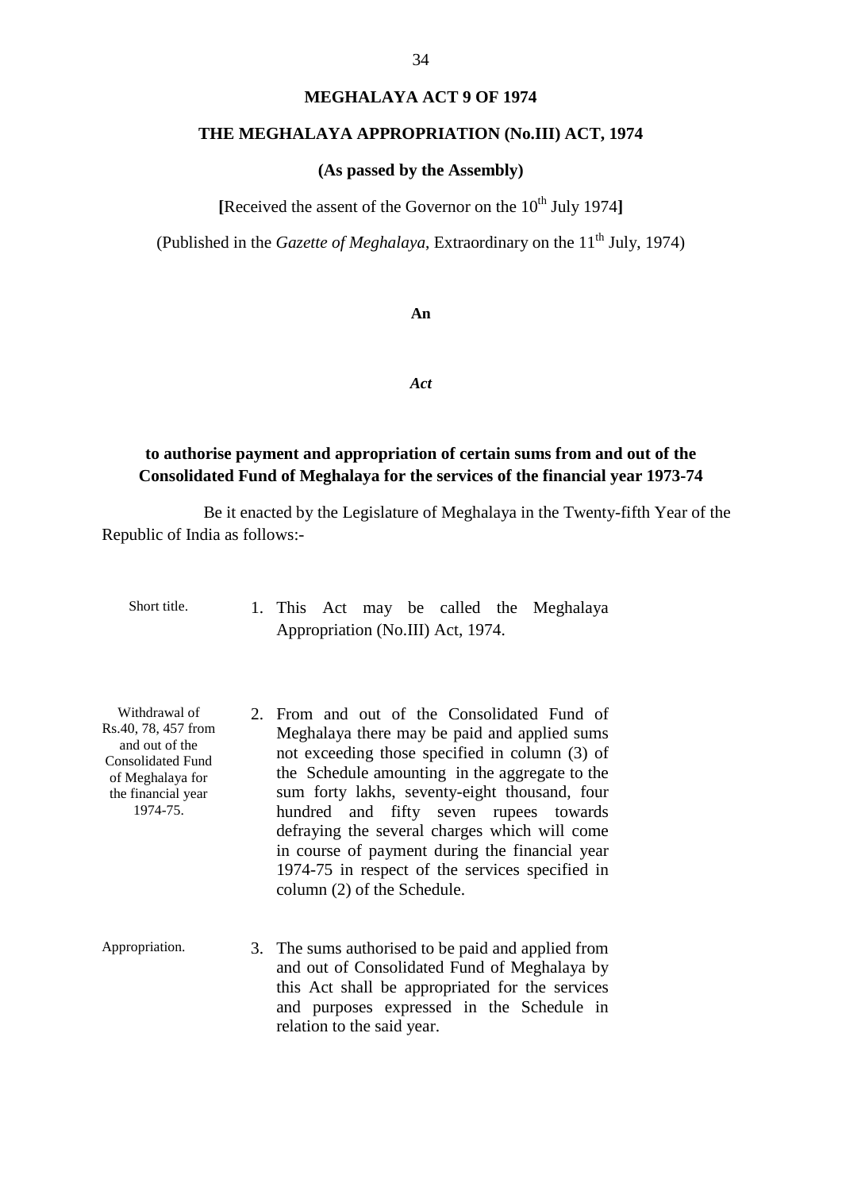# MEGHALAYA ACT 9 OF 1974

## THE MEGHALAYA APPROPRIATION (No.III) ACT, 1974

**(As passed by the Assembly)**

**[**Received the assent of the Governor on the 10th July 1974**]**

(Published in the *Gazette of Meghalaya*, Extraordinary on the 11th July, 1974)

**An**

***Act***

**to authorise payment and appropriation of certain sums from and out of the Consolidated Fund of Meghalaya for the services of the financial year 1973-74**

Be it enacted by the Legislature of Meghalaya in the Twenty-fifth Year of the Republic of India as follows:-

Short title.

1. This Act may be called the Meghalaya Appropriation (No.III) Act, 1974.

Withdrawal of Rs.40, 78, 457 from and out of the Consolidated Fund of Meghalaya for the financial year 1974-75.

2. From and out of the Consolidated Fund of Meghalaya there may be paid and applied sums not exceeding those specified in column (3) of the Schedule amounting in the aggregate to the sum forty lakhs, seventy-eight thousand, four hundred and fifty seven rupees towards defraying the several charges which will come in course of payment during the financial year 1974-75 in respect of the services specified in column (2) of the Schedule.

Appropriation.

3. The sums authorised to be paid and applied from and out of Consolidated Fund of Meghalaya by this Act shall be appropriated for the services and purposes expressed in the Schedule in relation to the said year.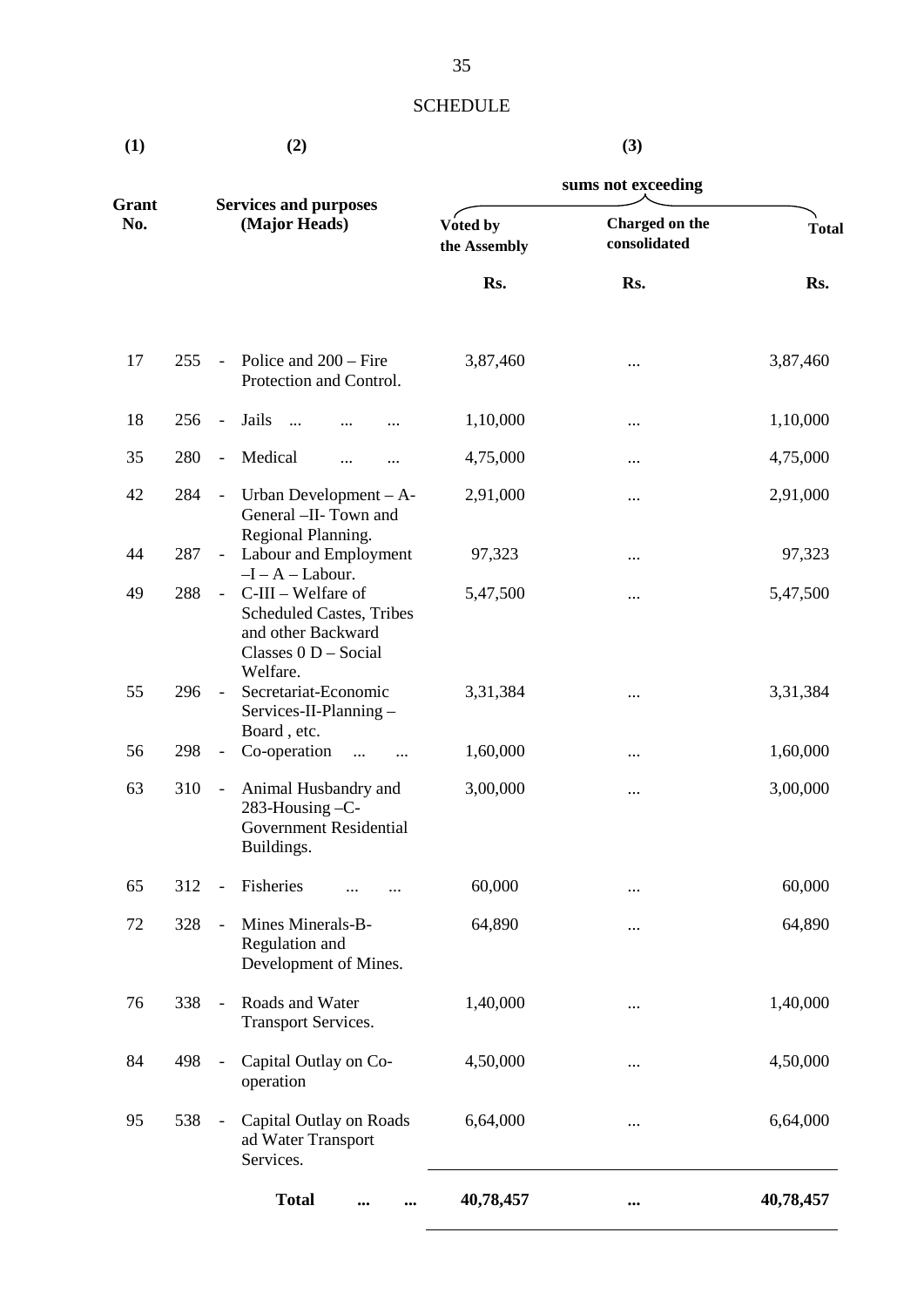# SCHEDULE

| (1) | | (2) | (3) | | |
|---|---|---|---|---|---|
| | | | sums not exceeding | | |
| Grant No. | | Services and purposes (Major Heads) | Voted by the Assembly | Charged on the consolidated | Total |
| | | | Rs. | Rs. | Rs. |
| 17 | 255 | - Police and 200 – Fire Protection and Control. | 3,87,460 | ... | 3,87,460 |
| 18 | 256 | - Jails ... ... ... | 1,10,000 | ... | 1,10,000 |
| 35 | 280 | - Medical ... ... | 4,75,000 | ... | 4,75,000 |
| 42 | 284 | - Urban Development – A-General –II- Town and Regional Planning. | 2,91,000 | ... | 2,91,000 |
| 44 | 287 | - Labour and Employment –I – A – Labour. | 97,323 | ... | 97,323 |
| 49 | 288 | - C-III – Welfare of Scheduled Castes, Tribes and other Backward Classes 0 D – Social Welfare. | 5,47,500 | ... | 5,47,500 |
| 55 | 296 | - Secretariat-Economic Services-II-Planning – Board , etc. | 3,31,384 | ... | 3,31,384 |
| 56 | 298 | - Co-operation ... ... | 1,60,000 | ... | 1,60,000 |
| 63 | 310 | - Animal Husbandry and 283-Housing –C-Government Residential Buildings. | 3,00,000 | ... | 3,00,000 |
| 65 | 312 | - Fisheries ... ... | 60,000 | ... | 60,000 |
| 72 | 328 | - Mines Minerals-B-Regulation and Development of Mines. | 64,890 | ... | 64,890 |
| 76 | 338 | - Roads and Water Transport Services. | 1,40,000 | ... | 1,40,000 |
| 84 | 498 | - Capital Outlay on Co-operation | 4,50,000 | ... | 4,50,000 |
| 95 | 538 | - Capital Outlay on Roads ad Water Transport Services. | 6,64,000 | ... | 6,64,000 |
| | | **Total ... ...** | **40,78,457** | **...** | **40,78,457** |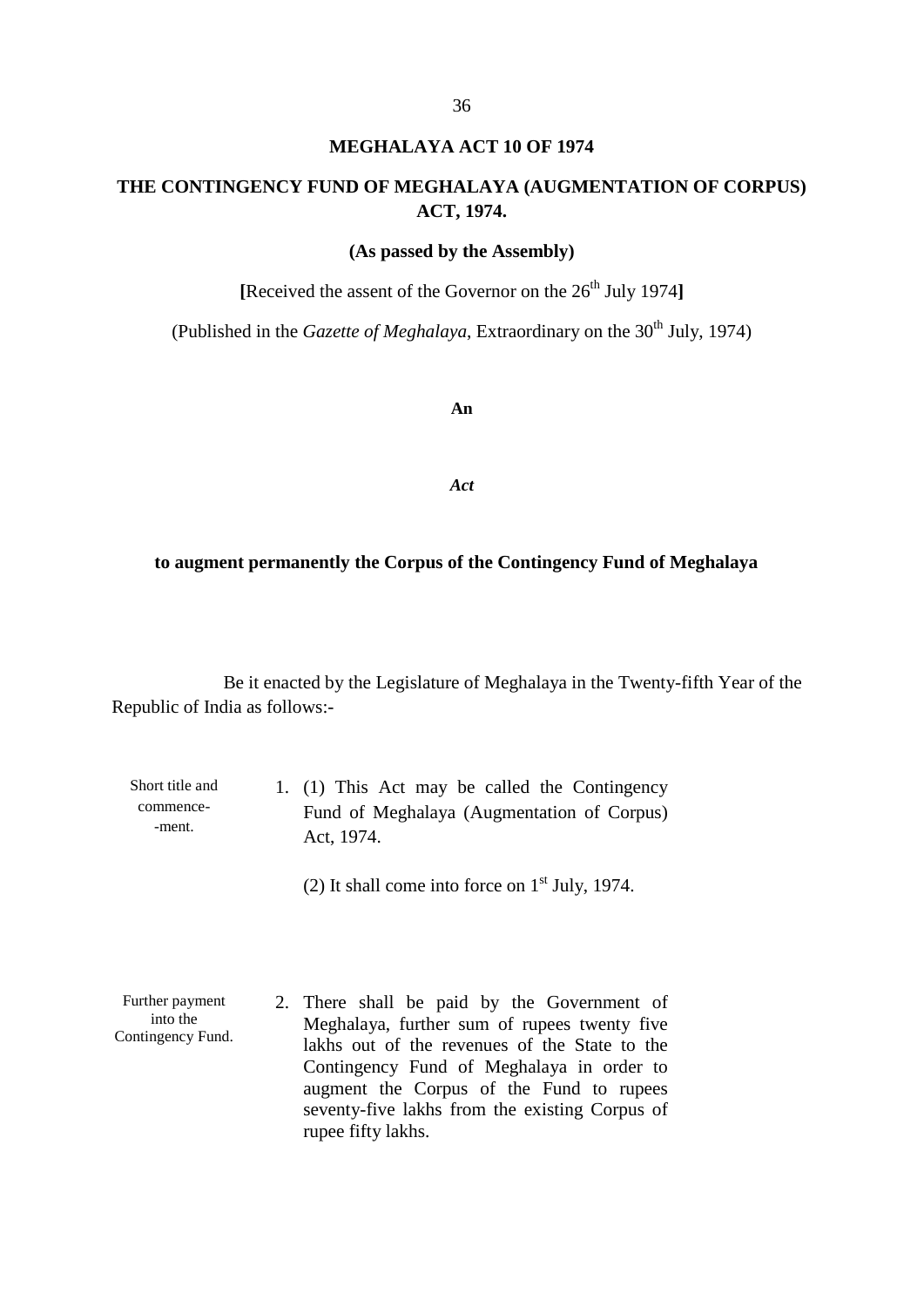## MEGHALAYA ACT 10 OF 1974

## THE CONTINGENCY FUND OF MEGHALAYA (AUGMENTATION OF CORPUS) ACT, 1974.

**(As passed by the Assembly)**

**[**Received the assent of the Governor on the 26th July 1974**]**

(Published in the *Gazette of Meghalaya*, Extraordinary on the 30th July, 1974)

**An**

***Act***

**to augment permanently the Corpus of the Contingency Fund of Meghalaya**

Be it enacted by the Legislature of Meghalaya in the Twenty-fifth Year of the Republic of India as follows:-

Short title and commencement.

1. (1) This Act may be called the Contingency Fund of Meghalaya (Augmentation of Corpus) Act, 1974.

   (2) It shall come into force on 1st July, 1974.

Further payment into the Contingency Fund.

2. There shall be paid by the Government of Meghalaya, further sum of rupees twenty five lakhs out of the revenues of the State to the Contingency Fund of Meghalaya in order to augment the Corpus of the Fund to rupees seventy-five lakhs from the existing Corpus of rupee fifty lakhs.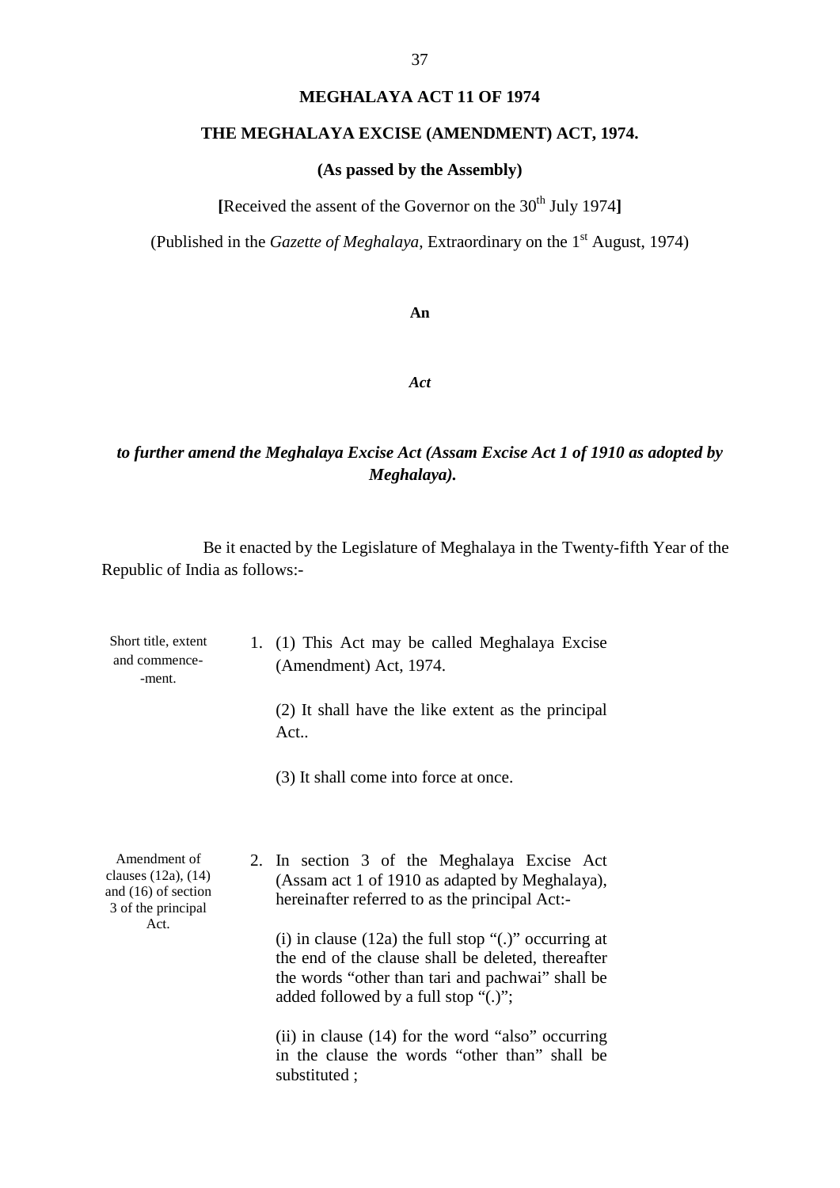# MEGHALAYA ACT 11 OF 1974

## THE MEGHALAYA EXCISE (AMENDMENT) ACT, 1974.

**(As passed by the Assembly)**

**[**Received the assent of the Governor on the 30th July 1974**]**

(Published in the *Gazette of Meghalaya*, Extraordinary on the 1st August, 1974)

**An**

***Act***

***to further amend the Meghalaya Excise Act (Assam Excise Act 1 of 1910 as adopted by Meghalaya).***

Be it enacted by the Legislature of Meghalaya in the Twenty-fifth Year of the Republic of India as follows:-

Short title, extent and commence--ment.

1. (1) This Act may be called Meghalaya Excise (Amendment) Act, 1974.

   (2) It shall have the like extent as the principal Act..

   (3) It shall come into force at once.

Amendment of clauses (12a), (14) and (16) of section 3 of the principal Act.

2. In section 3 of the Meghalaya Excise Act (Assam act 1 of 1910 as adapted by Meghalaya), hereinafter referred to as the principal Act:-

   (i) in clause (12a) the full stop "(.)" occurring at the end of the clause shall be deleted, thereafter the words "other than tari and pachwai" shall be added followed by a full stop "(.)";

   (ii) in clause (14) for the word "also" occurring in the clause the words "other than" shall be substituted ;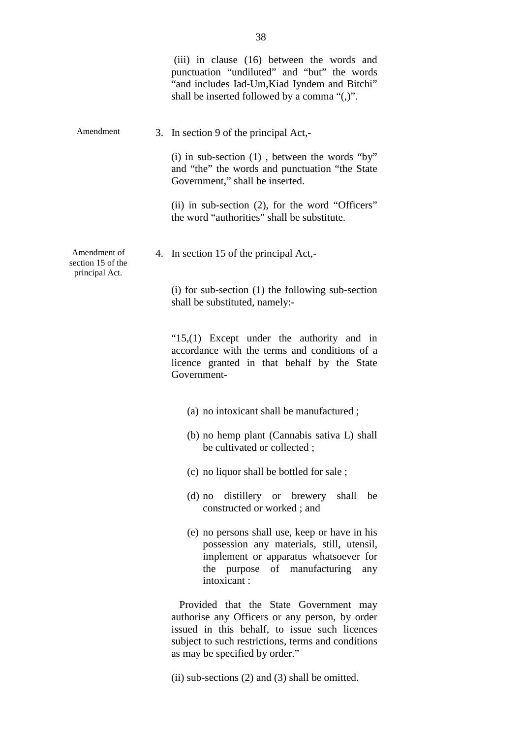(iii) in clause (16) between the words and punctuation "undiluted" and "but" the words "and includes Iad-Um,Kiad Iyndem and Bitchi" shall be inserted followed by a comma "(,)".

Amendment

3. In section 9 of the principal Act,-

(i) in sub-section (1) , between the words "by" and "the" the words and punctuation "the State Government," shall be inserted.

(ii) in sub-section (2), for the word "Officers" the word "authorities" shall be substitute.

Amendment of section 15 of the principal Act.

4. In section 15 of the principal Act,-

(i) for sub-section (1) the following sub-section shall be substituted, namely:-

"15,(1) Except under the authority and in accordance with the terms and conditions of a licence granted in that behalf by the State Government-

(a) no intoxicant shall be manufactured ;

(b) no hemp plant (Cannabis sativa L) shall be cultivated or collected ;

(c) no liquor shall be bottled for sale ;

(d) no distillery or brewery shall be constructed or worked ; and

(e) no persons shall use, keep or have in his possession any materials, still, utensil, implement or apparatus whatsoever for the purpose of manufacturing any intoxicant :

Provided that the State Government may authorise any Officers or any person, by order issued in this behalf, to issue such licences subject to such restrictions, terms and conditions as may be specified by order."

(ii) sub-sections (2) and (3) shall be omitted.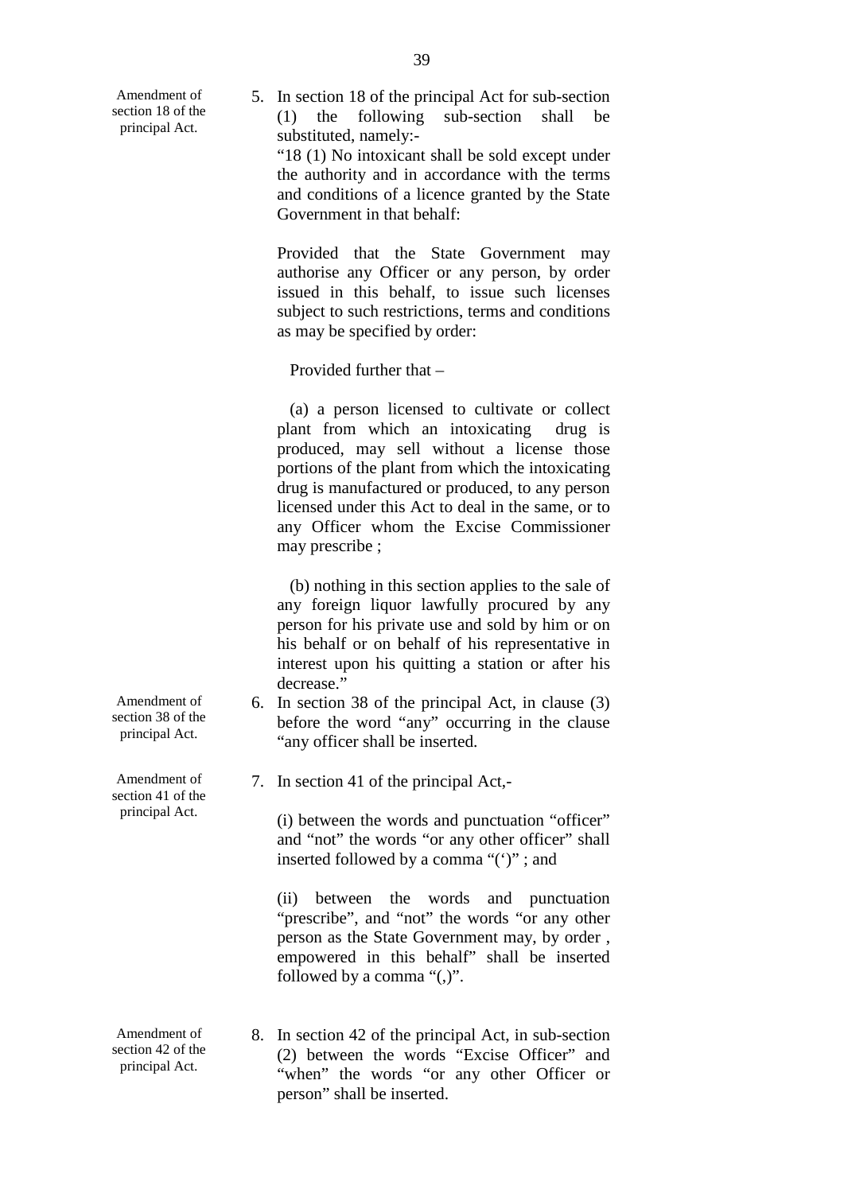*Amendment of section 18 of the principal Act.*

5. In section 18 of the principal Act for sub-section (1) the following sub-section shall be substituted, namely:-

"18 (1) No intoxicant shall be sold except under the authority and in accordance with the terms and conditions of a licence granted by the State Government in that behalf:

Provided that the State Government may authorise any Officer or any person, by order issued in this behalf, to issue such licenses subject to such restrictions, terms and conditions as may be specified by order:

Provided further that –

(a) a person licensed to cultivate or collect plant from which an intoxicating drug is produced, may sell without a license those portions of the plant from which the intoxicating drug is manufactured or produced, to any person licensed under this Act to deal in the same, or to any Officer whom the Excise Commissioner may prescribe ;

(b) nothing in this section applies to the sale of any foreign liquor lawfully procured by any person for his private use and sold by him or on his behalf or on behalf of his representative in interest upon his quitting a station or after his decrease."

*Amendment of section 38 of the principal Act.*

6. In section 38 of the principal Act, in clause (3) before the word "any" occurring in the clause "any officer shall be inserted.

*Amendment of section 41 of the principal Act.*

7. In section 41 of the principal Act,-

(i) between the words and punctuation "officer" and "not" the words "or any other officer" shall inserted followed by a comma "(')" ; and

(ii) between the words and punctuation "prescribe", and "not" the words "or any other person as the State Government may, by order , empowered in this behalf" shall be inserted followed by a comma "(,)".

*Amendment of section 42 of the principal Act.*

8. In section 42 of the principal Act, in sub-section (2) between the words "Excise Officer" and "when" the words "or any other Officer or person" shall be inserted.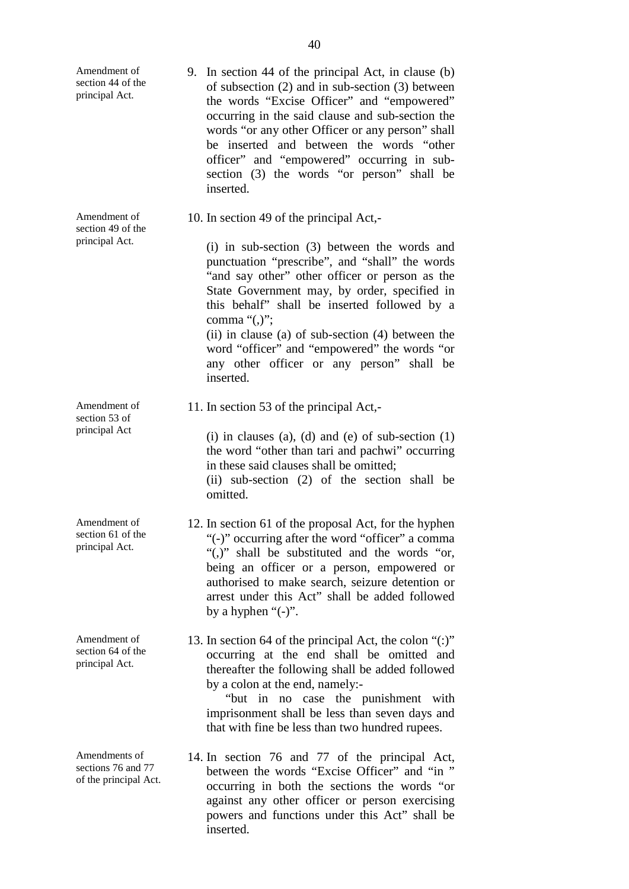Amendment of section 44 of the principal Act.

9. In section 44 of the principal Act, in clause (b) of subsection (2) and in sub-section (3) between the words "Excise Officer" and "empowered" occurring in the said clause and sub-section the words "or any other Officer or any person" shall be inserted and between the words "other officer" and "empowered" occurring in sub-section (3) the words "or person" shall be inserted.

Amendment of section 49 of the principal Act.

10. In section 49 of the principal Act,-

(i) in sub-section (3) between the words and punctuation "prescribe", and "shall" the words "and say other" other officer or person as the State Government may, by order, specified in this behalf" shall be inserted followed by a comma "(,)";
(ii) in clause (a) of sub-section (4) between the word "officer" and "empowered" the words "or any other officer or any person" shall be inserted.

Amendment of section 53 of principal Act

11. In section 53 of the principal Act,-

(i) in clauses (a), (d) and (e) of sub-section (1) the word "other than tari and pachwi" occurring in these said clauses shall be omitted;
(ii) sub-section (2) of the section shall be omitted.

Amendment of section 61 of the principal Act.

12. In section 61 of the proposal Act, for the hyphen "(-)" occurring after the word "officer" a comma "(,)" shall be substituted and the words "or, being an officer or a person, empowered or authorised to make search, seizure detention or arrest under this Act" shall be added followed by a hyphen "(-)".

Amendment of section 64 of the principal Act.

13. In section 64 of the principal Act, the colon "(:)" occurring at the end shall be omitted and thereafter the following shall be added followed by a colon at the end, namely:-

"but in no case the punishment with imprisonment shall be less than seven days and that with fine be less than two hundred rupees.

Amendments of sections 76 and 77 of the principal Act.

14. In section 76 and 77 of the principal Act, between the words "Excise Officer" and "in " occurring in both the sections the words "or against any other officer or person exercising powers and functions under this Act" shall be inserted.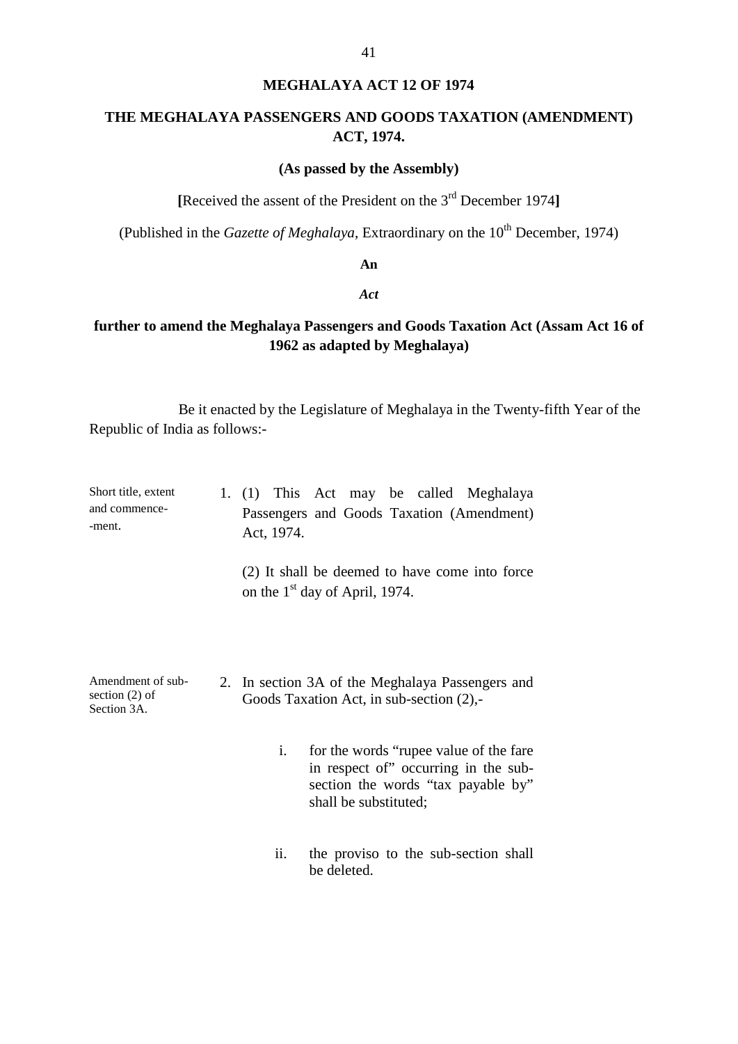# MEGHALAYA ACT 12 OF 1974

## THE MEGHALAYA PASSENGERS AND GOODS TAXATION (AMENDMENT) ACT, 1974.

**(As passed by the Assembly)**

**[**Received the assent of the President on the 3rd December 1974**]**

(Published in the *Gazette of Meghalaya*, Extraordinary on the 10th December, 1974)

**An**

***Act***

**further to amend the Meghalaya Passengers and Goods Taxation Act (Assam Act 16 of 1962 as adapted by Meghalaya)**

Be it enacted by the Legislature of Meghalaya in the Twenty-fifth Year of the Republic of India as follows:-

Short title, extent and commencement.

1. (1) This Act may be called Meghalaya Passengers and Goods Taxation (Amendment) Act, 1974.

   (2) It shall be deemed to have come into force on the 1st day of April, 1974.

Amendment of sub-section (2) of Section 3A.

2. In section 3A of the Meghalaya Passengers and Goods Taxation Act, in sub-section (2),-

   i. for the words "rupee value of the fare in respect of" occurring in the sub-section the words "tax payable by" shall be substituted;

   ii. the proviso to the sub-section shall be deleted.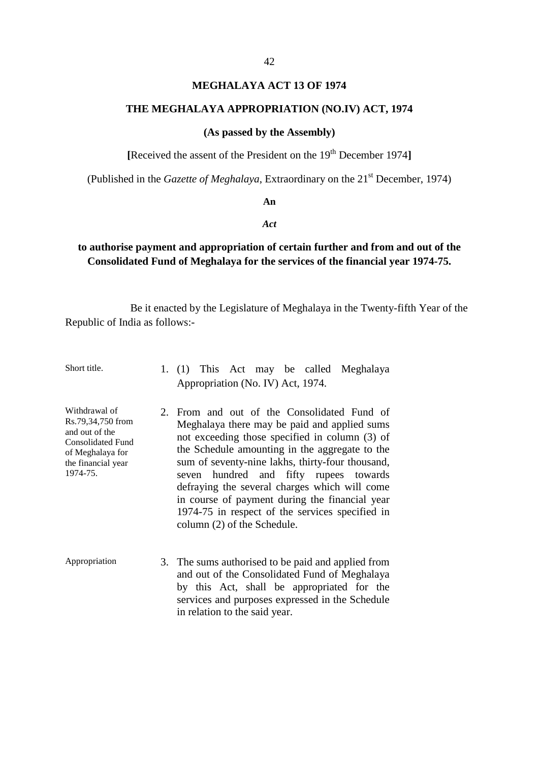# MEGHALAYA ACT 13 OF 1974

## THE MEGHALAYA APPROPRIATION (NO.IV) ACT, 1974

**(As passed by the Assembly)**

**[**Received the assent of the President on the 19th December 1974**]**

(Published in the *Gazette of Meghalaya*, Extraordinary on the 21st December, 1974)

**An**

***Act***

**to authorise payment and appropriation of certain further and from and out of the Consolidated Fund of Meghalaya for the services of the financial year 1974-75.**

Be it enacted by the Legislature of Meghalaya in the Twenty-fifth Year of the Republic of India as follows:-

Short title.

1. (1) This Act may be called Meghalaya Appropriation (No. IV) Act, 1974.

Withdrawal of Rs.79,34,750 from and out of the Consolidated Fund of Meghalaya for the financial year 1974-75.

2. From and out of the Consolidated Fund of Meghalaya there may be paid and applied sums not exceeding those specified in column (3) of the Schedule amounting in the aggregate to the sum of seventy-nine lakhs, thirty-four thousand, seven hundred and fifty rupees towards defraying the several charges which will come in course of payment during the financial year 1974-75 in respect of the services specified in column (2) of the Schedule.

Appropriation

3. The sums authorised to be paid and applied from and out of the Consolidated Fund of Meghalaya by this Act, shall be appropriated for the services and purposes expressed in the Schedule in relation to the said year.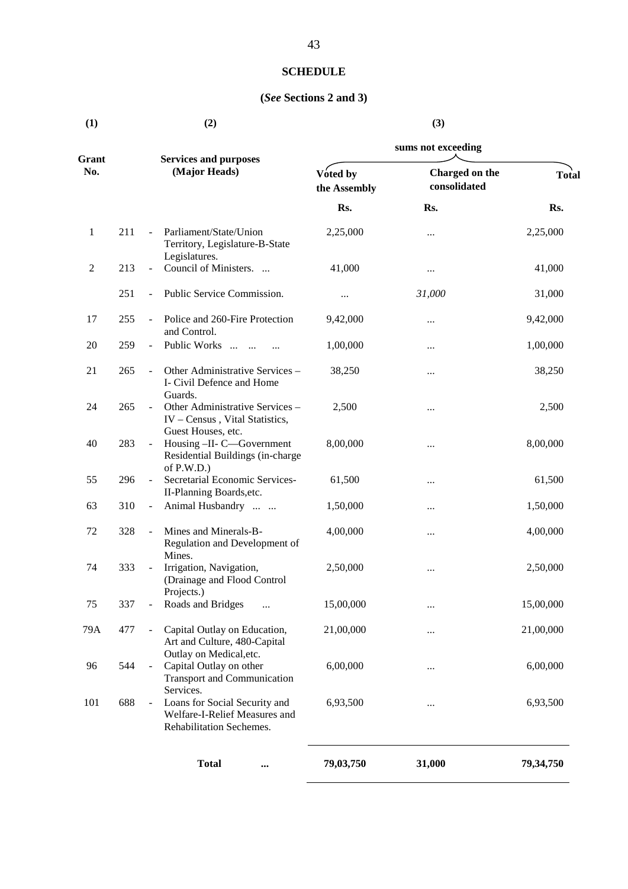**SCHEDULE**

**(*See* Sections 2 and 3)**

| (1) | | (2) | (3) | | |
|---|---|---|---|---|---|
| | | | sums not exceeding | | |
| Grant No. | | Services and purposes (Major Heads) | Voted by the Assembly | Charged on the consolidated | Total |
| | | | Rs. | Rs. | Rs. |
| 1 | 211 | - Parliament/State/Union Territory, Legislature-B-State Legislatures. | 2,25,000 | ... | 2,25,000 |
| 2 | 213 | - Council of Ministers. ... | 41,000 | ... | 41,000 |
| | 251 | - Public Service Commission. | ... | *31,000* | 31,000 |
| 17 | 255 | - Police and 260-Fire Protection and Control. | 9,42,000 | ... | 9,42,000 |
| 20 | 259 | - Public Works ... ... ... | 1,00,000 | ... | 1,00,000 |
| 21 | 265 | - Other Administrative Services – I- Civil Defence and Home Guards. | 38,250 | ... | 38,250 |
| 24 | 265 | - Other Administrative Services – IV – Census , Vital Statistics, Guest Houses, etc. | 2,500 | ... | 2,500 |
| 40 | 283 | - Housing –II- C—Government Residential Buildings (in-charge of P.W.D.) | 8,00,000 | ... | 8,00,000 |
| 55 | 296 | - Secretarial Economic Services-II-Planning Boards,etc. | 61,500 | ... | 61,500 |
| 63 | 310 | - Animal Husbandry ... ... | 1,50,000 | ... | 1,50,000 |
| 72 | 328 | - Mines and Minerals-B-Regulation and Development of Mines. | 4,00,000 | ... | 4,00,000 |
| 74 | 333 | - Irrigation, Navigation, (Drainage and Flood Control Projects.) | 2,50,000 | ... | 2,50,000 |
| 75 | 337 | - Roads and Bridges ... | 15,00,000 | ... | 15,00,000 |
| 79A | 477 | - Capital Outlay on Education, Art and Culture, 480-Capital Outlay on Medical,etc. | 21,00,000 | ... | 21,00,000 |
| 96 | 544 | - Capital Outlay on other Transport and Communication Services. | 6,00,000 | ... | 6,00,000 |
| 101 | 688 | - Loans for Social Security and Welfare-I-Relief Measures and Rehabilitation Sechemes. | 6,93,500 | ... | 6,93,500 |
| | | **Total ...** | **79,03,750** | **31,000** | **79,34,750** |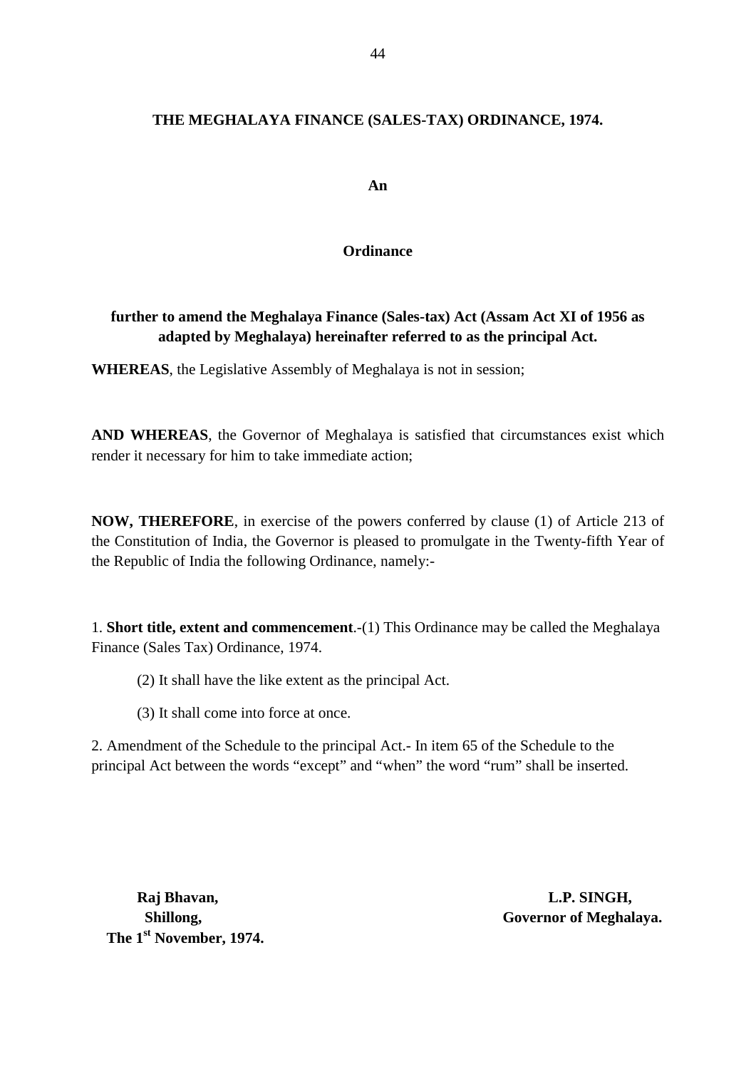# THE MEGHALAYA FINANCE (SALES-TAX) ORDINANCE, 1974.

**An**

**Ordinance**

**further to amend the Meghalaya Finance (Sales-tax) Act (Assam Act XI of 1956 as adapted by Meghalaya) hereinafter referred to as the principal Act.**

**WHEREAS**, the Legislative Assembly of Meghalaya is not in session;

**AND WHEREAS**, the Governor of Meghalaya is satisfied that circumstances exist which render it necessary for him to take immediate action;

**NOW, THEREFORE**, in exercise of the powers conferred by clause (1) of Article 213 of the Constitution of India, the Governor is pleased to promulgate in the Twenty-fifth Year of the Republic of India the following Ordinance, namely:-

1. **Short title, extent and commencement**.-(1) This Ordinance may be called the Meghalaya Finance (Sales Tax) Ordinance, 1974.

(2) It shall have the like extent as the principal Act.

(3) It shall come into force at once.

2. Amendment of the Schedule to the principal Act.- In item 65 of the Schedule to the principal Act between the words "except" and "when" the word "rum" shall be inserted.

**Raj Bhavan,**
**Shillong,**
**The 1st November, 1974.**

**L.P. SINGH,**
**Governor of Meghalaya.**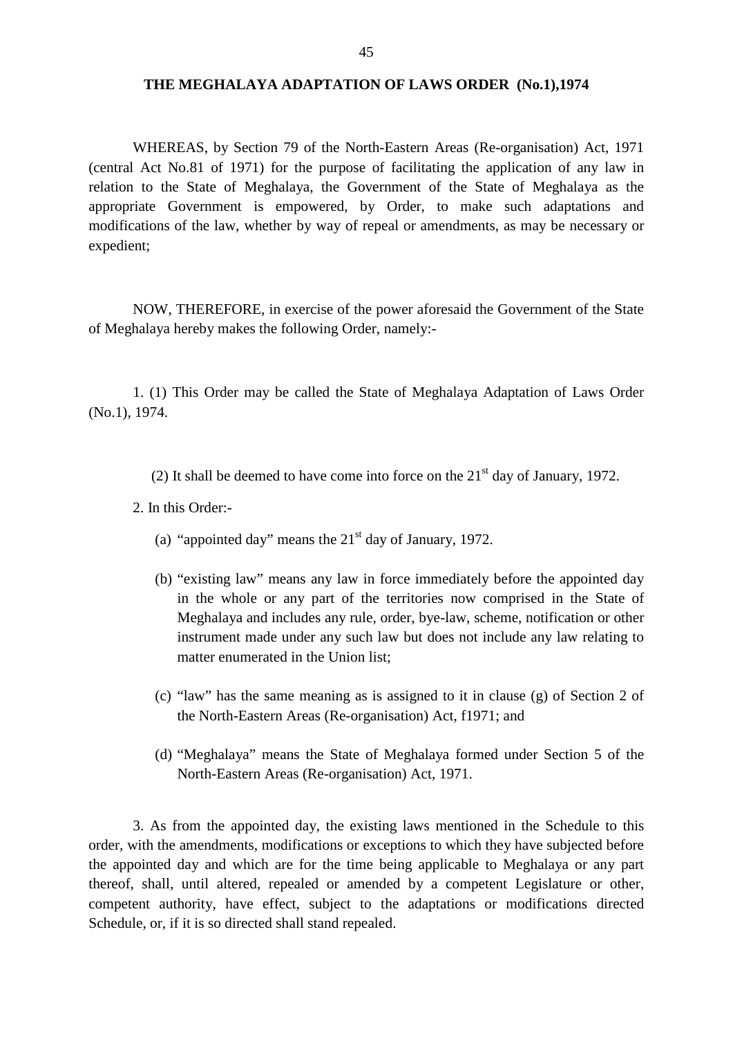## THE MEGHALAYA ADAPTATION OF LAWS ORDER (No.1),1974

WHEREAS, by Section 79 of the North-Eastern Areas (Re-organisation) Act, 1971 (central Act No.81 of 1971) for the purpose of facilitating the application of any law in relation to the State of Meghalaya, the Government of the State of Meghalaya as the appropriate Government is empowered, by Order, to make such adaptations and modifications of the law, whether by way of repeal or amendments, as may be necessary or expedient;

NOW, THEREFORE, in exercise of the power aforesaid the Government of the State of Meghalaya hereby makes the following Order, namely:-

1. (1) This Order may be called the State of Meghalaya Adaptation of Laws Order (No.1), 1974.

(2) It shall be deemed to have come into force on the 21st day of January, 1972.

2. In this Order:-

(a) "appointed day" means the 21st day of January, 1972.

(b) "existing law" means any law in force immediately before the appointed day in the whole or any part of the territories now comprised in the State of Meghalaya and includes any rule, order, bye-law, scheme, notification or other instrument made under any such law but does not include any law relating to matter enumerated in the Union list;

(c) "law" has the same meaning as is assigned to it in clause (g) of Section 2 of the North-Eastern Areas (Re-organisation) Act, f1971; and

(d) "Meghalaya" means the State of Meghalaya formed under Section 5 of the North-Eastern Areas (Re-organisation) Act, 1971.

3. As from the appointed day, the existing laws mentioned in the Schedule to this order, with the amendments, modifications or exceptions to which they have subjected before the appointed day and which are for the time being applicable to Meghalaya or any part thereof, shall, until altered, repealed or amended by a competent Legislature or other, competent authority, have effect, subject to the adaptations or modifications directed Schedule, or, if it is so directed shall stand repealed.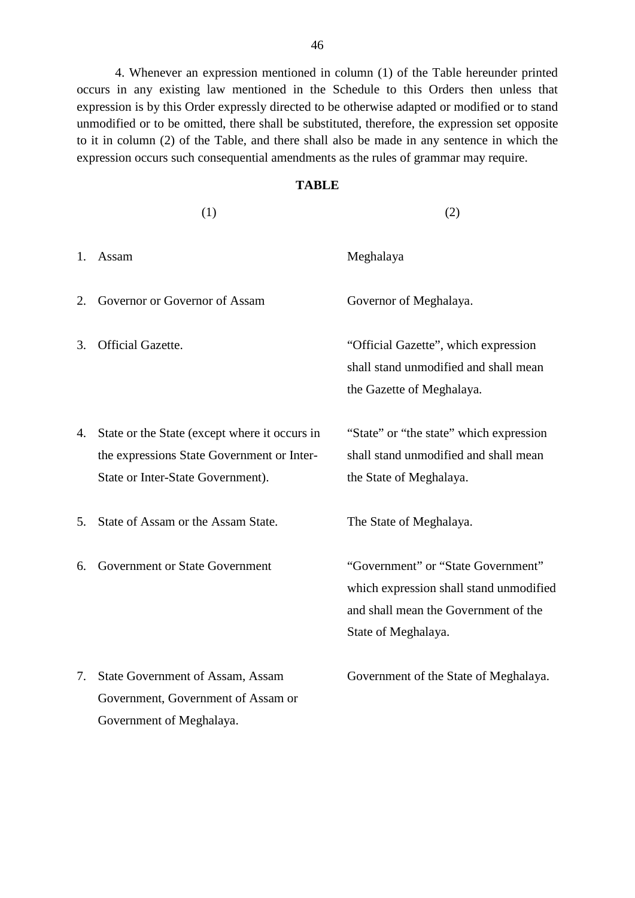4. Whenever an expression mentioned in column (1) of the Table hereunder printed occurs in any existing law mentioned in the Schedule to this Orders then unless that expression is by this Order expressly directed to be otherwise adapted or modified or to stand unmodified or to be omitted, there shall be substituted, therefore, the expression set opposite to it in column (2) of the Table, and there shall also be made in any sentence in which the expression occurs such consequential amendments as the rules of grammar may require.

**TABLE**

| (1) | (2) |
|---|---|
| 1. Assam | Meghalaya |
| 2. Governor or Governor of Assam | Governor of Meghalaya. |
| 3. Official Gazette. | "Official Gazette", which expression shall stand unmodified and shall mean the Gazette of Meghalaya. |
| 4. State or the State (except where it occurs in the expressions State Government or Inter-State or Inter-State Government). | "State" or "the state" which expression shall stand unmodified and shall mean the State of Meghalaya. |
| 5. State of Assam or the Assam State. | The State of Meghalaya. |
| 6. Government or State Government | "Government" or "State Government" which expression shall stand unmodified and shall mean the Government of the State of Meghalaya. |
| 7. State Government of Assam, Assam Government, Government of Assam or Government of Meghalaya. | Government of the State of Meghalaya. |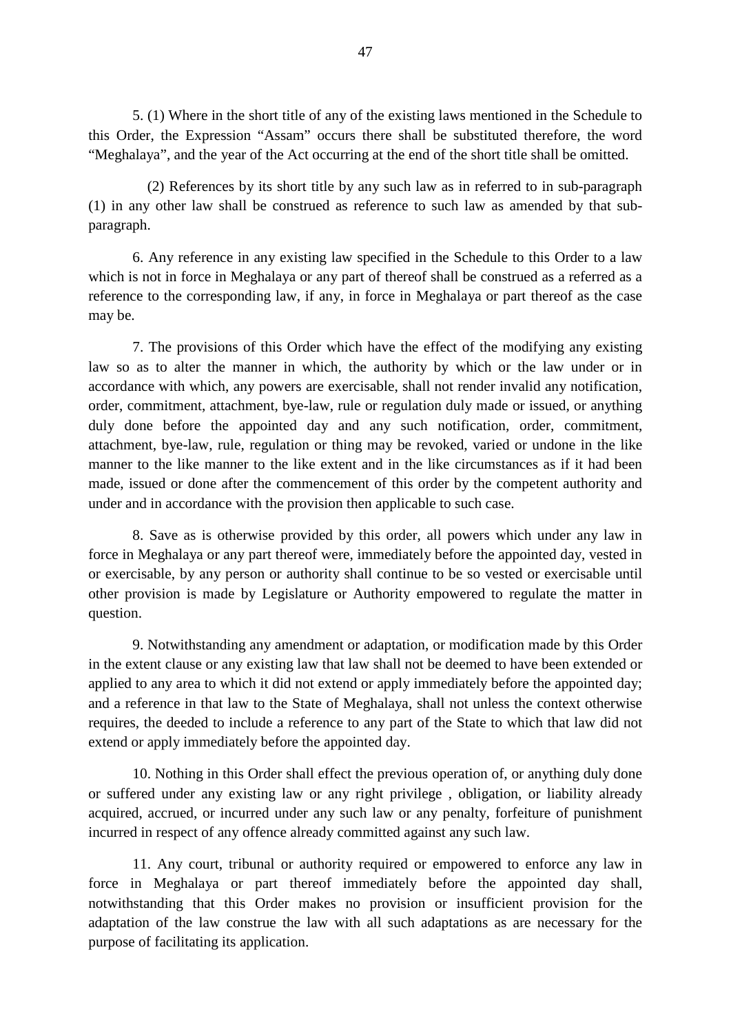5. (1) Where in the short title of any of the existing laws mentioned in the Schedule to this Order, the Expression "Assam" occurs there shall be substituted therefore, the word "Meghalaya", and the year of the Act occurring at the end of the short title shall be omitted.

(2) References by its short title by any such law as in referred to in sub-paragraph (1) in any other law shall be construed as reference to such law as amended by that sub-paragraph.

6. Any reference in any existing law specified in the Schedule to this Order to a law which is not in force in Meghalaya or any part of thereof shall be construed as a referred as a reference to the corresponding law, if any, in force in Meghalaya or part thereof as the case may be.

7. The provisions of this Order which have the effect of the modifying any existing law so as to alter the manner in which, the authority by which or the law under or in accordance with which, any powers are exercisable, shall not render invalid any notification, order, commitment, attachment, bye-law, rule or regulation duly made or issued, or anything duly done before the appointed day and any such notification, order, commitment, attachment, bye-law, rule, regulation or thing may be revoked, varied or undone in the like manner to the like manner to the like extent and in the like circumstances as if it had been made, issued or done after the commencement of this order by the competent authority and under and in accordance with the provision then applicable to such case.

8. Save as is otherwise provided by this order, all powers which under any law in force in Meghalaya or any part thereof were, immediately before the appointed day, vested in or exercisable, by any person or authority shall continue to be so vested or exercisable until other provision is made by Legislature or Authority empowered to regulate the matter in question.

9. Notwithstanding any amendment or adaptation, or modification made by this Order in the extent clause or any existing law that law shall not be deemed to have been extended or applied to any area to which it did not extend or apply immediately before the appointed day; and a reference in that law to the State of Meghalaya, shall not unless the context otherwise requires, the deeded to include a reference to any part of the State to which that law did not extend or apply immediately before the appointed day.

10. Nothing in this Order shall effect the previous operation of, or anything duly done or suffered under any existing law or any right privilege , obligation, or liability already acquired, accrued, or incurred under any such law or any penalty, forfeiture of punishment incurred in respect of any offence already committed against any such law.

11. Any court, tribunal or authority required or empowered to enforce any law in force in Meghalaya or part thereof immediately before the appointed day shall, notwithstanding that this Order makes no provision or insufficient provision for the adaptation of the law construe the law with all such adaptations as are necessary for the purpose of facilitating its application.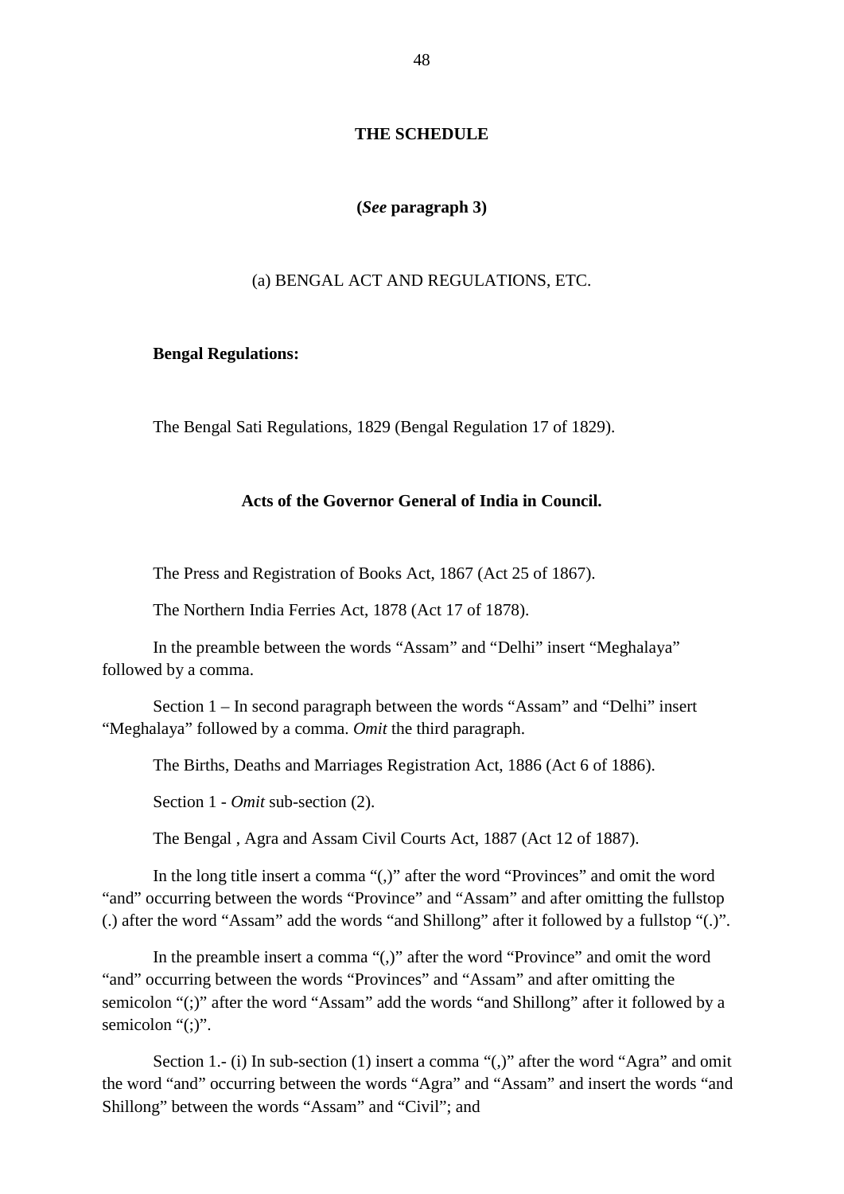## THE SCHEDULE

**(*See* paragraph 3)**

(a) BENGAL ACT AND REGULATIONS, ETC.

**Bengal Regulations:**

The Bengal Sati Regulations, 1829 (Bengal Regulation 17 of 1829).

**Acts of the Governor General of India in Council.**

The Press and Registration of Books Act, 1867 (Act 25 of 1867).

The Northern India Ferries Act, 1878 (Act 17 of 1878).

In the preamble between the words "Assam" and "Delhi" insert "Meghalaya" followed by a comma.

Section 1 – In second paragraph between the words "Assam" and "Delhi" insert "Meghalaya" followed by a comma. *Omit* the third paragraph.

The Births, Deaths and Marriages Registration Act, 1886 (Act 6 of 1886).

Section 1 - *Omit* sub-section (2).

The Bengal , Agra and Assam Civil Courts Act, 1887 (Act 12 of 1887).

In the long title insert a comma "(,)" after the word "Provinces" and omit the word "and" occurring between the words "Province" and "Assam" and after omitting the fullstop (.) after the word "Assam" add the words "and Shillong" after it followed by a fullstop "(.)".

In the preamble insert a comma "(,)" after the word "Province" and omit the word "and" occurring between the words "Provinces" and "Assam" and after omitting the semicolon "(;)" after the word "Assam" add the words "and Shillong" after it followed by a semicolon "(;)".

Section 1.- (i) In sub-section (1) insert a comma "(,)" after the word "Agra" and omit the word "and" occurring between the words "Agra" and "Assam" and insert the words "and Shillong" between the words "Assam" and "Civil"; and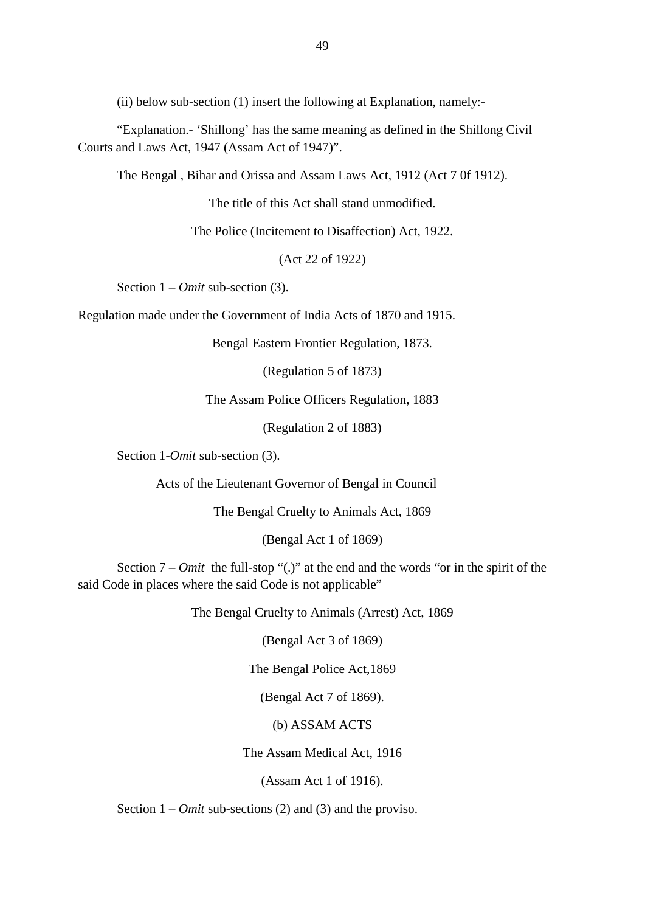(ii) below sub-section (1) insert the following at Explanation, namely:-

“Explanation.- ‘Shillong’ has the same meaning as defined in the Shillong Civil Courts and Laws Act, 1947 (Assam Act of 1947)”.

The Bengal , Bihar and Orissa and Assam Laws Act, 1912 (Act 7 0f 1912).

The title of this Act shall stand unmodified.

The Police (Incitement to Disaffection) Act, 1922.

(Act 22 of 1922)

Section 1 – *Omit* sub-section (3).

Regulation made under the Government of India Acts of 1870 and 1915.

Bengal Eastern Frontier Regulation, 1873.

(Regulation 5 of 1873)

The Assam Police Officers Regulation, 1883

(Regulation 2 of 1883)

Section 1-*Omit* sub-section (3).

Acts of the Lieutenant Governor of Bengal in Council

The Bengal Cruelty to Animals Act, 1869

(Bengal Act 1 of 1869)

Section 7 – *Omit* the full-stop “(.)” at the end and the words “or in the spirit of the said Code in places where the said Code is not applicable”

The Bengal Cruelty to Animals (Arrest) Act, 1869

(Bengal Act 3 of 1869)

The Bengal Police Act,1869

(Bengal Act 7 of 1869).

(b) ASSAM ACTS

The Assam Medical Act, 1916

(Assam Act 1 of 1916).

Section 1 – *Omit* sub-sections (2) and (3) and the proviso.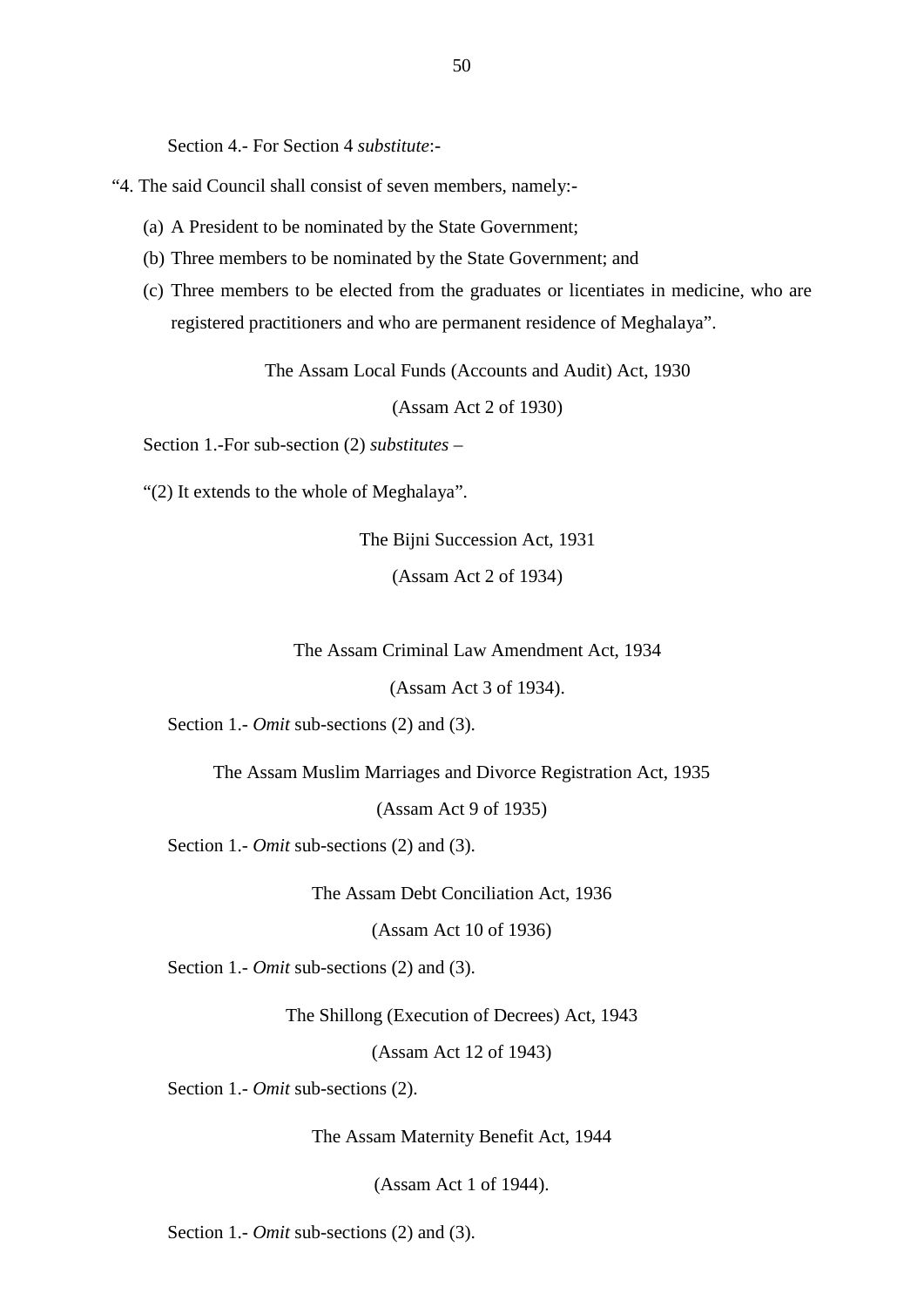Section 4.- For Section 4 *substitute*:-

"4. The said Council shall consist of seven members, namely:-

(a) A President to be nominated by the State Government;

(b) Three members to be nominated by the State Government; and

(c) Three members to be elected from the graduates or licentiates in medicine, who are registered practitioners and who are permanent residence of Meghalaya".

The Assam Local Funds (Accounts and Audit) Act, 1930

(Assam Act 2 of 1930)

Section 1.-For sub-section (2) *substitutes* –

"(2) It extends to the whole of Meghalaya".

The Bijni Succession Act, 1931

(Assam Act 2 of 1934)

The Assam Criminal Law Amendment Act, 1934

(Assam Act 3 of 1934).

Section 1.- *Omit* sub-sections (2) and (3).

The Assam Muslim Marriages and Divorce Registration Act, 1935

(Assam Act 9 of 1935)

Section 1.- *Omit* sub-sections (2) and (3).

The Assam Debt Conciliation Act, 1936

(Assam Act 10 of 1936)

Section 1.- *Omit* sub-sections (2) and (3).

The Shillong (Execution of Decrees) Act, 1943

(Assam Act 12 of 1943)

Section 1.- *Omit* sub-sections (2).

The Assam Maternity Benefit Act, 1944

(Assam Act 1 of 1944).

Section 1.- *Omit* sub-sections (2) and (3).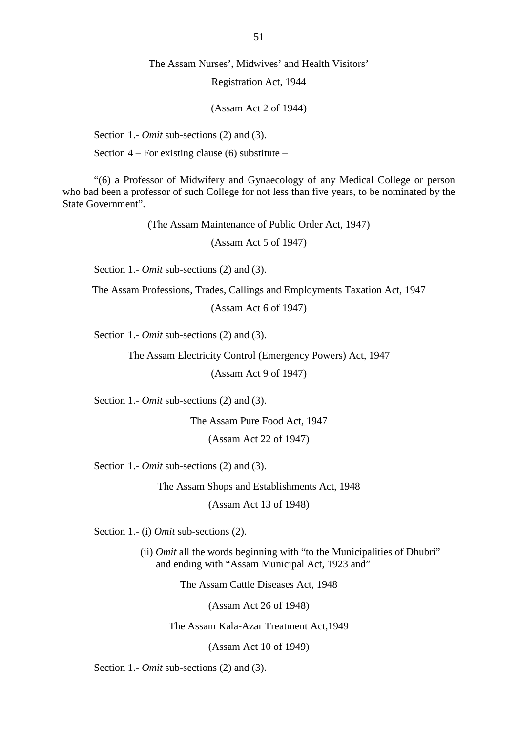The Assam Nurses', Midwives' and Health Visitors'

Registration Act, 1944

(Assam Act 2 of 1944)

Section 1.- *Omit* sub-sections (2) and (3).

Section 4 – For existing clause (6) substitute –

"(6) a Professor of Midwifery and Gynaecology of any Medical College or person who bad been a professor of such College for not less than five years, to be nominated by the State Government".

(The Assam Maintenance of Public Order Act, 1947)

(Assam Act 5 of 1947)

Section 1.- *Omit* sub-sections (2) and (3).

The Assam Professions, Trades, Callings and Employments Taxation Act, 1947

(Assam Act 6 of 1947)

Section 1.- *Omit* sub-sections (2) and (3).

The Assam Electricity Control (Emergency Powers) Act, 1947

(Assam Act 9 of 1947)

Section 1.- *Omit* sub-sections (2) and (3).

The Assam Pure Food Act, 1947

(Assam Act 22 of 1947)

Section 1.- *Omit* sub-sections (2) and (3).

The Assam Shops and Establishments Act, 1948

(Assam Act 13 of 1948)

Section 1.- (i) *Omit* sub-sections (2).

(ii) *Omit* all the words beginning with "to the Municipalities of Dhubri" and ending with "Assam Municipal Act, 1923 and"

The Assam Cattle Diseases Act, 1948

(Assam Act 26 of 1948)

The Assam Kala-Azar Treatment Act,1949

(Assam Act 10 of 1949)

Section 1.- *Omit* sub-sections (2) and (3).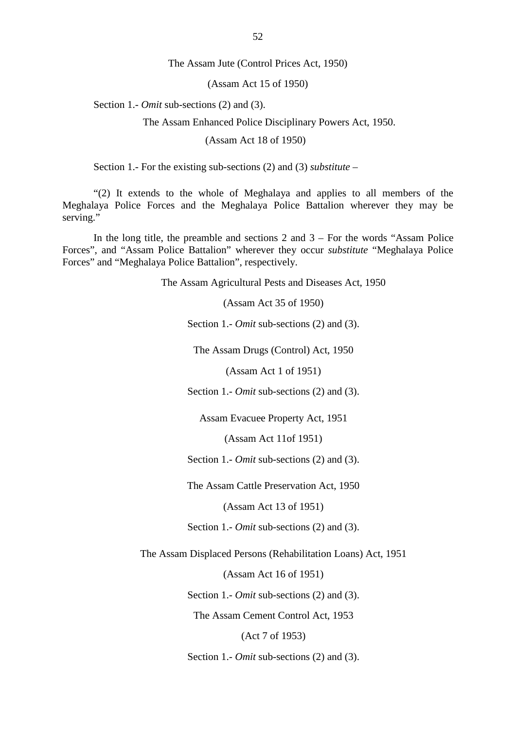The Assam Jute (Control Prices Act, 1950)

(Assam Act 15 of 1950)

Section 1.- *Omit* sub-sections (2) and (3).

The Assam Enhanced Police Disciplinary Powers Act, 1950.

(Assam Act 18 of 1950)

Section 1.- For the existing sub-sections (2) and (3) *substitute* –

"(2) It extends to the whole of Meghalaya and applies to all members of the Meghalaya Police Forces and the Meghalaya Police Battalion wherever they may be serving."

In the long title, the preamble and sections 2 and 3 – For the words "Assam Police Forces", and "Assam Police Battalion" wherever they occur *substitute* "Meghalaya Police Forces" and "Meghalaya Police Battalion", respectively.

The Assam Agricultural Pests and Diseases Act, 1950

(Assam Act 35 of 1950)

Section 1.- *Omit* sub-sections (2) and (3).

The Assam Drugs (Control) Act, 1950

(Assam Act 1 of 1951)

Section 1.- *Omit* sub-sections (2) and (3).

Assam Evacuee Property Act, 1951

(Assam Act 11of 1951)

Section 1.- *Omit* sub-sections (2) and (3).

The Assam Cattle Preservation Act, 1950

(Assam Act 13 of 1951)

Section 1.- *Omit* sub-sections (2) and (3).

The Assam Displaced Persons (Rehabilitation Loans) Act, 1951

(Assam Act 16 of 1951)

Section 1.- *Omit* sub-sections (2) and (3).

The Assam Cement Control Act, 1953

(Act 7 of 1953)

Section 1.- *Omit* sub-sections (2) and (3).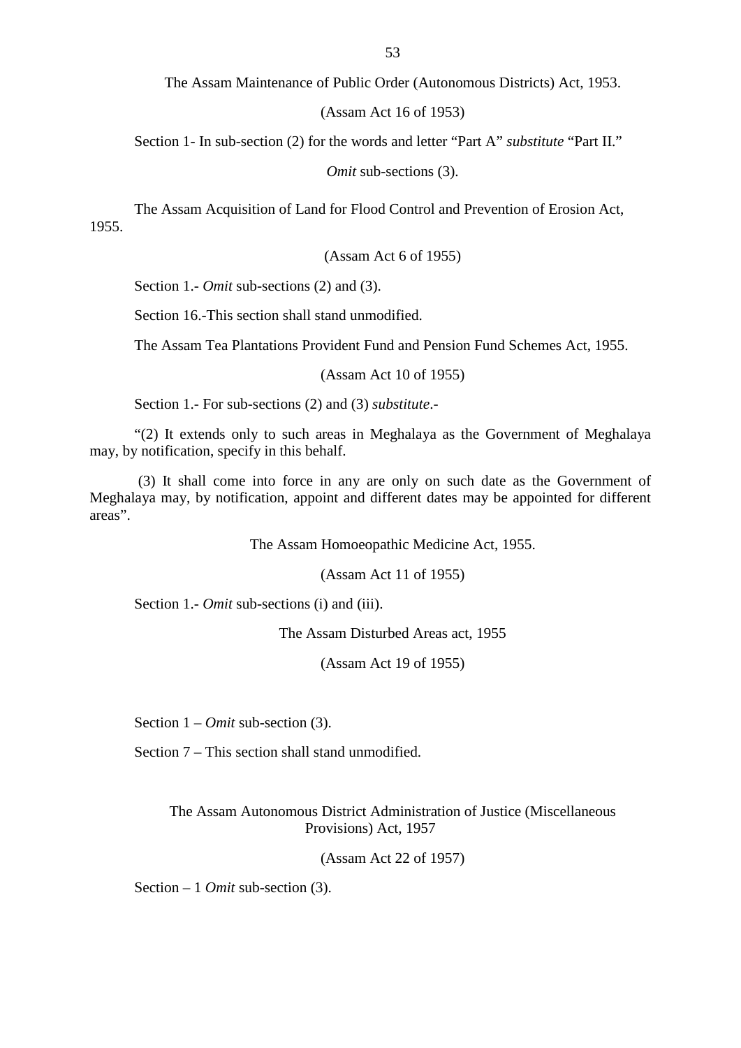The Assam Maintenance of Public Order (Autonomous Districts) Act, 1953.

(Assam Act 16 of 1953)

Section 1- In sub-section (2) for the words and letter "Part A" *substitute* "Part II."

*Omit* sub-sections (3).

The Assam Acquisition of Land for Flood Control and Prevention of Erosion Act, 1955.

(Assam Act 6 of 1955)

Section 1.- *Omit* sub-sections (2) and (3).

Section 16.-This section shall stand unmodified.

The Assam Tea Plantations Provident Fund and Pension Fund Schemes Act, 1955.

(Assam Act 10 of 1955)

Section 1.- For sub-sections (2) and (3) *substitute*.-

"(2) It extends only to such areas in Meghalaya as the Government of Meghalaya may, by notification, specify in this behalf.

(3) It shall come into force in any are only on such date as the Government of Meghalaya may, by notification, appoint and different dates may be appointed for different areas".

The Assam Homoeopathic Medicine Act, 1955.

(Assam Act 11 of 1955)

Section 1.- *Omit* sub-sections (i) and (iii).

The Assam Disturbed Areas act, 1955

(Assam Act 19 of 1955)

Section 1 – *Omit* sub-section (3).

Section 7 – This section shall stand unmodified.

The Assam Autonomous District Administration of Justice (Miscellaneous Provisions) Act, 1957

(Assam Act 22 of 1957)

Section – 1 *Omit* sub-section (3).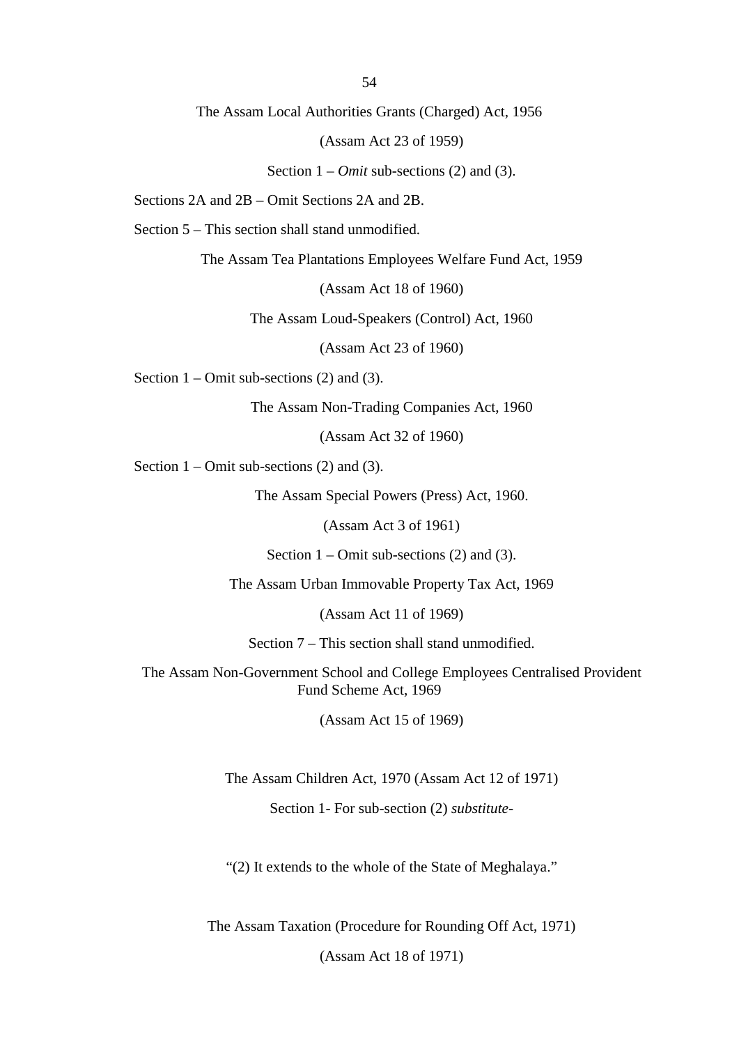The Assam Local Authorities Grants (Charged) Act, 1956

(Assam Act 23 of 1959)

Section 1 – *Omit* sub-sections (2) and (3).

Sections 2A and 2B – Omit Sections 2A and 2B.

Section 5 – This section shall stand unmodified.

The Assam Tea Plantations Employees Welfare Fund Act, 1959

(Assam Act 18 of 1960)

The Assam Loud-Speakers (Control) Act, 1960

(Assam Act 23 of 1960)

Section 1 – Omit sub-sections (2) and (3).

The Assam Non-Trading Companies Act, 1960

(Assam Act 32 of 1960)

Section 1 – Omit sub-sections (2) and (3).

The Assam Special Powers (Press) Act, 1960.

(Assam Act 3 of 1961)

Section 1 – Omit sub-sections (2) and (3).

The Assam Urban Immovable Property Tax Act, 1969

(Assam Act 11 of 1969)

Section 7 – This section shall stand unmodified.

The Assam Non-Government School and College Employees Centralised Provident Fund Scheme Act, 1969

(Assam Act 15 of 1969)

The Assam Children Act, 1970 (Assam Act 12 of 1971)

Section 1- For sub-section (2) *substitute-*

"(2) It extends to the whole of the State of Meghalaya."

The Assam Taxation (Procedure for Rounding Off Act, 1971)

(Assam Act 18 of 1971)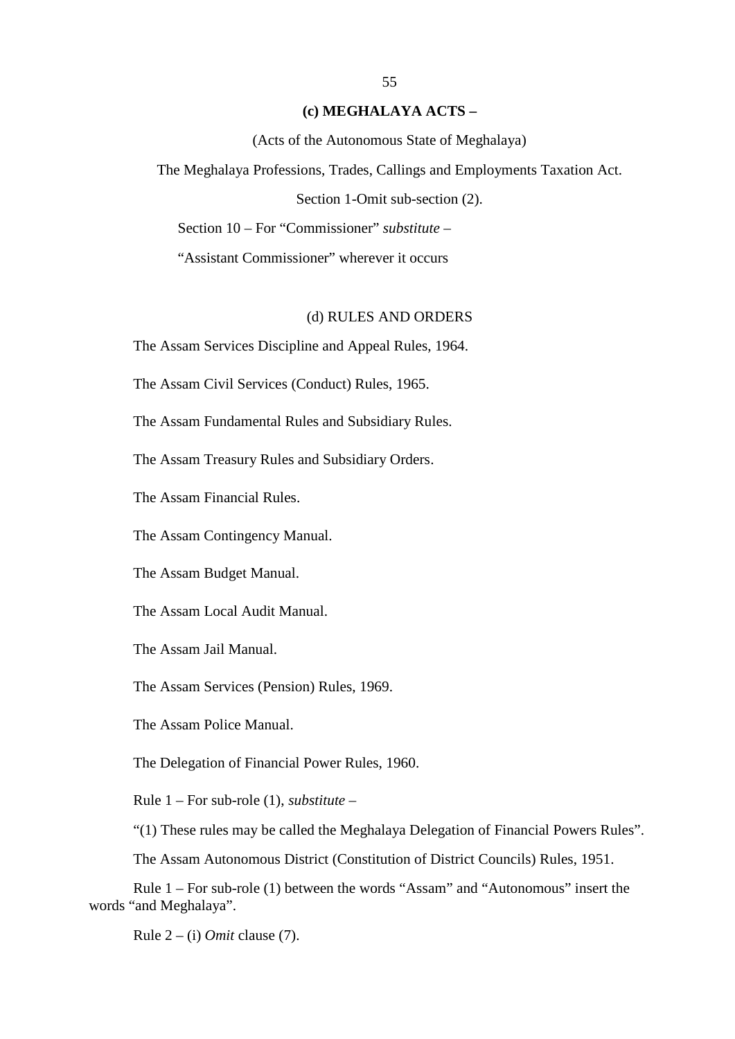### (c) MEGHALAYA ACTS –

(Acts of the Autonomous State of Meghalaya)

The Meghalaya Professions, Trades, Callings and Employments Taxation Act.

Section 1-Omit sub-section (2).

Section 10 – For “Commissioner” *substitute* –

“Assistant Commissioner” wherever it occurs

### (d) RULES AND ORDERS

The Assam Services Discipline and Appeal Rules, 1964.

The Assam Civil Services (Conduct) Rules, 1965.

The Assam Fundamental Rules and Subsidiary Rules.

The Assam Treasury Rules and Subsidiary Orders.

The Assam Financial Rules.

The Assam Contingency Manual.

The Assam Budget Manual.

The Assam Local Audit Manual.

The Assam Jail Manual.

The Assam Services (Pension) Rules, 1969.

The Assam Police Manual.

The Delegation of Financial Power Rules, 1960.

Rule 1 – For sub-role (1), *substitute* –

“(1) These rules may be called the Meghalaya Delegation of Financial Powers Rules”.

The Assam Autonomous District (Constitution of District Councils) Rules, 1951.

Rule 1 – For sub-role (1) between the words “Assam” and “Autonomous” insert the words “and Meghalaya”.

Rule 2 – (i) *Omit* clause (7).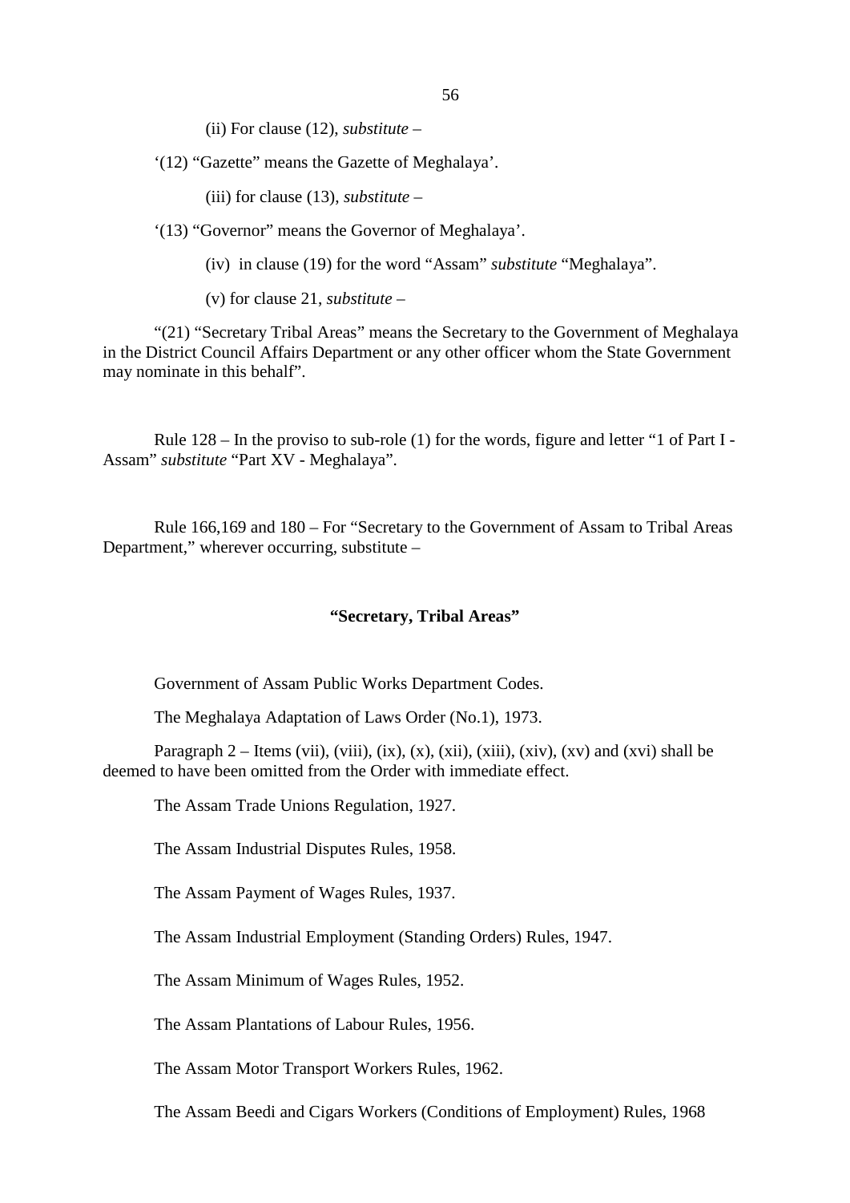(ii) For clause (12), *substitute* –

'(12) "Gazette" means the Gazette of Meghalaya'.

(iii) for clause (13), *substitute* –

'(13) "Governor" means the Governor of Meghalaya'.

(iv) in clause (19) for the word "Assam" *substitute* "Meghalaya".

(v) for clause 21, *substitute* –

"(21) "Secretary Tribal Areas" means the Secretary to the Government of Meghalaya in the District Council Affairs Department or any other officer whom the State Government may nominate in this behalf".

Rule 128 – In the proviso to sub-role (1) for the words, figure and letter "1 of Part I - Assam" *substitute* "Part XV - Meghalaya".

Rule 166,169 and 180 – For "Secretary to the Government of Assam to Tribal Areas Department," wherever occurring, substitute –

**"Secretary, Tribal Areas"**

Government of Assam Public Works Department Codes.

The Meghalaya Adaptation of Laws Order (No.1), 1973.

Paragraph 2 – Items (vii), (viii), (ix), (x), (xii), (xiii), (xiv), (xv) and (xvi) shall be deemed to have been omitted from the Order with immediate effect.

The Assam Trade Unions Regulation, 1927.

The Assam Industrial Disputes Rules, 1958.

The Assam Payment of Wages Rules, 1937.

The Assam Industrial Employment (Standing Orders) Rules, 1947.

The Assam Minimum of Wages Rules, 1952.

The Assam Plantations of Labour Rules, 1956.

The Assam Motor Transport Workers Rules, 1962.

The Assam Beedi and Cigars Workers (Conditions of Employment) Rules, 1968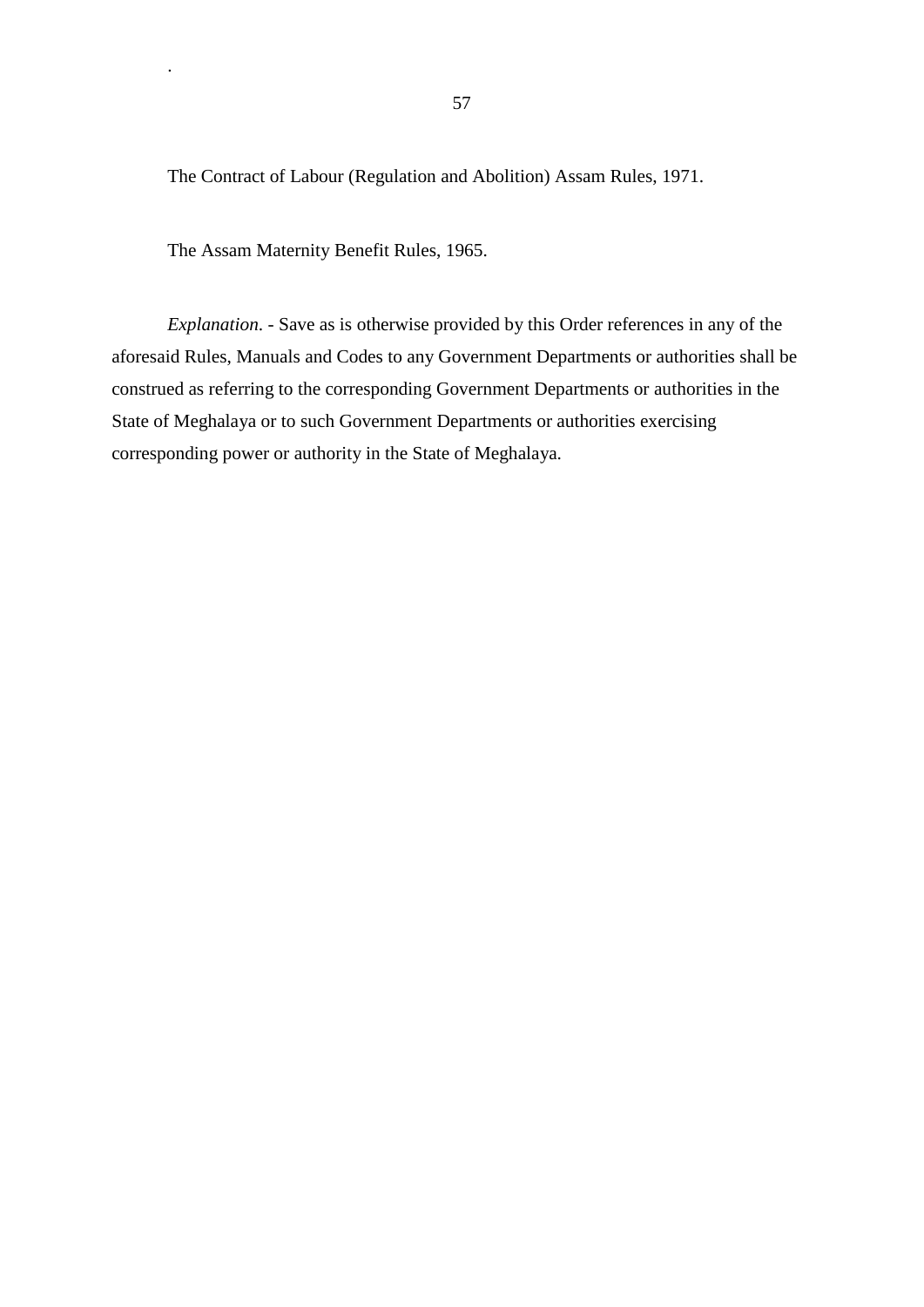The Contract of Labour (Regulation and Abolition) Assam Rules, 1971.

The Assam Maternity Benefit Rules, 1965.

*Explanation*. - Save as is otherwise provided by this Order references in any of the aforesaid Rules, Manuals and Codes to any Government Departments or authorities shall be construed as referring to the corresponding Government Departments or authorities in the State of Meghalaya or to such Government Departments or authorities exercising corresponding power or authority in the State of Meghalaya.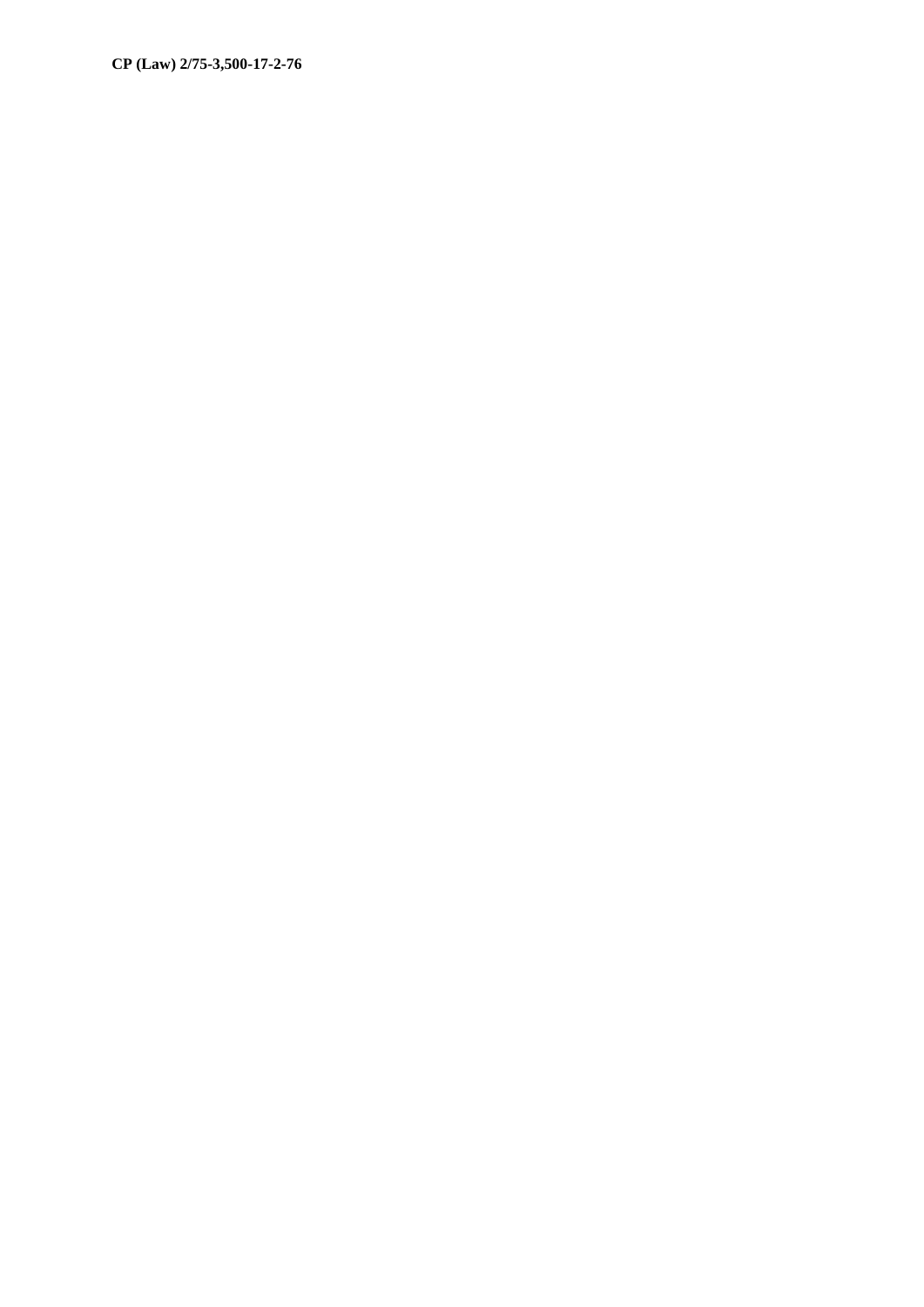**CP (Law) 2/75-3,500-17-2-76**